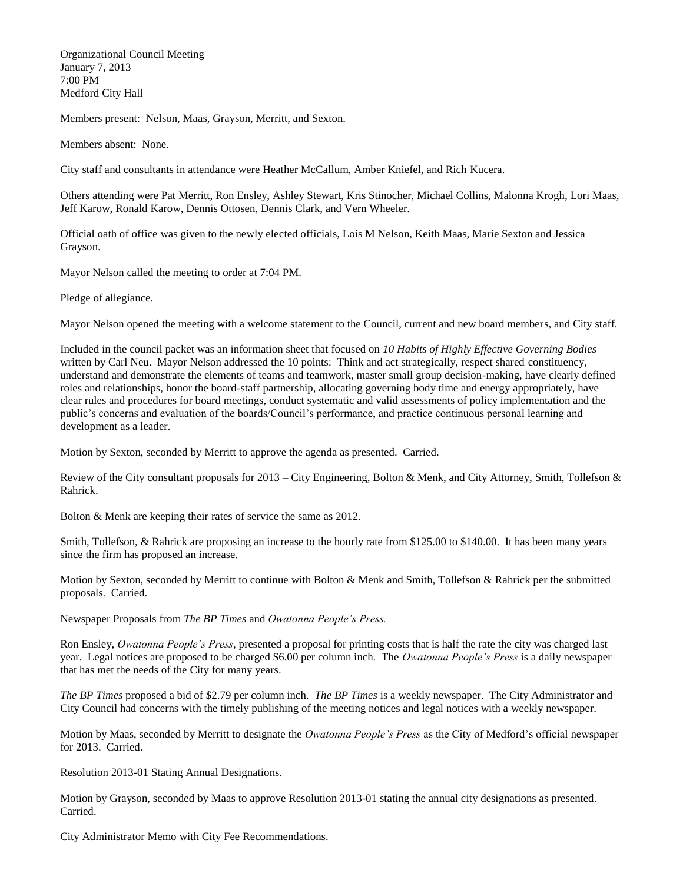Organizational Council Meeting
January 7, 2013
7:00 PM
Medford City Hall

Members present: Nelson, Maas, Grayson, Merritt, and Sexton.

Members absent: None.

City staff and consultants in attendance were Heather McCallum, Amber Kniefel, and Rich Kucera.

Others attending were Pat Merritt, Ron Ensley, Ashley Stewart, Kris Stinocher, Michael Collins, Malonna Krogh, Lori Maas, Jeff Karow, Ronald Karow, Dennis Ottosen, Dennis Clark, and Vern Wheeler.

Official oath of office was given to the newly elected officials, Lois M Nelson, Keith Maas, Marie Sexton and Jessica Grayson.

Mayor Nelson called the meeting to order at 7:04 PM.

Pledge of allegiance.

Mayor Nelson opened the meeting with a welcome statement to the Council, current and new board members, and City staff.

Included in the council packet was an information sheet that focused on *10 Habits of Highly Effective Governing Bodies* written by Carl Neu. Mayor Nelson addressed the 10 points: Think and act strategically, respect shared constituency, understand and demonstrate the elements of teams and teamwork, master small group decision-making, have clearly defined roles and relationships, honor the board-staff partnership, allocating governing body time and energy appropriately, have clear rules and procedures for board meetings, conduct systematic and valid assessments of policy implementation and the public's concerns and evaluation of the boards/Council's performance, and practice continuous personal learning and development as a leader.

Motion by Sexton, seconded by Merritt to approve the agenda as presented. Carried.

Review of the City consultant proposals for 2013 – City Engineering, Bolton & Menk, and City Attorney, Smith, Tollefson & Rahrick.

Bolton & Menk are keeping their rates of service the same as 2012.

Smith, Tollefson, & Rahrick are proposing an increase to the hourly rate from $125.00 to $140.00. It has been many years since the firm has proposed an increase.

Motion by Sexton, seconded by Merritt to continue with Bolton & Menk and Smith, Tollefson & Rahrick per the submitted proposals. Carried.

Newspaper Proposals from *The BP Times* and *Owatonna People's Press.*

Ron Ensley, *Owatonna People's Press*, presented a proposal for printing costs that is half the rate the city was charged last year. Legal notices are proposed to be charged $6.00 per column inch. The *Owatonna People's Press* is a daily newspaper that has met the needs of the City for many years.

*The BP Times* proposed a bid of $2.79 per column inch. *The BP Times* is a weekly newspaper. The City Administrator and City Council had concerns with the timely publishing of the meeting notices and legal notices with a weekly newspaper.

Motion by Maas, seconded by Merritt to designate the *Owatonna People's Press* as the City of Medford's official newspaper for 2013. Carried.

Resolution 2013-01 Stating Annual Designations.

Motion by Grayson, seconded by Maas to approve Resolution 2013-01 stating the annual city designations as presented. Carried.

City Administrator Memo with City Fee Recommendations.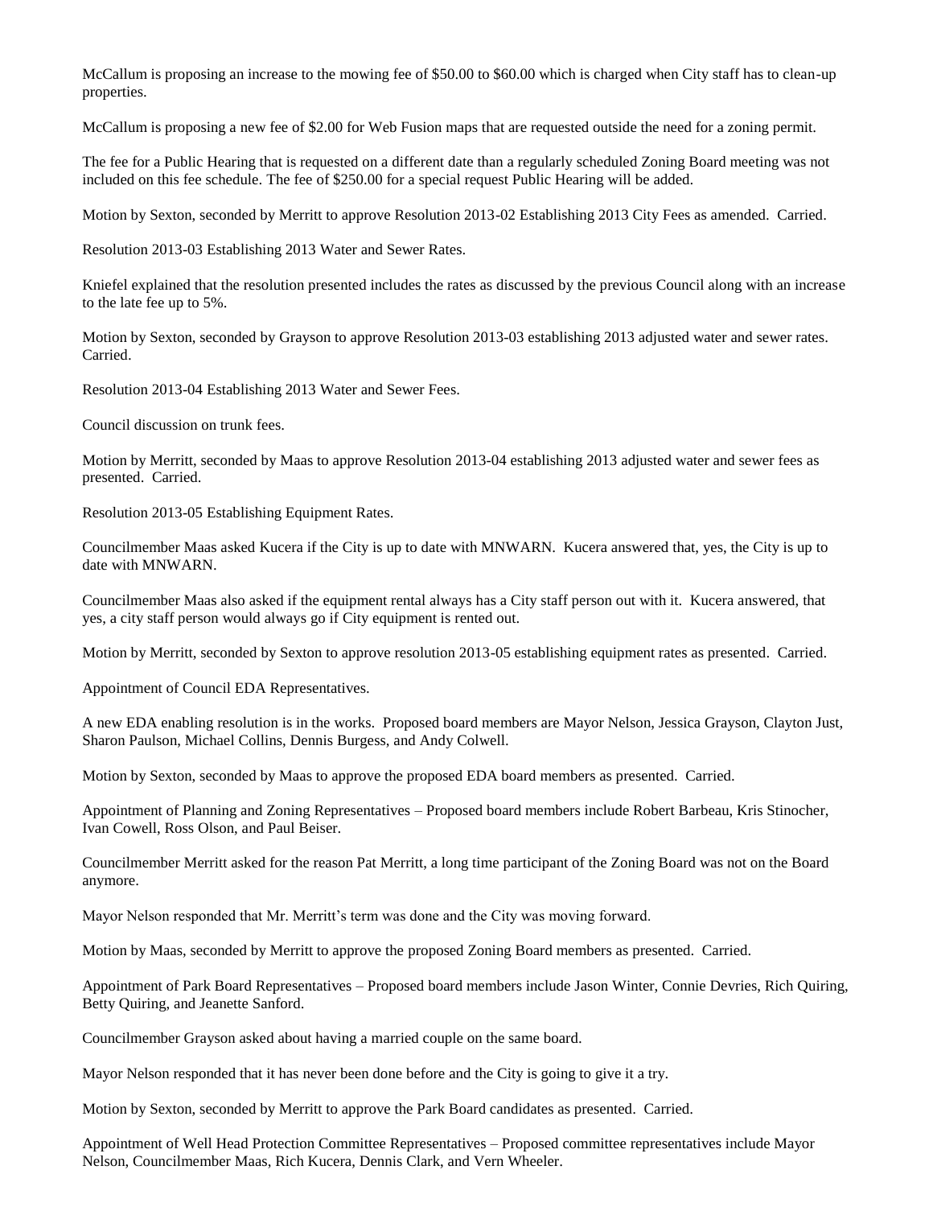McCallum is proposing an increase to the mowing fee of $50.00 to $60.00 which is charged when City staff has to clean-up properties.

McCallum is proposing a new fee of $2.00 for Web Fusion maps that are requested outside the need for a zoning permit.

The fee for a Public Hearing that is requested on a different date than a regularly scheduled Zoning Board meeting was not included on this fee schedule. The fee of $250.00 for a special request Public Hearing will be added.

Motion by Sexton, seconded by Merritt to approve Resolution 2013-02 Establishing 2013 City Fees as amended. Carried.

Resolution 2013-03 Establishing 2013 Water and Sewer Rates.

Kniefel explained that the resolution presented includes the rates as discussed by the previous Council along with an increase to the late fee up to 5%.

Motion by Sexton, seconded by Grayson to approve Resolution 2013-03 establishing 2013 adjusted water and sewer rates. Carried.

Resolution 2013-04 Establishing 2013 Water and Sewer Fees.

Council discussion on trunk fees.

Motion by Merritt, seconded by Maas to approve Resolution 2013-04 establishing 2013 adjusted water and sewer fees as presented. Carried.

Resolution 2013-05 Establishing Equipment Rates.

Councilmember Maas asked Kucera if the City is up to date with MNWARN. Kucera answered that, yes, the City is up to date with MNWARN.

Councilmember Maas also asked if the equipment rental always has a City staff person out with it. Kucera answered, that yes, a city staff person would always go if City equipment is rented out.

Motion by Merritt, seconded by Sexton to approve resolution 2013-05 establishing equipment rates as presented. Carried.

Appointment of Council EDA Representatives.

A new EDA enabling resolution is in the works. Proposed board members are Mayor Nelson, Jessica Grayson, Clayton Just, Sharon Paulson, Michael Collins, Dennis Burgess, and Andy Colwell.

Motion by Sexton, seconded by Maas to approve the proposed EDA board members as presented. Carried.

Appointment of Planning and Zoning Representatives – Proposed board members include Robert Barbeau, Kris Stinocher, Ivan Cowell, Ross Olson, and Paul Beiser.

Councilmember Merritt asked for the reason Pat Merritt, a long time participant of the Zoning Board was not on the Board anymore.

Mayor Nelson responded that Mr. Merritt's term was done and the City was moving forward.

Motion by Maas, seconded by Merritt to approve the proposed Zoning Board members as presented. Carried.

Appointment of Park Board Representatives – Proposed board members include Jason Winter, Connie Devries, Rich Quiring, Betty Quiring, and Jeanette Sanford.

Councilmember Grayson asked about having a married couple on the same board.

Mayor Nelson responded that it has never been done before and the City is going to give it a try.

Motion by Sexton, seconded by Merritt to approve the Park Board candidates as presented. Carried.

Appointment of Well Head Protection Committee Representatives – Proposed committee representatives include Mayor Nelson, Councilmember Maas, Rich Kucera, Dennis Clark, and Vern Wheeler.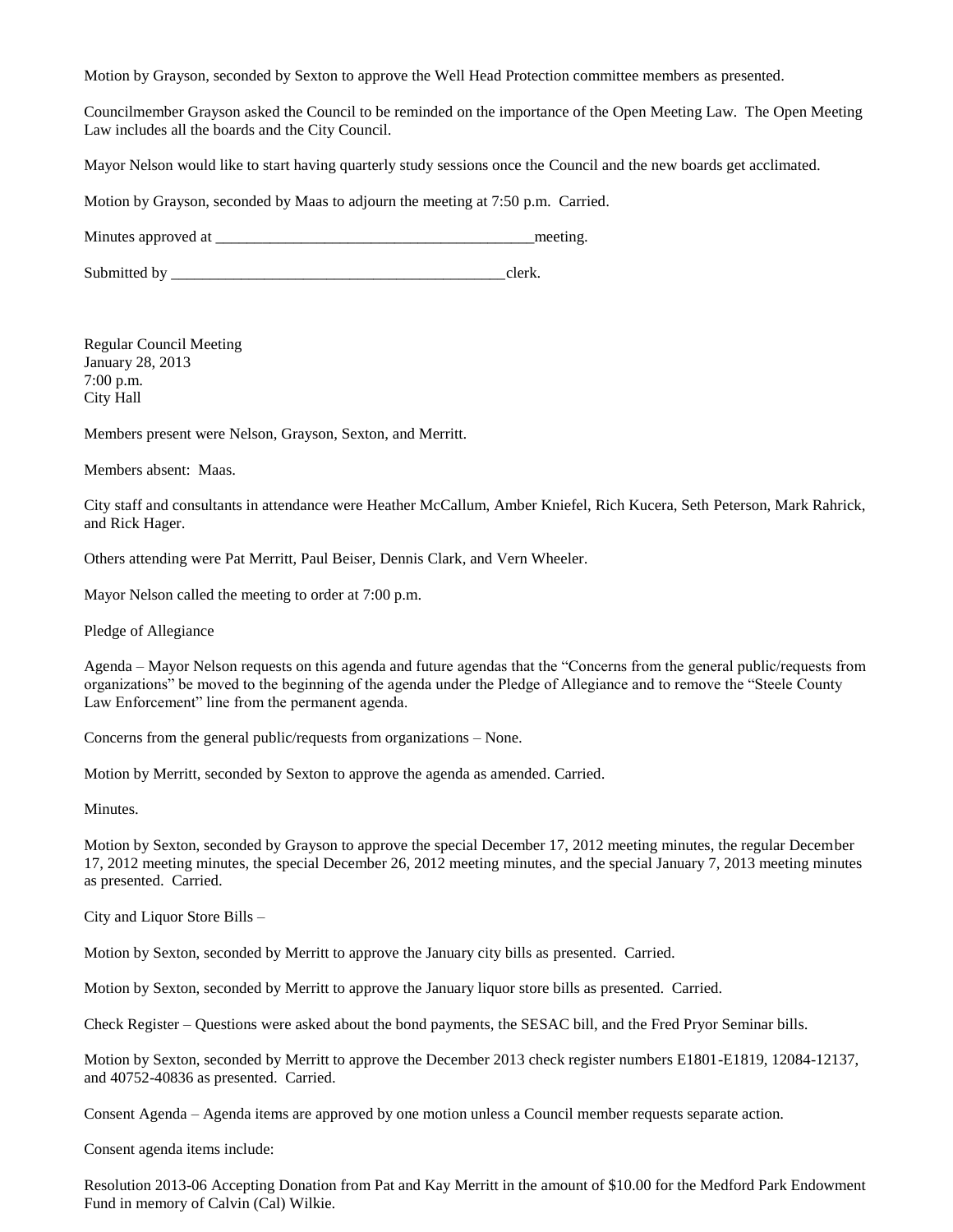Motion by Grayson, seconded by Sexton to approve the Well Head Protection committee members as presented.

Councilmember Grayson asked the Council to be reminded on the importance of the Open Meeting Law. The Open Meeting Law includes all the boards and the City Council.

Mayor Nelson would like to start having quarterly study sessions once the Council and the new boards get acclimated.

Motion by Grayson, seconded by Maas to adjourn the meeting at 7:50 p.m. Carried.

Minutes approved at ________________________________________meeting.

Submitted by ___________________________________________clerk.

Regular Council Meeting
January 28, 2013
7:00 p.m.
City Hall

Members present were Nelson, Grayson, Sexton, and Merritt.

Members absent: Maas.

City staff and consultants in attendance were Heather McCallum, Amber Kniefel, Rich Kucera, Seth Peterson, Mark Rahrick, and Rick Hager.

Others attending were Pat Merritt, Paul Beiser, Dennis Clark, and Vern Wheeler.

Mayor Nelson called the meeting to order at 7:00 p.m.

Pledge of Allegiance

Agenda – Mayor Nelson requests on this agenda and future agendas that the "Concerns from the general public/requests from organizations" be moved to the beginning of the agenda under the Pledge of Allegiance and to remove the "Steele County Law Enforcement" line from the permanent agenda.

Concerns from the general public/requests from organizations – None.

Motion by Merritt, seconded by Sexton to approve the agenda as amended. Carried.

Minutes.

Motion by Sexton, seconded by Grayson to approve the special December 17, 2012 meeting minutes, the regular December 17, 2012 meeting minutes, the special December 26, 2012 meeting minutes, and the special January 7, 2013 meeting minutes as presented. Carried.

City and Liquor Store Bills –

Motion by Sexton, seconded by Merritt to approve the January city bills as presented. Carried.

Motion by Sexton, seconded by Merritt to approve the January liquor store bills as presented. Carried.

Check Register – Questions were asked about the bond payments, the SESAC bill, and the Fred Pryor Seminar bills.

Motion by Sexton, seconded by Merritt to approve the December 2013 check register numbers E1801-E1819, 12084-12137, and 40752-40836 as presented. Carried.

Consent Agenda – Agenda items are approved by one motion unless a Council member requests separate action.

Consent agenda items include:

Resolution 2013-06 Accepting Donation from Pat and Kay Merritt in the amount of $10.00 for the Medford Park Endowment Fund in memory of Calvin (Cal) Wilkie.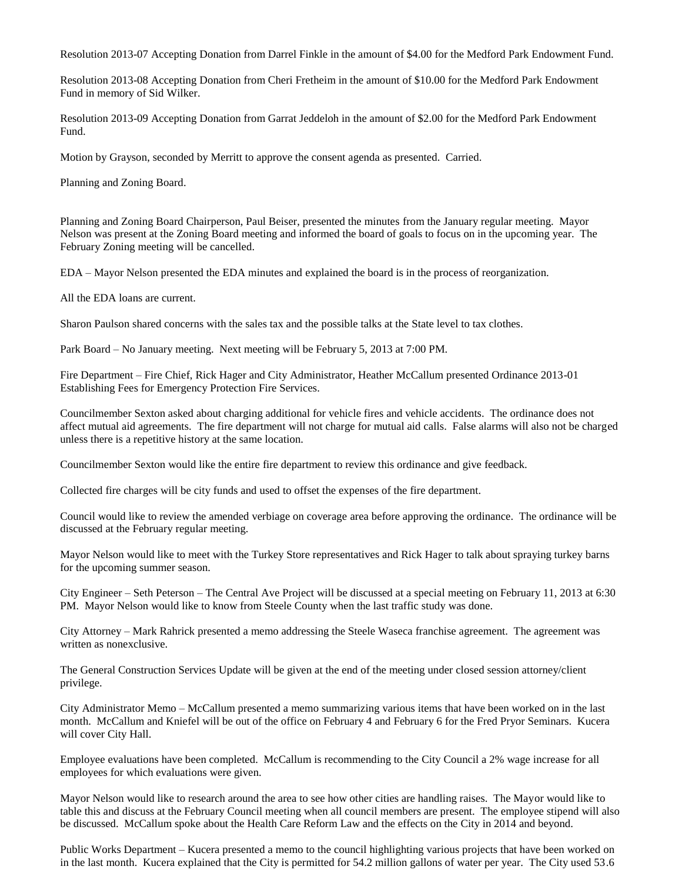Resolution 2013-07 Accepting Donation from Darrel Finkle in the amount of $4.00 for the Medford Park Endowment Fund.

Resolution 2013-08 Accepting Donation from Cheri Fretheim in the amount of $10.00 for the Medford Park Endowment Fund in memory of Sid Wilker.

Resolution 2013-09 Accepting Donation from Garrat Jeddeloh in the amount of $2.00 for the Medford Park Endowment Fund.

Motion by Grayson, seconded by Merritt to approve the consent agenda as presented. Carried.

Planning and Zoning Board.

Planning and Zoning Board Chairperson, Paul Beiser, presented the minutes from the January regular meeting. Mayor Nelson was present at the Zoning Board meeting and informed the board of goals to focus on in the upcoming year. The February Zoning meeting will be cancelled.

EDA – Mayor Nelson presented the EDA minutes and explained the board is in the process of reorganization.

All the EDA loans are current.

Sharon Paulson shared concerns with the sales tax and the possible talks at the State level to tax clothes.

Park Board – No January meeting. Next meeting will be February 5, 2013 at 7:00 PM.

Fire Department – Fire Chief, Rick Hager and City Administrator, Heather McCallum presented Ordinance 2013-01 Establishing Fees for Emergency Protection Fire Services.

Councilmember Sexton asked about charging additional for vehicle fires and vehicle accidents. The ordinance does not affect mutual aid agreements. The fire department will not charge for mutual aid calls. False alarms will also not be charged unless there is a repetitive history at the same location.

Councilmember Sexton would like the entire fire department to review this ordinance and give feedback.

Collected fire charges will be city funds and used to offset the expenses of the fire department.

Council would like to review the amended verbiage on coverage area before approving the ordinance. The ordinance will be discussed at the February regular meeting.

Mayor Nelson would like to meet with the Turkey Store representatives and Rick Hager to talk about spraying turkey barns for the upcoming summer season.

City Engineer – Seth Peterson – The Central Ave Project will be discussed at a special meeting on February 11, 2013 at 6:30 PM. Mayor Nelson would like to know from Steele County when the last traffic study was done.

City Attorney – Mark Rahrick presented a memo addressing the Steele Waseca franchise agreement. The agreement was written as nonexclusive.

The General Construction Services Update will be given at the end of the meeting under closed session attorney/client privilege.

City Administrator Memo – McCallum presented a memo summarizing various items that have been worked on in the last month. McCallum and Kniefel will be out of the office on February 4 and February 6 for the Fred Pryor Seminars. Kucera will cover City Hall.

Employee evaluations have been completed. McCallum is recommending to the City Council a 2% wage increase for all employees for which evaluations were given.

Mayor Nelson would like to research around the area to see how other cities are handling raises. The Mayor would like to table this and discuss at the February Council meeting when all council members are present. The employee stipend will also be discussed. McCallum spoke about the Health Care Reform Law and the effects on the City in 2014 and beyond.

Public Works Department – Kucera presented a memo to the council highlighting various projects that have been worked on in the last month. Kucera explained that the City is permitted for 54.2 million gallons of water per year. The City used 53.6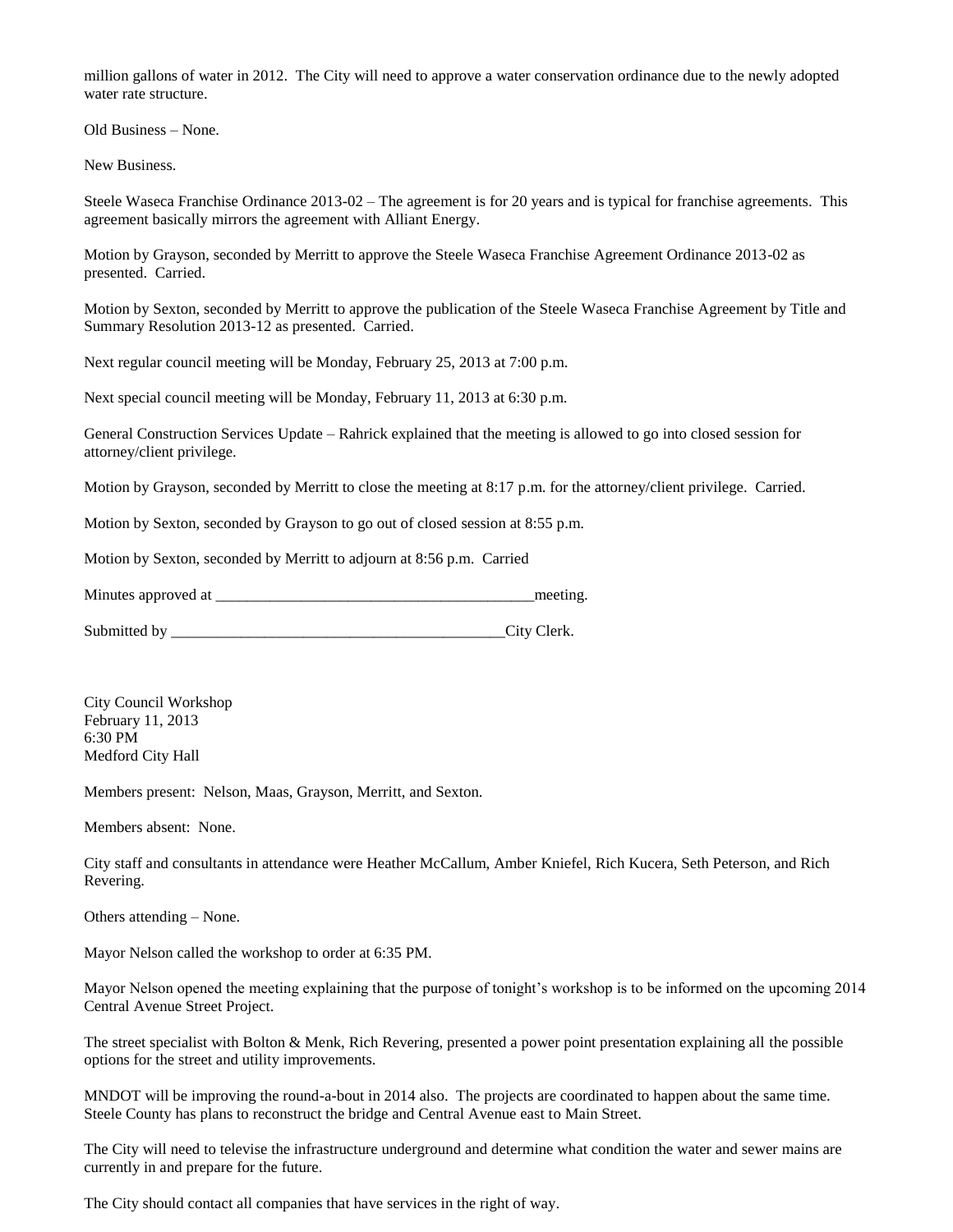million gallons of water in 2012. The City will need to approve a water conservation ordinance due to the newly adopted water rate structure.

Old Business – None.

New Business.

Steele Waseca Franchise Ordinance 2013-02 – The agreement is for 20 years and is typical for franchise agreements. This agreement basically mirrors the agreement with Alliant Energy.

Motion by Grayson, seconded by Merritt to approve the Steele Waseca Franchise Agreement Ordinance 2013-02 as presented. Carried.

Motion by Sexton, seconded by Merritt to approve the publication of the Steele Waseca Franchise Agreement by Title and Summary Resolution 2013-12 as presented. Carried.

Next regular council meeting will be Monday, February 25, 2013 at 7:00 p.m.

Next special council meeting will be Monday, February 11, 2013 at 6:30 p.m.

General Construction Services Update – Rahrick explained that the meeting is allowed to go into closed session for attorney/client privilege.

Motion by Grayson, seconded by Merritt to close the meeting at 8:17 p.m. for the attorney/client privilege. Carried.

Motion by Sexton, seconded by Grayson to go out of closed session at 8:55 p.m.

Motion by Sexton, seconded by Merritt to adjourn at 8:56 p.m. Carried

Minutes approved at __________________________________________meeting.

Submitted by ____________________________________________City Clerk.

City Council Workshop  
February 11, 2013  
6:30 PM  
Medford City Hall

Members present: Nelson, Maas, Grayson, Merritt, and Sexton.

Members absent: None.

City staff and consultants in attendance were Heather McCallum, Amber Kniefel, Rich Kucera, Seth Peterson, and Rich Revering.

Others attending – None.

Mayor Nelson called the workshop to order at 6:35 PM.

Mayor Nelson opened the meeting explaining that the purpose of tonight's workshop is to be informed on the upcoming 2014 Central Avenue Street Project.

The street specialist with Bolton & Menk, Rich Revering, presented a power point presentation explaining all the possible options for the street and utility improvements.

MNDOT will be improving the round-a-bout in 2014 also. The projects are coordinated to happen about the same time. Steele County has plans to reconstruct the bridge and Central Avenue east to Main Street.

The City will need to televise the infrastructure underground and determine what condition the water and sewer mains are currently in and prepare for the future.

The City should contact all companies that have services in the right of way.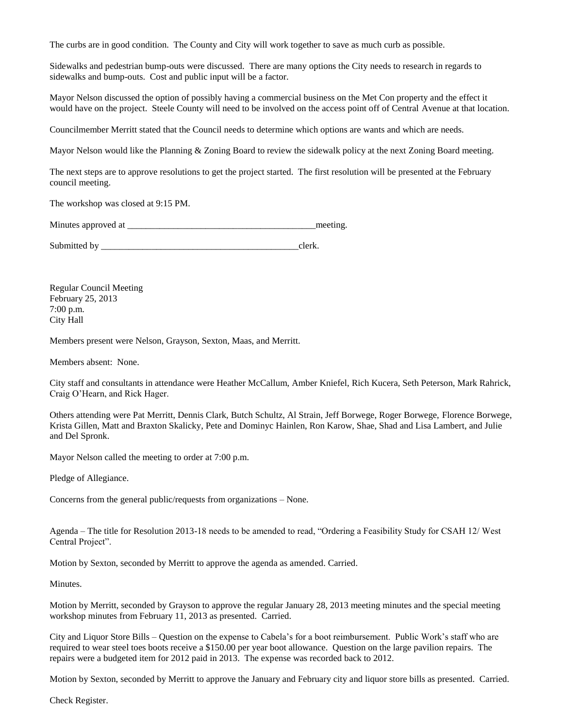The curbs are in good condition. The County and City will work together to save as much curb as possible.

Sidewalks and pedestrian bump-outs were discussed. There are many options the City needs to research in regards to sidewalks and bump-outs. Cost and public input will be a factor.

Mayor Nelson discussed the option of possibly having a commercial business on the Met Con property and the effect it would have on the project. Steele County will need to be involved on the access point off of Central Avenue at that location.

Councilmember Merritt stated that the Council needs to determine which options are wants and which are needs.

Mayor Nelson would like the Planning & Zoning Board to review the sidewalk policy at the next Zoning Board meeting.

The next steps are to approve resolutions to get the project started. The first resolution will be presented at the February council meeting.

The workshop was closed at 9:15 PM.

Minutes approved at __________________________________________meeting.

Submitted by ____________________________________________clerk.

Regular Council Meeting
February 25, 2013
7:00 p.m.
City Hall

Members present were Nelson, Grayson, Sexton, Maas, and Merritt.

Members absent: None.

City staff and consultants in attendance were Heather McCallum, Amber Kniefel, Rich Kucera, Seth Peterson, Mark Rahrick, Craig O'Hearn, and Rick Hager.

Others attending were Pat Merritt, Dennis Clark, Butch Schultz, Al Strain, Jeff Borwege, Roger Borwege, Florence Borwege, Krista Gillen, Matt and Braxton Skalicky, Pete and Dominyc Hainlen, Ron Karow, Shae, Shad and Lisa Lambert, and Julie and Del Spronk.

Mayor Nelson called the meeting to order at 7:00 p.m.

Pledge of Allegiance.

Concerns from the general public/requests from organizations – None.

Agenda – The title for Resolution 2013-18 needs to be amended to read, "Ordering a Feasibility Study for CSAH 12/ West Central Project".

Motion by Sexton, seconded by Merritt to approve the agenda as amended. Carried.

Minutes.

Motion by Merritt, seconded by Grayson to approve the regular January 28, 2013 meeting minutes and the special meeting workshop minutes from February 11, 2013 as presented. Carried.

City and Liquor Store Bills – Question on the expense to Cabela's for a boot reimbursement. Public Work's staff who are required to wear steel toes boots receive a $150.00 per year boot allowance. Question on the large pavilion repairs. The repairs were a budgeted item for 2012 paid in 2013. The expense was recorded back to 2012.

Motion by Sexton, seconded by Merritt to approve the January and February city and liquor store bills as presented. Carried.

Check Register.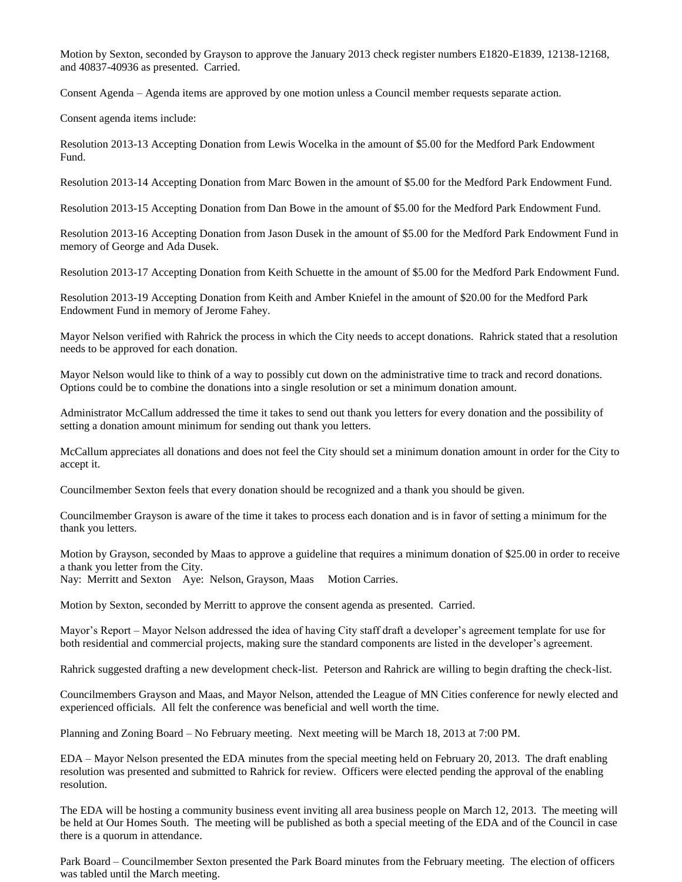Motion by Sexton, seconded by Grayson to approve the January 2013 check register numbers E1820-E1839, 12138-12168, and 40837-40936 as presented. Carried.

Consent Agenda – Agenda items are approved by one motion unless a Council member requests separate action.

Consent agenda items include:

Resolution 2013-13 Accepting Donation from Lewis Wocelka in the amount of $5.00 for the Medford Park Endowment Fund.

Resolution 2013-14 Accepting Donation from Marc Bowen in the amount of $5.00 for the Medford Park Endowment Fund.

Resolution 2013-15 Accepting Donation from Dan Bowe in the amount of $5.00 for the Medford Park Endowment Fund.

Resolution 2013-16 Accepting Donation from Jason Dusek in the amount of $5.00 for the Medford Park Endowment Fund in memory of George and Ada Dusek.

Resolution 2013-17 Accepting Donation from Keith Schuette in the amount of $5.00 for the Medford Park Endowment Fund.

Resolution 2013-19 Accepting Donation from Keith and Amber Kniefel in the amount of $20.00 for the Medford Park Endowment Fund in memory of Jerome Fahey.

Mayor Nelson verified with Rahrick the process in which the City needs to accept donations. Rahrick stated that a resolution needs to be approved for each donation.

Mayor Nelson would like to think of a way to possibly cut down on the administrative time to track and record donations. Options could be to combine the donations into a single resolution or set a minimum donation amount.

Administrator McCallum addressed the time it takes to send out thank you letters for every donation and the possibility of setting a donation amount minimum for sending out thank you letters.

McCallum appreciates all donations and does not feel the City should set a minimum donation amount in order for the City to accept it.

Councilmember Sexton feels that every donation should be recognized and a thank you should be given.

Councilmember Grayson is aware of the time it takes to process each donation and is in favor of setting a minimum for the thank you letters.

Motion by Grayson, seconded by Maas to approve a guideline that requires a minimum donation of $25.00 in order to receive a thank you letter from the City.
Nay: Merritt and Sexton Aye: Nelson, Grayson, Maas Motion Carries.

Motion by Sexton, seconded by Merritt to approve the consent agenda as presented. Carried.

Mayor's Report – Mayor Nelson addressed the idea of having City staff draft a developer's agreement template for use for both residential and commercial projects, making sure the standard components are listed in the developer's agreement.

Rahrick suggested drafting a new development check-list. Peterson and Rahrick are willing to begin drafting the check-list.

Councilmembers Grayson and Maas, and Mayor Nelson, attended the League of MN Cities conference for newly elected and experienced officials. All felt the conference was beneficial and well worth the time.

Planning and Zoning Board – No February meeting. Next meeting will be March 18, 2013 at 7:00 PM.

EDA – Mayor Nelson presented the EDA minutes from the special meeting held on February 20, 2013. The draft enabling resolution was presented and submitted to Rahrick for review. Officers were elected pending the approval of the enabling resolution.

The EDA will be hosting a community business event inviting all area business people on March 12, 2013. The meeting will be held at Our Homes South. The meeting will be published as both a special meeting of the EDA and of the Council in case there is a quorum in attendance.

Park Board – Councilmember Sexton presented the Park Board minutes from the February meeting. The election of officers was tabled until the March meeting.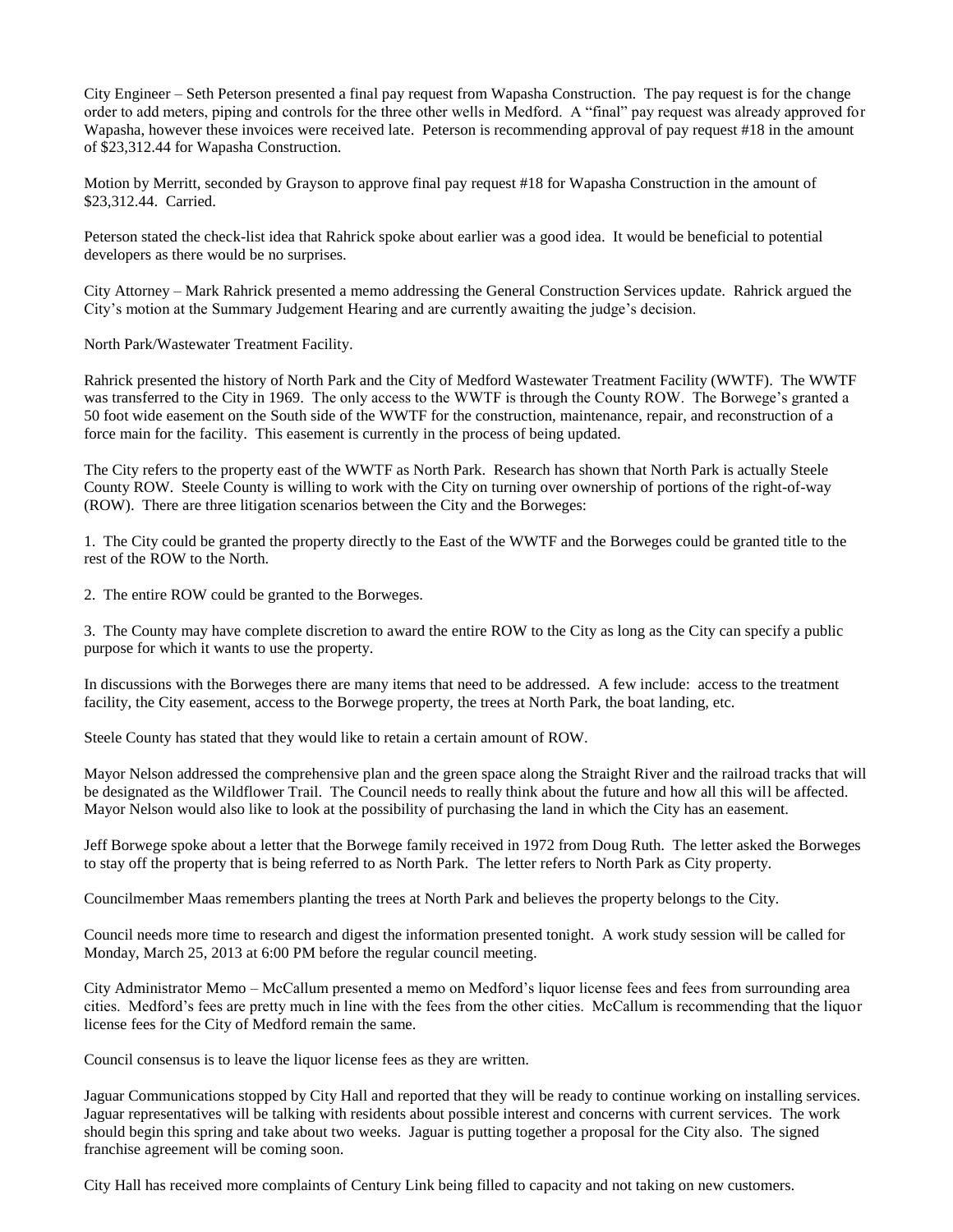City Engineer – Seth Peterson presented a final pay request from Wapasha Construction. The pay request is for the change order to add meters, piping and controls for the three other wells in Medford. A "final" pay request was already approved for Wapasha, however these invoices were received late. Peterson is recommending approval of pay request #18 in the amount of $23,312.44 for Wapasha Construction.

Motion by Merritt, seconded by Grayson to approve final pay request #18 for Wapasha Construction in the amount of $23,312.44. Carried.

Peterson stated the check-list idea that Rahrick spoke about earlier was a good idea. It would be beneficial to potential developers as there would be no surprises.

City Attorney – Mark Rahrick presented a memo addressing the General Construction Services update. Rahrick argued the City's motion at the Summary Judgement Hearing and are currently awaiting the judge's decision.

North Park/Wastewater Treatment Facility.

Rahrick presented the history of North Park and the City of Medford Wastewater Treatment Facility (WWTF). The WWTF was transferred to the City in 1969. The only access to the WWTF is through the County ROW. The Borwege's granted a 50 foot wide easement on the South side of the WWTF for the construction, maintenance, repair, and reconstruction of a force main for the facility. This easement is currently in the process of being updated.

The City refers to the property east of the WWTF as North Park. Research has shown that North Park is actually Steele County ROW. Steele County is willing to work with the City on turning over ownership of portions of the right-of-way (ROW). There are three litigation scenarios between the City and the Borweges:

1. The City could be granted the property directly to the East of the WWTF and the Borweges could be granted title to the rest of the ROW to the North.

2. The entire ROW could be granted to the Borweges.

3. The County may have complete discretion to award the entire ROW to the City as long as the City can specify a public purpose for which it wants to use the property.

In discussions with the Borweges there are many items that need to be addressed. A few include: access to the treatment facility, the City easement, access to the Borwege property, the trees at North Park, the boat landing, etc.

Steele County has stated that they would like to retain a certain amount of ROW.

Mayor Nelson addressed the comprehensive plan and the green space along the Straight River and the railroad tracks that will be designated as the Wildflower Trail. The Council needs to really think about the future and how all this will be affected. Mayor Nelson would also like to look at the possibility of purchasing the land in which the City has an easement.

Jeff Borwege spoke about a letter that the Borwege family received in 1972 from Doug Ruth. The letter asked the Borweges to stay off the property that is being referred to as North Park. The letter refers to North Park as City property.

Councilmember Maas remembers planting the trees at North Park and believes the property belongs to the City.

Council needs more time to research and digest the information presented tonight. A work study session will be called for Monday, March 25, 2013 at 6:00 PM before the regular council meeting.

City Administrator Memo – McCallum presented a memo on Medford's liquor license fees and fees from surrounding area cities. Medford's fees are pretty much in line with the fees from the other cities. McCallum is recommending that the liquor license fees for the City of Medford remain the same.

Council consensus is to leave the liquor license fees as they are written.

Jaguar Communications stopped by City Hall and reported that they will be ready to continue working on installing services. Jaguar representatives will be talking with residents about possible interest and concerns with current services. The work should begin this spring and take about two weeks. Jaguar is putting together a proposal for the City also. The signed franchise agreement will be coming soon.

City Hall has received more complaints of Century Link being filled to capacity and not taking on new customers.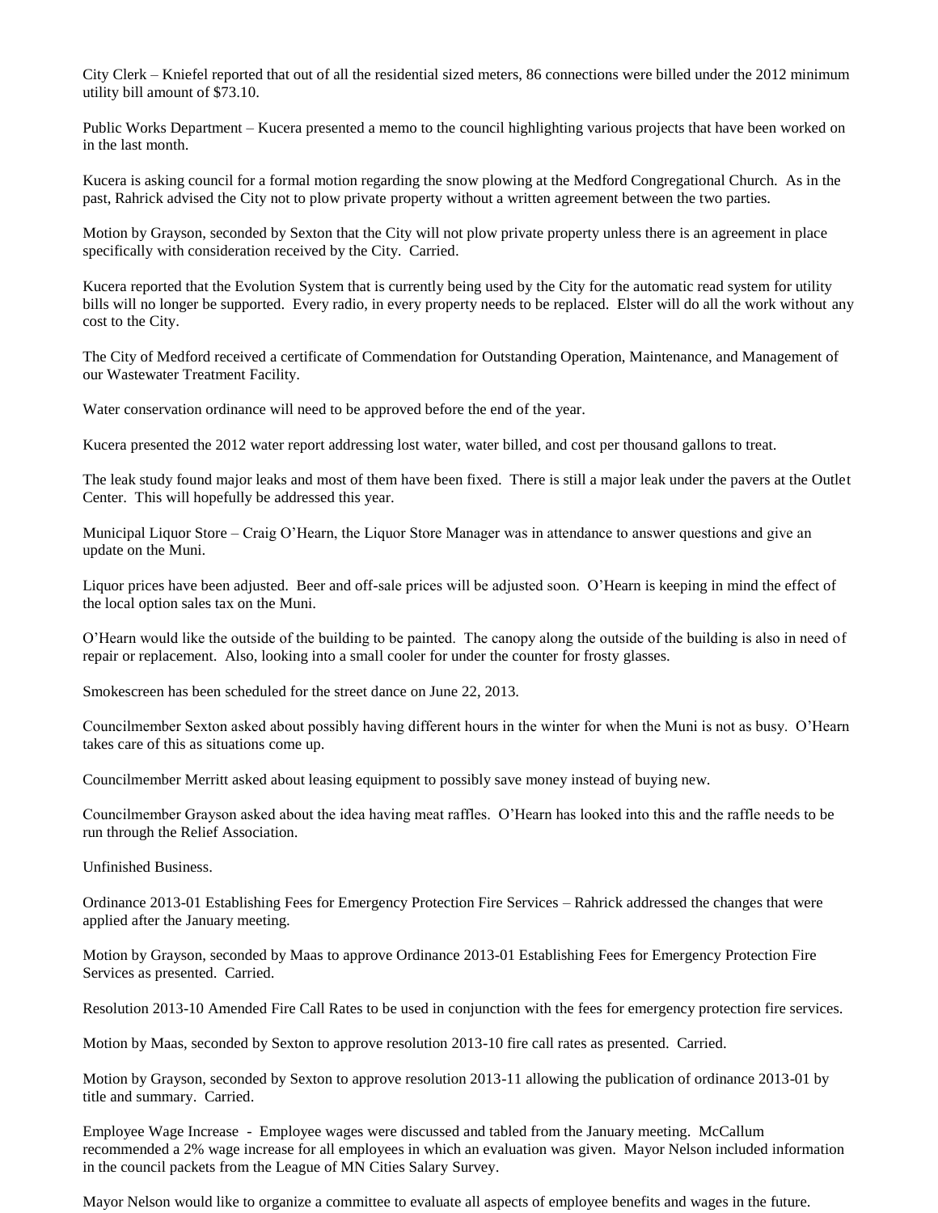City Clerk – Kniefel reported that out of all the residential sized meters, 86 connections were billed under the 2012 minimum utility bill amount of $73.10.

Public Works Department – Kucera presented a memo to the council highlighting various projects that have been worked on in the last month.

Kucera is asking council for a formal motion regarding the snow plowing at the Medford Congregational Church. As in the past, Rahrick advised the City not to plow private property without a written agreement between the two parties.

Motion by Grayson, seconded by Sexton that the City will not plow private property unless there is an agreement in place specifically with consideration received by the City. Carried.

Kucera reported that the Evolution System that is currently being used by the City for the automatic read system for utility bills will no longer be supported. Every radio, in every property needs to be replaced. Elster will do all the work without any cost to the City.

The City of Medford received a certificate of Commendation for Outstanding Operation, Maintenance, and Management of our Wastewater Treatment Facility.

Water conservation ordinance will need to be approved before the end of the year.

Kucera presented the 2012 water report addressing lost water, water billed, and cost per thousand gallons to treat.

The leak study found major leaks and most of them have been fixed. There is still a major leak under the pavers at the Outlet Center. This will hopefully be addressed this year.

Municipal Liquor Store – Craig O'Hearn, the Liquor Store Manager was in attendance to answer questions and give an update on the Muni.

Liquor prices have been adjusted. Beer and off-sale prices will be adjusted soon. O'Hearn is keeping in mind the effect of the local option sales tax on the Muni.

O'Hearn would like the outside of the building to be painted. The canopy along the outside of the building is also in need of repair or replacement. Also, looking into a small cooler for under the counter for frosty glasses.

Smokescreen has been scheduled for the street dance on June 22, 2013.

Councilmember Sexton asked about possibly having different hours in the winter for when the Muni is not as busy. O'Hearn takes care of this as situations come up.

Councilmember Merritt asked about leasing equipment to possibly save money instead of buying new.

Councilmember Grayson asked about the idea having meat raffles. O'Hearn has looked into this and the raffle needs to be run through the Relief Association.

Unfinished Business.

Ordinance 2013-01 Establishing Fees for Emergency Protection Fire Services – Rahrick addressed the changes that were applied after the January meeting.

Motion by Grayson, seconded by Maas to approve Ordinance 2013-01 Establishing Fees for Emergency Protection Fire Services as presented. Carried.

Resolution 2013-10 Amended Fire Call Rates to be used in conjunction with the fees for emergency protection fire services.

Motion by Maas, seconded by Sexton to approve resolution 2013-10 fire call rates as presented. Carried.

Motion by Grayson, seconded by Sexton to approve resolution 2013-11 allowing the publication of ordinance 2013-01 by title and summary. Carried.

Employee Wage Increase - Employee wages were discussed and tabled from the January meeting. McCallum recommended a 2% wage increase for all employees in which an evaluation was given. Mayor Nelson included information in the council packets from the League of MN Cities Salary Survey.

Mayor Nelson would like to organize a committee to evaluate all aspects of employee benefits and wages in the future.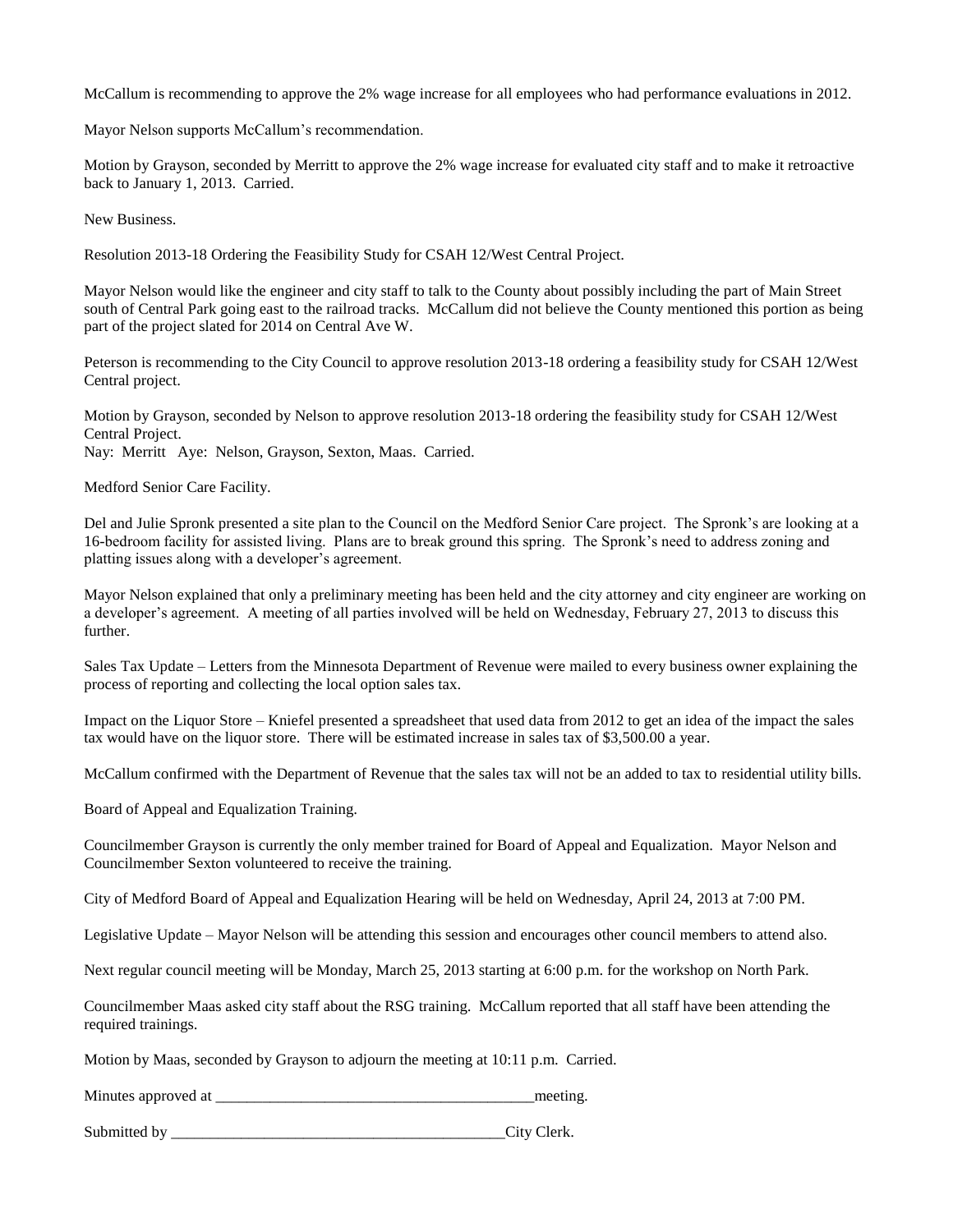McCallum is recommending to approve the 2% wage increase for all employees who had performance evaluations in 2012.

Mayor Nelson supports McCallum's recommendation.

Motion by Grayson, seconded by Merritt to approve the 2% wage increase for evaluated city staff and to make it retroactive back to January 1, 2013. Carried.

New Business.

Resolution 2013-18 Ordering the Feasibility Study for CSAH 12/West Central Project.

Mayor Nelson would like the engineer and city staff to talk to the County about possibly including the part of Main Street south of Central Park going east to the railroad tracks. McCallum did not believe the County mentioned this portion as being part of the project slated for 2014 on Central Ave W.

Peterson is recommending to the City Council to approve resolution 2013-18 ordering a feasibility study for CSAH 12/West Central project.

Motion by Grayson, seconded by Nelson to approve resolution 2013-18 ordering the feasibility study for CSAH 12/West Central Project.
Nay: Merritt Aye: Nelson, Grayson, Sexton, Maas. Carried.

Medford Senior Care Facility.

Del and Julie Spronk presented a site plan to the Council on the Medford Senior Care project. The Spronk's are looking at a 16-bedroom facility for assisted living. Plans are to break ground this spring. The Spronk's need to address zoning and platting issues along with a developer's agreement.

Mayor Nelson explained that only a preliminary meeting has been held and the city attorney and city engineer are working on a developer's agreement. A meeting of all parties involved will be held on Wednesday, February 27, 2013 to discuss this further.

Sales Tax Update – Letters from the Minnesota Department of Revenue were mailed to every business owner explaining the process of reporting and collecting the local option sales tax.

Impact on the Liquor Store – Kniefel presented a spreadsheet that used data from 2012 to get an idea of the impact the sales tax would have on the liquor store. There will be estimated increase in sales tax of $3,500.00 a year.

McCallum confirmed with the Department of Revenue that the sales tax will not be an added to tax to residential utility bills.

Board of Appeal and Equalization Training.

Councilmember Grayson is currently the only member trained for Board of Appeal and Equalization. Mayor Nelson and Councilmember Sexton volunteered to receive the training.

City of Medford Board of Appeal and Equalization Hearing will be held on Wednesday, April 24, 2013 at 7:00 PM.

Legislative Update – Mayor Nelson will be attending this session and encourages other council members to attend also.

Next regular council meeting will be Monday, March 25, 2013 starting at 6:00 p.m. for the workshop on North Park.

Councilmember Maas asked city staff about the RSG training. McCallum reported that all staff have been attending the required trainings.

Motion by Maas, seconded by Grayson to adjourn the meeting at 10:11 p.m. Carried.

Minutes approved at _________________________________________meeting.

Submitted by ___________________________________________City Clerk.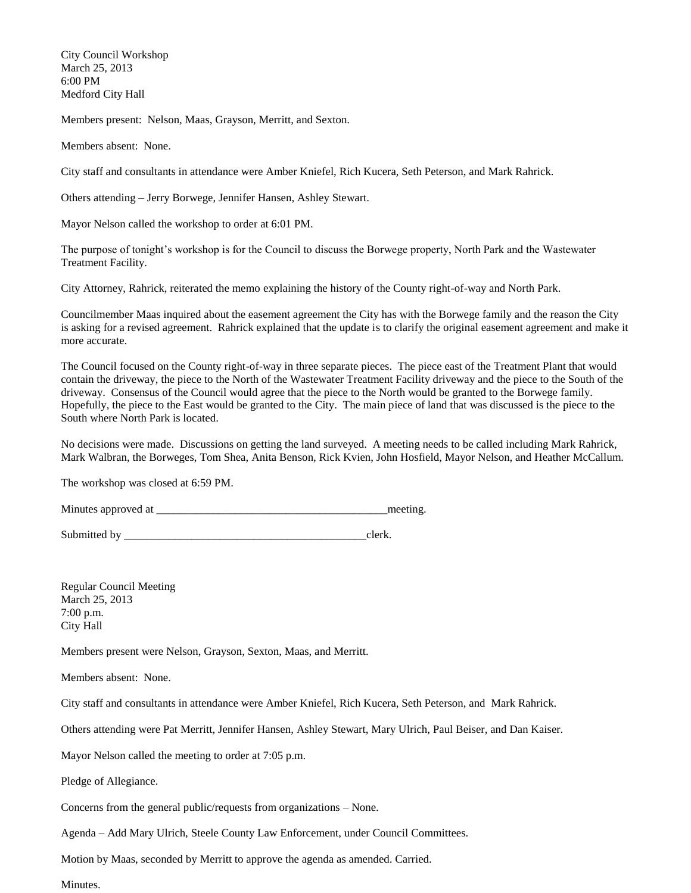City Council Workshop
March 25, 2013
6:00 PM
Medford City Hall

Members present: Nelson, Maas, Grayson, Merritt, and Sexton.

Members absent: None.

City staff and consultants in attendance were Amber Kniefel, Rich Kucera, Seth Peterson, and Mark Rahrick.

Others attending – Jerry Borwege, Jennifer Hansen, Ashley Stewart.

Mayor Nelson called the workshop to order at 6:01 PM.

The purpose of tonight's workshop is for the Council to discuss the Borwege property, North Park and the Wastewater Treatment Facility.

City Attorney, Rahrick, reiterated the memo explaining the history of the County right-of-way and North Park.

Councilmember Maas inquired about the easement agreement the City has with the Borwege family and the reason the City is asking for a revised agreement. Rahrick explained that the update is to clarify the original easement agreement and make it more accurate.

The Council focused on the County right-of-way in three separate pieces. The piece east of the Treatment Plant that would contain the driveway, the piece to the North of the Wastewater Treatment Facility driveway and the piece to the South of the driveway. Consensus of the Council would agree that the piece to the North would be granted to the Borwege family. Hopefully, the piece to the East would be granted to the City. The main piece of land that was discussed is the piece to the South where North Park is located.

No decisions were made. Discussions on getting the land surveyed. A meeting needs to be called including Mark Rahrick, Mark Walbran, the Borweges, Tom Shea, Anita Benson, Rick Kvien, John Hosfield, Mayor Nelson, and Heather McCallum.

The workshop was closed at 6:59 PM.

Minutes approved at __________________________________________meeting.

Submitted by ____________________________________________clerk.

Regular Council Meeting
March 25, 2013
7:00 p.m.
City Hall

Members present were Nelson, Grayson, Sexton, Maas, and Merritt.

Members absent: None.

City staff and consultants in attendance were Amber Kniefel, Rich Kucera, Seth Peterson, and Mark Rahrick.

Others attending were Pat Merritt, Jennifer Hansen, Ashley Stewart, Mary Ulrich, Paul Beiser, and Dan Kaiser.

Mayor Nelson called the meeting to order at 7:05 p.m.

Pledge of Allegiance.

Concerns from the general public/requests from organizations – None.

Agenda – Add Mary Ulrich, Steele County Law Enforcement, under Council Committees.

Motion by Maas, seconded by Merritt to approve the agenda as amended. Carried.

Minutes.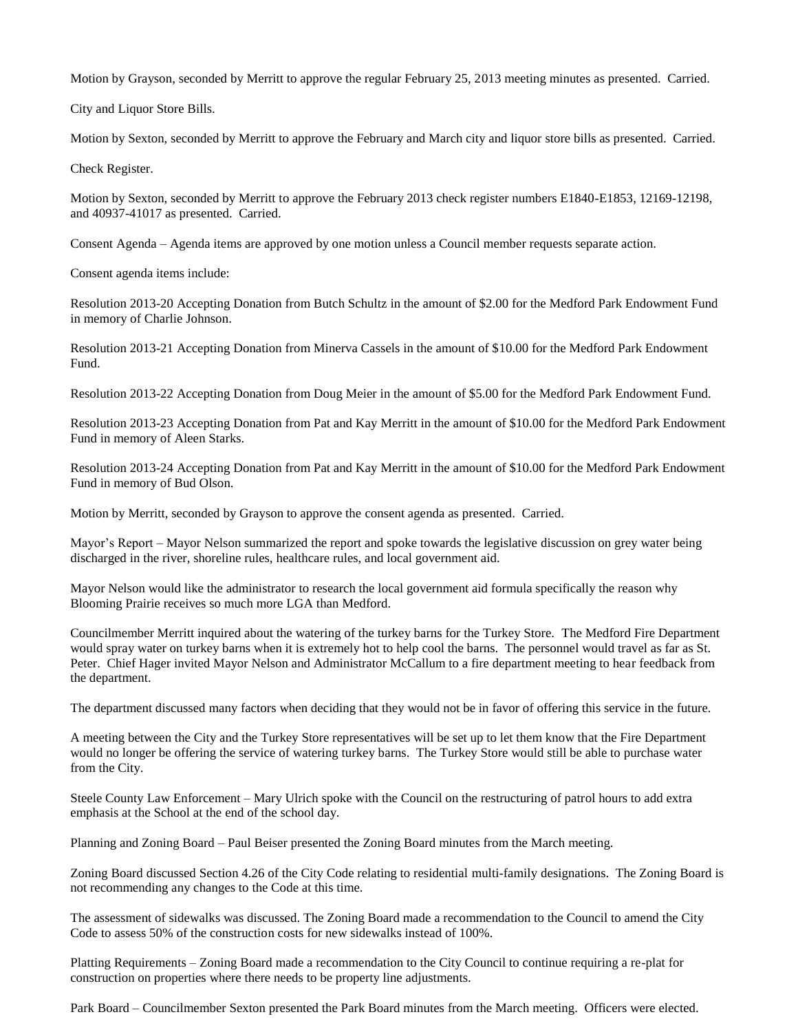Motion by Grayson, seconded by Merritt to approve the regular February 25, 2013 meeting minutes as presented. Carried.

City and Liquor Store Bills.

Motion by Sexton, seconded by Merritt to approve the February and March city and liquor store bills as presented. Carried.

Check Register.

Motion by Sexton, seconded by Merritt to approve the February 2013 check register numbers E1840-E1853, 12169-12198, and 40937-41017 as presented. Carried.

Consent Agenda – Agenda items are approved by one motion unless a Council member requests separate action.

Consent agenda items include:

Resolution 2013-20 Accepting Donation from Butch Schultz in the amount of $2.00 for the Medford Park Endowment Fund in memory of Charlie Johnson.

Resolution 2013-21 Accepting Donation from Minerva Cassels in the amount of $10.00 for the Medford Park Endowment Fund.

Resolution 2013-22 Accepting Donation from Doug Meier in the amount of $5.00 for the Medford Park Endowment Fund.

Resolution 2013-23 Accepting Donation from Pat and Kay Merritt in the amount of $10.00 for the Medford Park Endowment Fund in memory of Aleen Starks.

Resolution 2013-24 Accepting Donation from Pat and Kay Merritt in the amount of $10.00 for the Medford Park Endowment Fund in memory of Bud Olson.

Motion by Merritt, seconded by Grayson to approve the consent agenda as presented. Carried.

Mayor's Report – Mayor Nelson summarized the report and spoke towards the legislative discussion on grey water being discharged in the river, shoreline rules, healthcare rules, and local government aid.

Mayor Nelson would like the administrator to research the local government aid formula specifically the reason why Blooming Prairie receives so much more LGA than Medford.

Councilmember Merritt inquired about the watering of the turkey barns for the Turkey Store. The Medford Fire Department would spray water on turkey barns when it is extremely hot to help cool the barns. The personnel would travel as far as St. Peter. Chief Hager invited Mayor Nelson and Administrator McCallum to a fire department meeting to hear feedback from the department.

The department discussed many factors when deciding that they would not be in favor of offering this service in the future.

A meeting between the City and the Turkey Store representatives will be set up to let them know that the Fire Department would no longer be offering the service of watering turkey barns. The Turkey Store would still be able to purchase water from the City.

Steele County Law Enforcement – Mary Ulrich spoke with the Council on the restructuring of patrol hours to add extra emphasis at the School at the end of the school day.

Planning and Zoning Board – Paul Beiser presented the Zoning Board minutes from the March meeting.

Zoning Board discussed Section 4.26 of the City Code relating to residential multi-family designations. The Zoning Board is not recommending any changes to the Code at this time.

The assessment of sidewalks was discussed. The Zoning Board made a recommendation to the Council to amend the City Code to assess 50% of the construction costs for new sidewalks instead of 100%.

Platting Requirements – Zoning Board made a recommendation to the City Council to continue requiring a re-plat for construction on properties where there needs to be property line adjustments.

Park Board – Councilmember Sexton presented the Park Board minutes from the March meeting. Officers were elected.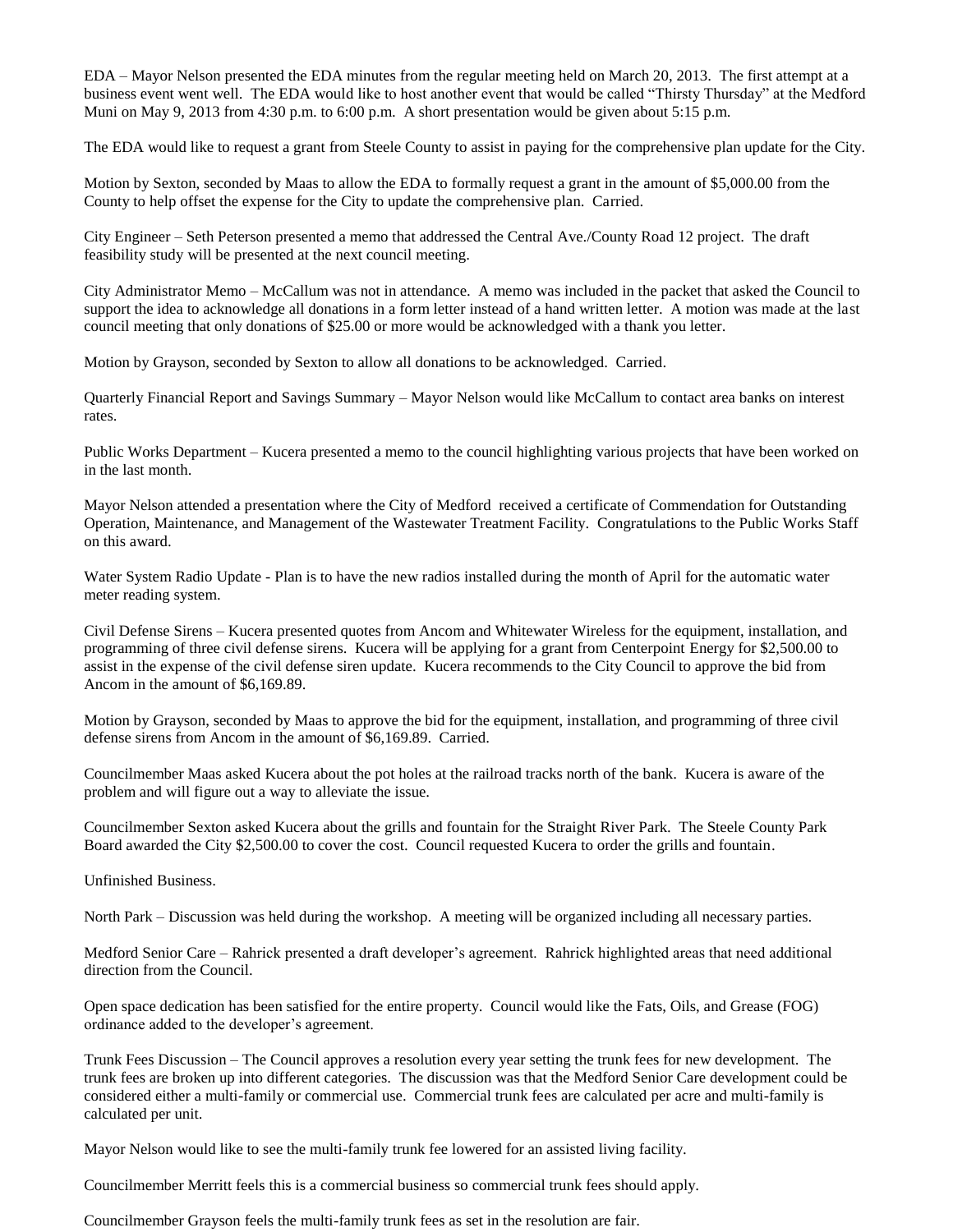EDA – Mayor Nelson presented the EDA minutes from the regular meeting held on March 20, 2013. The first attempt at a business event went well. The EDA would like to host another event that would be called "Thirsty Thursday" at the Medford Muni on May 9, 2013 from 4:30 p.m. to 6:00 p.m. A short presentation would be given about 5:15 p.m.

The EDA would like to request a grant from Steele County to assist in paying for the comprehensive plan update for the City.

Motion by Sexton, seconded by Maas to allow the EDA to formally request a grant in the amount of $5,000.00 from the County to help offset the expense for the City to update the comprehensive plan. Carried.

City Engineer – Seth Peterson presented a memo that addressed the Central Ave./County Road 12 project. The draft feasibility study will be presented at the next council meeting.

City Administrator Memo – McCallum was not in attendance. A memo was included in the packet that asked the Council to support the idea to acknowledge all donations in a form letter instead of a hand written letter. A motion was made at the last council meeting that only donations of $25.00 or more would be acknowledged with a thank you letter.

Motion by Grayson, seconded by Sexton to allow all donations to be acknowledged. Carried.

Quarterly Financial Report and Savings Summary – Mayor Nelson would like McCallum to contact area banks on interest rates.

Public Works Department – Kucera presented a memo to the council highlighting various projects that have been worked on in the last month.

Mayor Nelson attended a presentation where the City of Medford received a certificate of Commendation for Outstanding Operation, Maintenance, and Management of the Wastewater Treatment Facility. Congratulations to the Public Works Staff on this award.

Water System Radio Update - Plan is to have the new radios installed during the month of April for the automatic water meter reading system.

Civil Defense Sirens – Kucera presented quotes from Ancom and Whitewater Wireless for the equipment, installation, and programming of three civil defense sirens. Kucera will be applying for a grant from Centerpoint Energy for $2,500.00 to assist in the expense of the civil defense siren update. Kucera recommends to the City Council to approve the bid from Ancom in the amount of $6,169.89.

Motion by Grayson, seconded by Maas to approve the bid for the equipment, installation, and programming of three civil defense sirens from Ancom in the amount of $6,169.89. Carried.

Councilmember Maas asked Kucera about the pot holes at the railroad tracks north of the bank. Kucera is aware of the problem and will figure out a way to alleviate the issue.

Councilmember Sexton asked Kucera about the grills and fountain for the Straight River Park. The Steele County Park Board awarded the City $2,500.00 to cover the cost. Council requested Kucera to order the grills and fountain.

Unfinished Business.

North Park – Discussion was held during the workshop. A meeting will be organized including all necessary parties.

Medford Senior Care – Rahrick presented a draft developer's agreement. Rahrick highlighted areas that need additional direction from the Council.

Open space dedication has been satisfied for the entire property. Council would like the Fats, Oils, and Grease (FOG) ordinance added to the developer's agreement.

Trunk Fees Discussion – The Council approves a resolution every year setting the trunk fees for new development. The trunk fees are broken up into different categories. The discussion was that the Medford Senior Care development could be considered either a multi-family or commercial use. Commercial trunk fees are calculated per acre and multi-family is calculated per unit.

Mayor Nelson would like to see the multi-family trunk fee lowered for an assisted living facility.

Councilmember Merritt feels this is a commercial business so commercial trunk fees should apply.

Councilmember Grayson feels the multi-family trunk fees as set in the resolution are fair.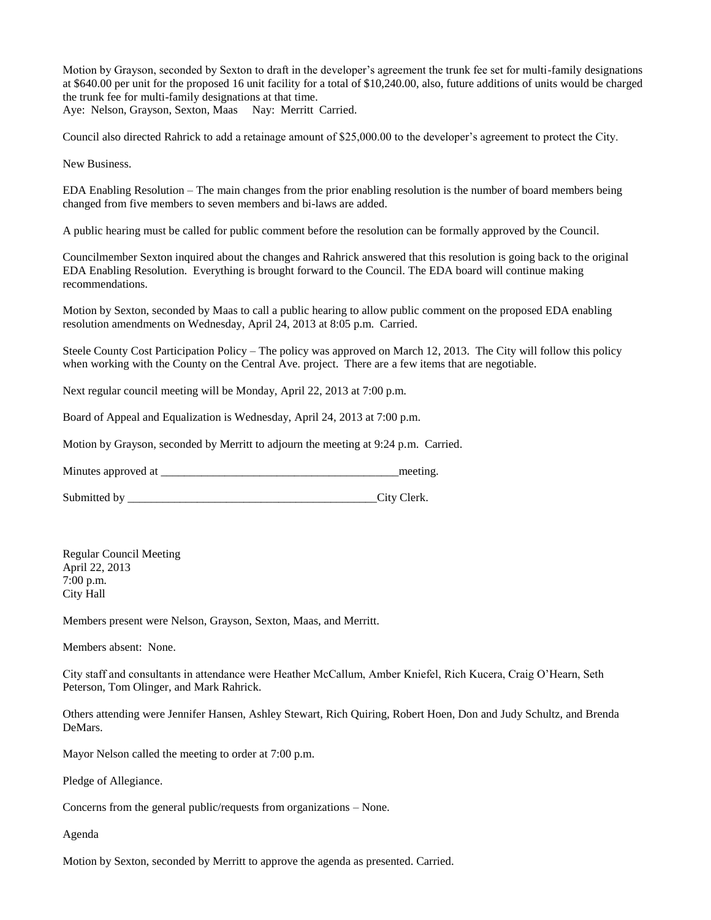Motion by Grayson, seconded by Sexton to draft in the developer's agreement the trunk fee set for multi-family designations at $640.00 per unit for the proposed 16 unit facility for a total of $10,240.00, also, future additions of units would be charged the trunk fee for multi-family designations at that time.
Aye: Nelson, Grayson, Sexton, Maas Nay: Merritt Carried.

Council also directed Rahrick to add a retainage amount of $25,000.00 to the developer's agreement to protect the City.

New Business.

EDA Enabling Resolution – The main changes from the prior enabling resolution is the number of board members being changed from five members to seven members and bi-laws are added.

A public hearing must be called for public comment before the resolution can be formally approved by the Council.

Councilmember Sexton inquired about the changes and Rahrick answered that this resolution is going back to the original EDA Enabling Resolution. Everything is brought forward to the Council. The EDA board will continue making recommendations.

Motion by Sexton, seconded by Maas to call a public hearing to allow public comment on the proposed EDA enabling resolution amendments on Wednesday, April 24, 2013 at 8:05 p.m. Carried.

Steele County Cost Participation Policy – The policy was approved on March 12, 2013. The City will follow this policy when working with the County on the Central Ave. project. There are a few items that are negotiable.

Next regular council meeting will be Monday, April 22, 2013 at 7:00 p.m.

Board of Appeal and Equalization is Wednesday, April 24, 2013 at 7:00 p.m.

Motion by Grayson, seconded by Merritt to adjourn the meeting at 9:24 p.m. Carried.

Minutes approved at ___________________________________________meeting.

Submitted by ____________________________________________City Clerk.

Regular Council Meeting
April 22, 2013
7:00 p.m.
City Hall

Members present were Nelson, Grayson, Sexton, Maas, and Merritt.

Members absent: None.

City staff and consultants in attendance were Heather McCallum, Amber Kniefel, Rich Kucera, Craig O'Hearn, Seth Peterson, Tom Olinger, and Mark Rahrick.

Others attending were Jennifer Hansen, Ashley Stewart, Rich Quiring, Robert Hoen, Don and Judy Schultz, and Brenda DeMars.

Mayor Nelson called the meeting to order at 7:00 p.m.

Pledge of Allegiance.

Concerns from the general public/requests from organizations – None.

Agenda

Motion by Sexton, seconded by Merritt to approve the agenda as presented. Carried.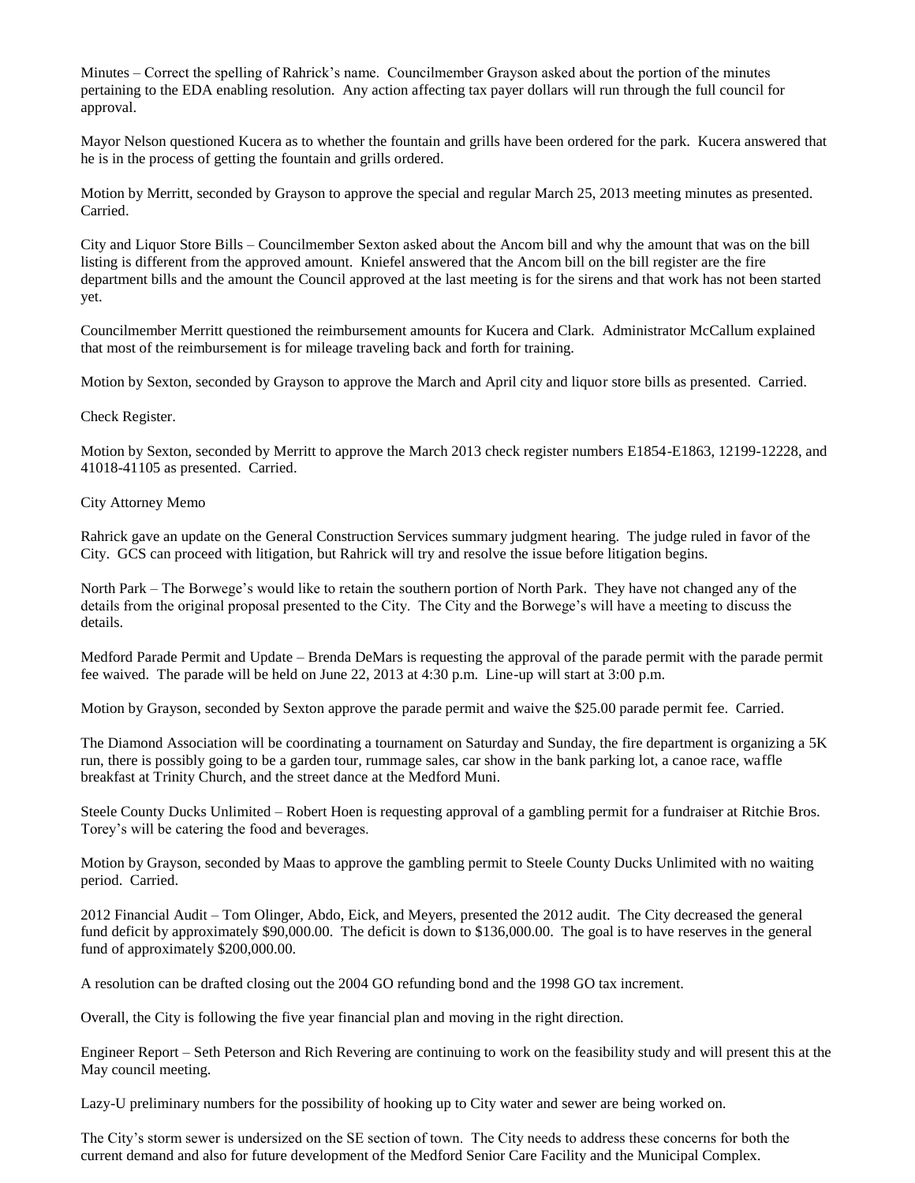Minutes – Correct the spelling of Rahrick's name. Councilmember Grayson asked about the portion of the minutes pertaining to the EDA enabling resolution. Any action affecting tax payer dollars will run through the full council for approval.

Mayor Nelson questioned Kucera as to whether the fountain and grills have been ordered for the park. Kucera answered that he is in the process of getting the fountain and grills ordered.

Motion by Merritt, seconded by Grayson to approve the special and regular March 25, 2013 meeting minutes as presented. Carried.

City and Liquor Store Bills – Councilmember Sexton asked about the Ancom bill and why the amount that was on the bill listing is different from the approved amount. Kniefel answered that the Ancom bill on the bill register are the fire department bills and the amount the Council approved at the last meeting is for the sirens and that work has not been started yet.

Councilmember Merritt questioned the reimbursement amounts for Kucera and Clark. Administrator McCallum explained that most of the reimbursement is for mileage traveling back and forth for training.

Motion by Sexton, seconded by Grayson to approve the March and April city and liquor store bills as presented. Carried.

Check Register.

Motion by Sexton, seconded by Merritt to approve the March 2013 check register numbers E1854-E1863, 12199-12228, and 41018-41105 as presented. Carried.

City Attorney Memo

Rahrick gave an update on the General Construction Services summary judgment hearing. The judge ruled in favor of the City. GCS can proceed with litigation, but Rahrick will try and resolve the issue before litigation begins.

North Park – The Borwege's would like to retain the southern portion of North Park. They have not changed any of the details from the original proposal presented to the City. The City and the Borwege's will have a meeting to discuss the details.

Medford Parade Permit and Update – Brenda DeMars is requesting the approval of the parade permit with the parade permit fee waived. The parade will be held on June 22, 2013 at 4:30 p.m. Line-up will start at 3:00 p.m.

Motion by Grayson, seconded by Sexton approve the parade permit and waive the $25.00 parade permit fee. Carried.

The Diamond Association will be coordinating a tournament on Saturday and Sunday, the fire department is organizing a 5K run, there is possibly going to be a garden tour, rummage sales, car show in the bank parking lot, a canoe race, waffle breakfast at Trinity Church, and the street dance at the Medford Muni.

Steele County Ducks Unlimited – Robert Hoen is requesting approval of a gambling permit for a fundraiser at Ritchie Bros. Torey's will be catering the food and beverages.

Motion by Grayson, seconded by Maas to approve the gambling permit to Steele County Ducks Unlimited with no waiting period. Carried.

2012 Financial Audit – Tom Olinger, Abdo, Eick, and Meyers, presented the 2012 audit. The City decreased the general fund deficit by approximately $90,000.00. The deficit is down to $136,000.00. The goal is to have reserves in the general fund of approximately $200,000.00.

A resolution can be drafted closing out the 2004 GO refunding bond and the 1998 GO tax increment.

Overall, the City is following the five year financial plan and moving in the right direction.

Engineer Report – Seth Peterson and Rich Revering are continuing to work on the feasibility study and will present this at the May council meeting.

Lazy-U preliminary numbers for the possibility of hooking up to City water and sewer are being worked on.

The City's storm sewer is undersized on the SE section of town. The City needs to address these concerns for both the current demand and also for future development of the Medford Senior Care Facility and the Municipal Complex.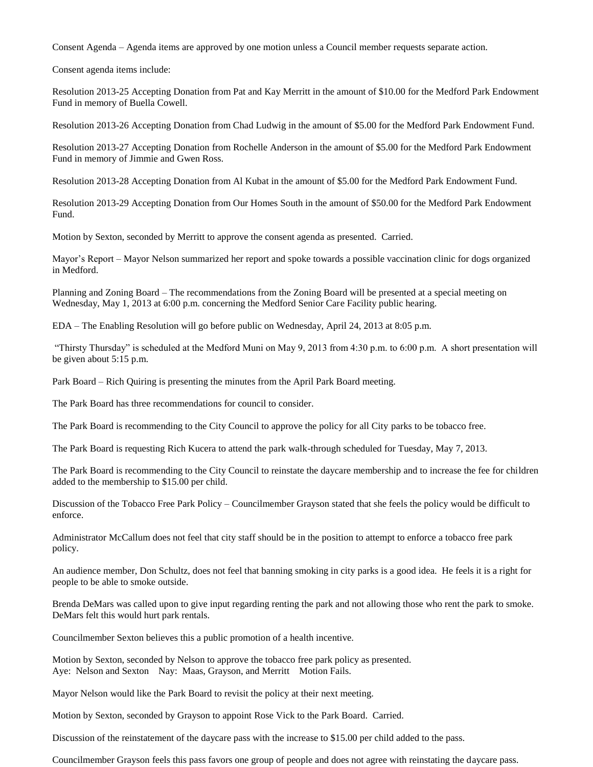Consent Agenda – Agenda items are approved by one motion unless a Council member requests separate action.

Consent agenda items include:

Resolution 2013-25 Accepting Donation from Pat and Kay Merritt in the amount of $10.00 for the Medford Park Endowment Fund in memory of Buella Cowell.

Resolution 2013-26 Accepting Donation from Chad Ludwig in the amount of $5.00 for the Medford Park Endowment Fund.

Resolution 2013-27 Accepting Donation from Rochelle Anderson in the amount of $5.00 for the Medford Park Endowment Fund in memory of Jimmie and Gwen Ross.

Resolution 2013-28 Accepting Donation from Al Kubat in the amount of $5.00 for the Medford Park Endowment Fund.

Resolution 2013-29 Accepting Donation from Our Homes South in the amount of $50.00 for the Medford Park Endowment Fund.

Motion by Sexton, seconded by Merritt to approve the consent agenda as presented. Carried.

Mayor's Report – Mayor Nelson summarized her report and spoke towards a possible vaccination clinic for dogs organized in Medford.

Planning and Zoning Board – The recommendations from the Zoning Board will be presented at a special meeting on Wednesday, May 1, 2013 at 6:00 p.m. concerning the Medford Senior Care Facility public hearing.

EDA – The Enabling Resolution will go before public on Wednesday, April 24, 2013 at 8:05 p.m.

"Thirsty Thursday" is scheduled at the Medford Muni on May 9, 2013 from 4:30 p.m. to 6:00 p.m. A short presentation will be given about 5:15 p.m.

Park Board – Rich Quiring is presenting the minutes from the April Park Board meeting.

The Park Board has three recommendations for council to consider.

The Park Board is recommending to the City Council to approve the policy for all City parks to be tobacco free.

The Park Board is requesting Rich Kucera to attend the park walk-through scheduled for Tuesday, May 7, 2013.

The Park Board is recommending to the City Council to reinstate the daycare membership and to increase the fee for children added to the membership to $15.00 per child.

Discussion of the Tobacco Free Park Policy – Councilmember Grayson stated that she feels the policy would be difficult to enforce.

Administrator McCallum does not feel that city staff should be in the position to attempt to enforce a tobacco free park policy.

An audience member, Don Schultz, does not feel that banning smoking in city parks is a good idea. He feels it is a right for people to be able to smoke outside.

Brenda DeMars was called upon to give input regarding renting the park and not allowing those who rent the park to smoke. DeMars felt this would hurt park rentals.

Councilmember Sexton believes this a public promotion of a health incentive.

Motion by Sexton, seconded by Nelson to approve the tobacco free park policy as presented.
Aye: Nelson and Sexton Nay: Maas, Grayson, and Merritt Motion Fails.

Mayor Nelson would like the Park Board to revisit the policy at their next meeting.

Motion by Sexton, seconded by Grayson to appoint Rose Vick to the Park Board. Carried.

Discussion of the reinstatement of the daycare pass with the increase to $15.00 per child added to the pass.

Councilmember Grayson feels this pass favors one group of people and does not agree with reinstating the daycare pass.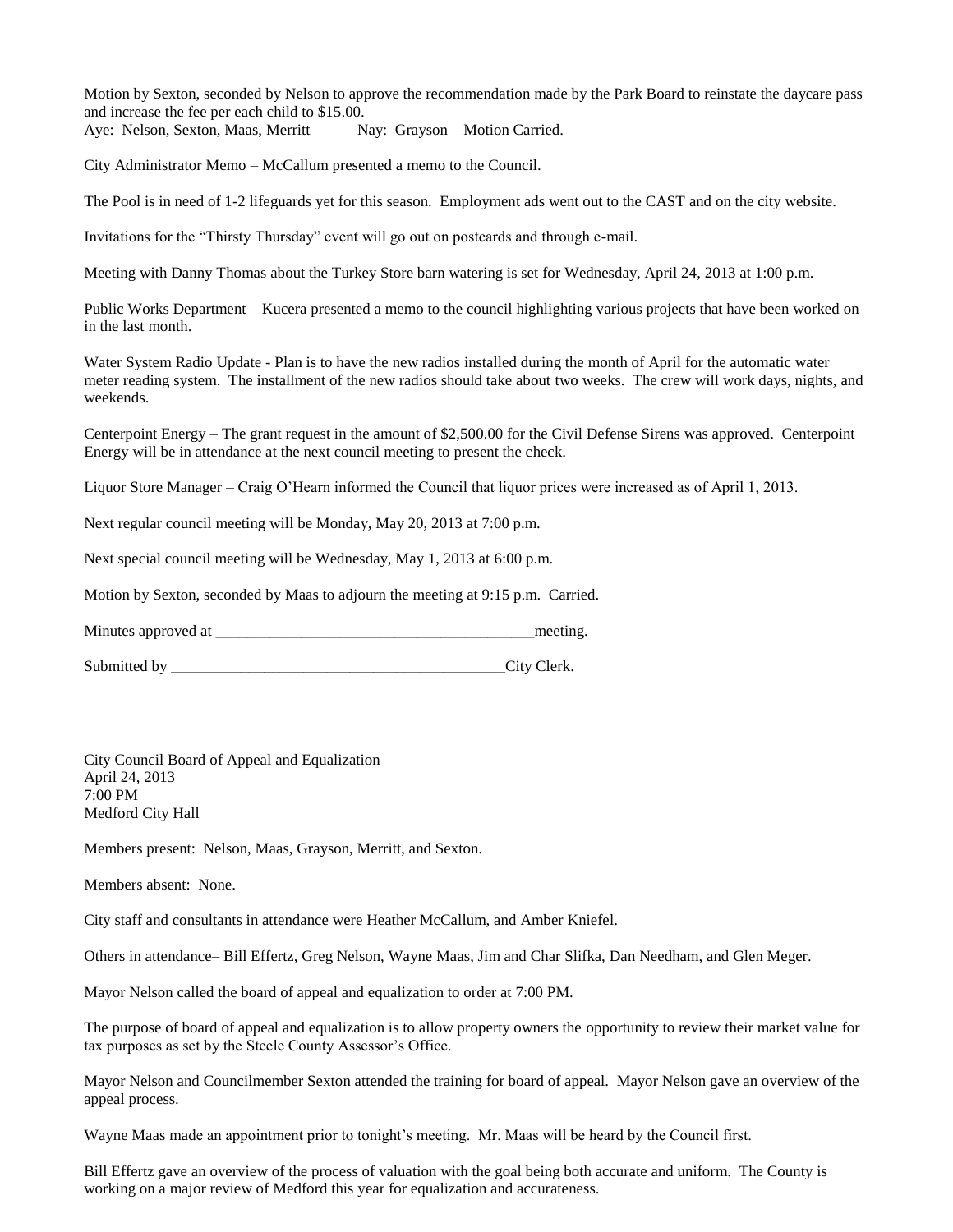Motion by Sexton, seconded by Nelson to approve the recommendation made by the Park Board to reinstate the daycare pass and increase the fee per each child to $15.00.
Aye: Nelson, Sexton, Maas, Merritt Nay: Grayson Motion Carried.

City Administrator Memo – McCallum presented a memo to the Council.

The Pool is in need of 1-2 lifeguards yet for this season. Employment ads went out to the CAST and on the city website.

Invitations for the "Thirsty Thursday" event will go out on postcards and through e-mail.

Meeting with Danny Thomas about the Turkey Store barn watering is set for Wednesday, April 24, 2013 at 1:00 p.m.

Public Works Department – Kucera presented a memo to the council highlighting various projects that have been worked on in the last month.

Water System Radio Update - Plan is to have the new radios installed during the month of April for the automatic water meter reading system. The installment of the new radios should take about two weeks. The crew will work days, nights, and weekends.

Centerpoint Energy – The grant request in the amount of $2,500.00 for the Civil Defense Sirens was approved. Centerpoint Energy will be in attendance at the next council meeting to present the check.

Liquor Store Manager – Craig O'Hearn informed the Council that liquor prices were increased as of April 1, 2013.

Next regular council meeting will be Monday, May 20, 2013 at 7:00 p.m.

Next special council meeting will be Wednesday, May 1, 2013 at 6:00 p.m.

Motion by Sexton, seconded by Maas to adjourn the meeting at 9:15 p.m. Carried.

Minutes approved at ___________________________________________meeting.

Submitted by _____________________________________________City Clerk.

City Council Board of Appeal and Equalization
April 24, 2013
7:00 PM
Medford City Hall

Members present: Nelson, Maas, Grayson, Merritt, and Sexton.

Members absent: None.

City staff and consultants in attendance were Heather McCallum, and Amber Kniefel.

Others in attendance– Bill Effertz, Greg Nelson, Wayne Maas, Jim and Char Slifka, Dan Needham, and Glen Meger.

Mayor Nelson called the board of appeal and equalization to order at 7:00 PM.

The purpose of board of appeal and equalization is to allow property owners the opportunity to review their market value for tax purposes as set by the Steele County Assessor's Office.

Mayor Nelson and Councilmember Sexton attended the training for board of appeal. Mayor Nelson gave an overview of the appeal process.

Wayne Maas made an appointment prior to tonight's meeting. Mr. Maas will be heard by the Council first.

Bill Effertz gave an overview of the process of valuation with the goal being both accurate and uniform. The County is working on a major review of Medford this year for equalization and accurateness.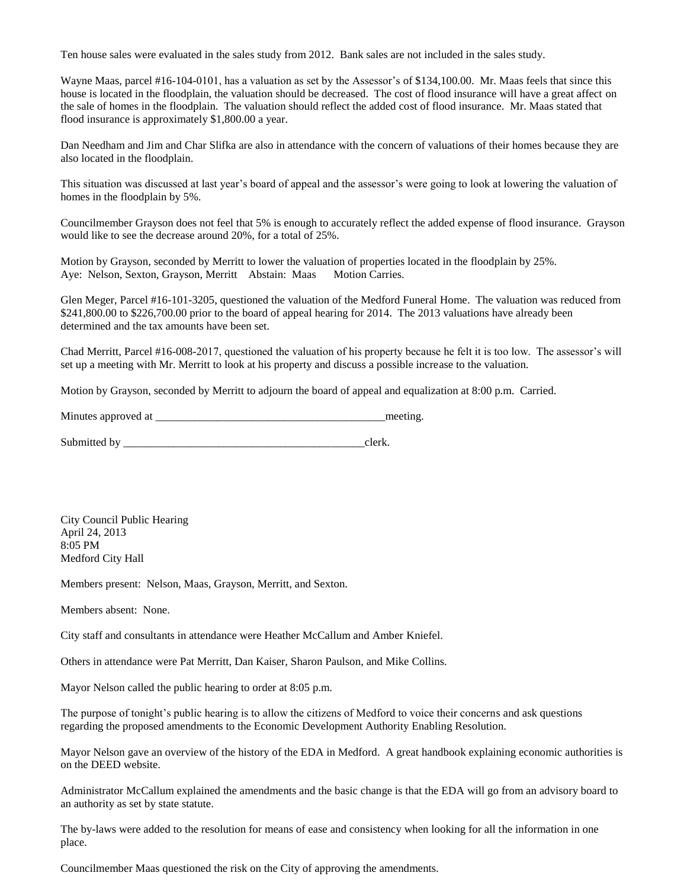Ten house sales were evaluated in the sales study from 2012. Bank sales are not included in the sales study.

Wayne Maas, parcel #16-104-0101, has a valuation as set by the Assessor's of $134,100.00. Mr. Maas feels that since this house is located in the floodplain, the valuation should be decreased. The cost of flood insurance will have a great affect on the sale of homes in the floodplain. The valuation should reflect the added cost of flood insurance. Mr. Maas stated that flood insurance is approximately $1,800.00 a year.

Dan Needham and Jim and Char Slifka are also in attendance with the concern of valuations of their homes because they are also located in the floodplain.

This situation was discussed at last year's board of appeal and the assessor's were going to look at lowering the valuation of homes in the floodplain by 5%.

Councilmember Grayson does not feel that 5% is enough to accurately reflect the added expense of flood insurance. Grayson would like to see the decrease around 20%, for a total of 25%.

Motion by Grayson, seconded by Merritt to lower the valuation of properties located in the floodplain by 25%.
Aye: Nelson, Sexton, Grayson, Merritt Abstain: Maas Motion Carries.

Glen Meger, Parcel #16-101-3205, questioned the valuation of the Medford Funeral Home. The valuation was reduced from $241,800.00 to $226,700.00 prior to the board of appeal hearing for 2014. The 2013 valuations have already been determined and the tax amounts have been set.

Chad Merritt, Parcel #16-008-2017, questioned the valuation of his property because he felt it is too low. The assessor's will set up a meeting with Mr. Merritt to look at his property and discuss a possible increase to the valuation.

Motion by Grayson, seconded by Merritt to adjourn the board of appeal and equalization at 8:00 p.m. Carried.

Minutes approved at __________________________________________meeting.

Submitted by ____________________________________________clerk.

City Council Public Hearing
April 24, 2013
8:05 PM
Medford City Hall

Members present: Nelson, Maas, Grayson, Merritt, and Sexton.

Members absent: None.

City staff and consultants in attendance were Heather McCallum and Amber Kniefel.

Others in attendance were Pat Merritt, Dan Kaiser, Sharon Paulson, and Mike Collins.

Mayor Nelson called the public hearing to order at 8:05 p.m.

The purpose of tonight's public hearing is to allow the citizens of Medford to voice their concerns and ask questions regarding the proposed amendments to the Economic Development Authority Enabling Resolution.

Mayor Nelson gave an overview of the history of the EDA in Medford. A great handbook explaining economic authorities is on the DEED website.

Administrator McCallum explained the amendments and the basic change is that the EDA will go from an advisory board to an authority as set by state statute.

The by-laws were added to the resolution for means of ease and consistency when looking for all the information in one place.

Councilmember Maas questioned the risk on the City of approving the amendments.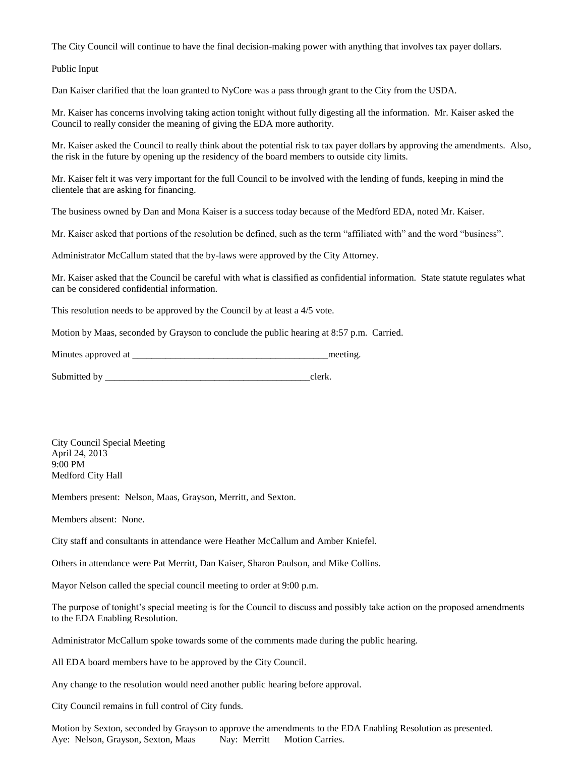The City Council will continue to have the final decision-making power with anything that involves tax payer dollars.

Public Input

Dan Kaiser clarified that the loan granted to NyCore was a pass through grant to the City from the USDA.

Mr. Kaiser has concerns involving taking action tonight without fully digesting all the information. Mr. Kaiser asked the Council to really consider the meaning of giving the EDA more authority.

Mr. Kaiser asked the Council to really think about the potential risk to tax payer dollars by approving the amendments. Also, the risk in the future by opening up the residency of the board members to outside city limits.

Mr. Kaiser felt it was very important for the full Council to be involved with the lending of funds, keeping in mind the clientele that are asking for financing.

The business owned by Dan and Mona Kaiser is a success today because of the Medford EDA, noted Mr. Kaiser.

Mr. Kaiser asked that portions of the resolution be defined, such as the term "affiliated with" and the word "business".

Administrator McCallum stated that the by-laws were approved by the City Attorney.

Mr. Kaiser asked that the Council be careful with what is classified as confidential information. State statute regulates what can be considered confidential information.

This resolution needs to be approved by the Council by at least a 4/5 vote.

Motion by Maas, seconded by Grayson to conclude the public hearing at 8:57 p.m. Carried.

Minutes approved at _________________________________________meeting.

Submitted by ____________________________________________clerk.

City Council Special Meeting
April 24, 2013
9:00 PM
Medford City Hall

Members present: Nelson, Maas, Grayson, Merritt, and Sexton.

Members absent: None.

City staff and consultants in attendance were Heather McCallum and Amber Kniefel.

Others in attendance were Pat Merritt, Dan Kaiser, Sharon Paulson, and Mike Collins.

Mayor Nelson called the special council meeting to order at 9:00 p.m.

The purpose of tonight's special meeting is for the Council to discuss and possibly take action on the proposed amendments to the EDA Enabling Resolution.

Administrator McCallum spoke towards some of the comments made during the public hearing.

All EDA board members have to be approved by the City Council.

Any change to the resolution would need another public hearing before approval.

City Council remains in full control of City funds.

Motion by Sexton, seconded by Grayson to approve the amendments to the EDA Enabling Resolution as presented.
Aye: Nelson, Grayson, Sexton, Maas Nay: Merritt Motion Carries.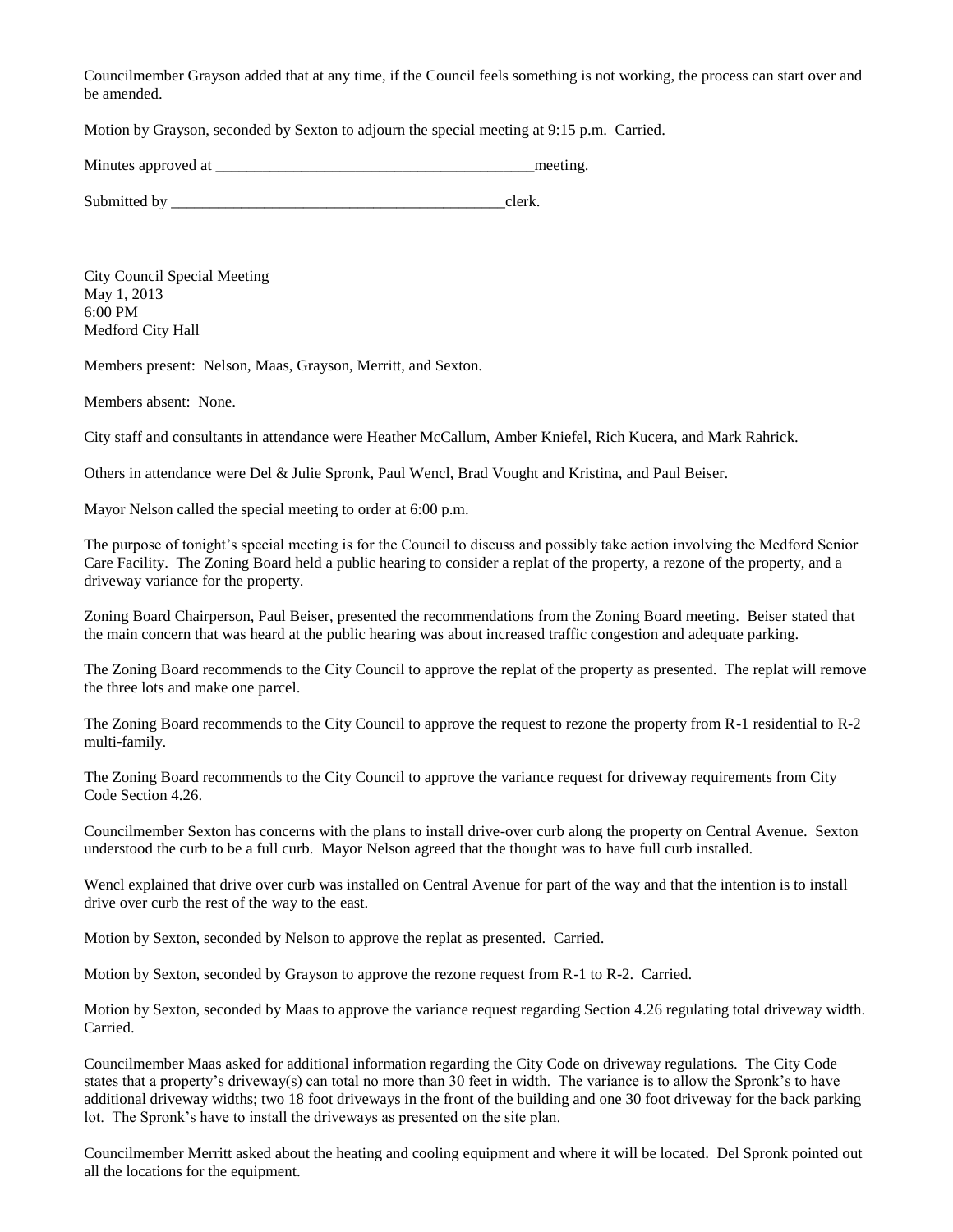Councilmember Grayson added that at any time, if the Council feels something is not working, the process can start over and be amended.

Motion by Grayson, seconded by Sexton to adjourn the special meeting at 9:15 p.m. Carried.

Minutes approved at __________________________________________meeting.

Submitted by ____________________________________________clerk.

City Council Special Meeting
May 1, 2013
6:00 PM
Medford City Hall

Members present: Nelson, Maas, Grayson, Merritt, and Sexton.

Members absent: None.

City staff and consultants in attendance were Heather McCallum, Amber Kniefel, Rich Kucera, and Mark Rahrick.

Others in attendance were Del & Julie Spronk, Paul Wencl, Brad Vought and Kristina, and Paul Beiser.

Mayor Nelson called the special meeting to order at 6:00 p.m.

The purpose of tonight's special meeting is for the Council to discuss and possibly take action involving the Medford Senior Care Facility. The Zoning Board held a public hearing to consider a replat of the property, a rezone of the property, and a driveway variance for the property.

Zoning Board Chairperson, Paul Beiser, presented the recommendations from the Zoning Board meeting. Beiser stated that the main concern that was heard at the public hearing was about increased traffic congestion and adequate parking.

The Zoning Board recommends to the City Council to approve the replat of the property as presented. The replat will remove the three lots and make one parcel.

The Zoning Board recommends to the City Council to approve the request to rezone the property from R-1 residential to R-2 multi-family.

The Zoning Board recommends to the City Council to approve the variance request for driveway requirements from City Code Section 4.26.

Councilmember Sexton has concerns with the plans to install drive-over curb along the property on Central Avenue. Sexton understood the curb to be a full curb. Mayor Nelson agreed that the thought was to have full curb installed.

Wencl explained that drive over curb was installed on Central Avenue for part of the way and that the intention is to install drive over curb the rest of the way to the east.

Motion by Sexton, seconded by Nelson to approve the replat as presented. Carried.

Motion by Sexton, seconded by Grayson to approve the rezone request from R-1 to R-2. Carried.

Motion by Sexton, seconded by Maas to approve the variance request regarding Section 4.26 regulating total driveway width. Carried.

Councilmember Maas asked for additional information regarding the City Code on driveway regulations. The City Code states that a property's driveway(s) can total no more than 30 feet in width. The variance is to allow the Spronk's to have additional driveway widths; two 18 foot driveways in the front of the building and one 30 foot driveway for the back parking lot. The Spronk's have to install the driveways as presented on the site plan.

Councilmember Merritt asked about the heating and cooling equipment and where it will be located. Del Spronk pointed out all the locations for the equipment.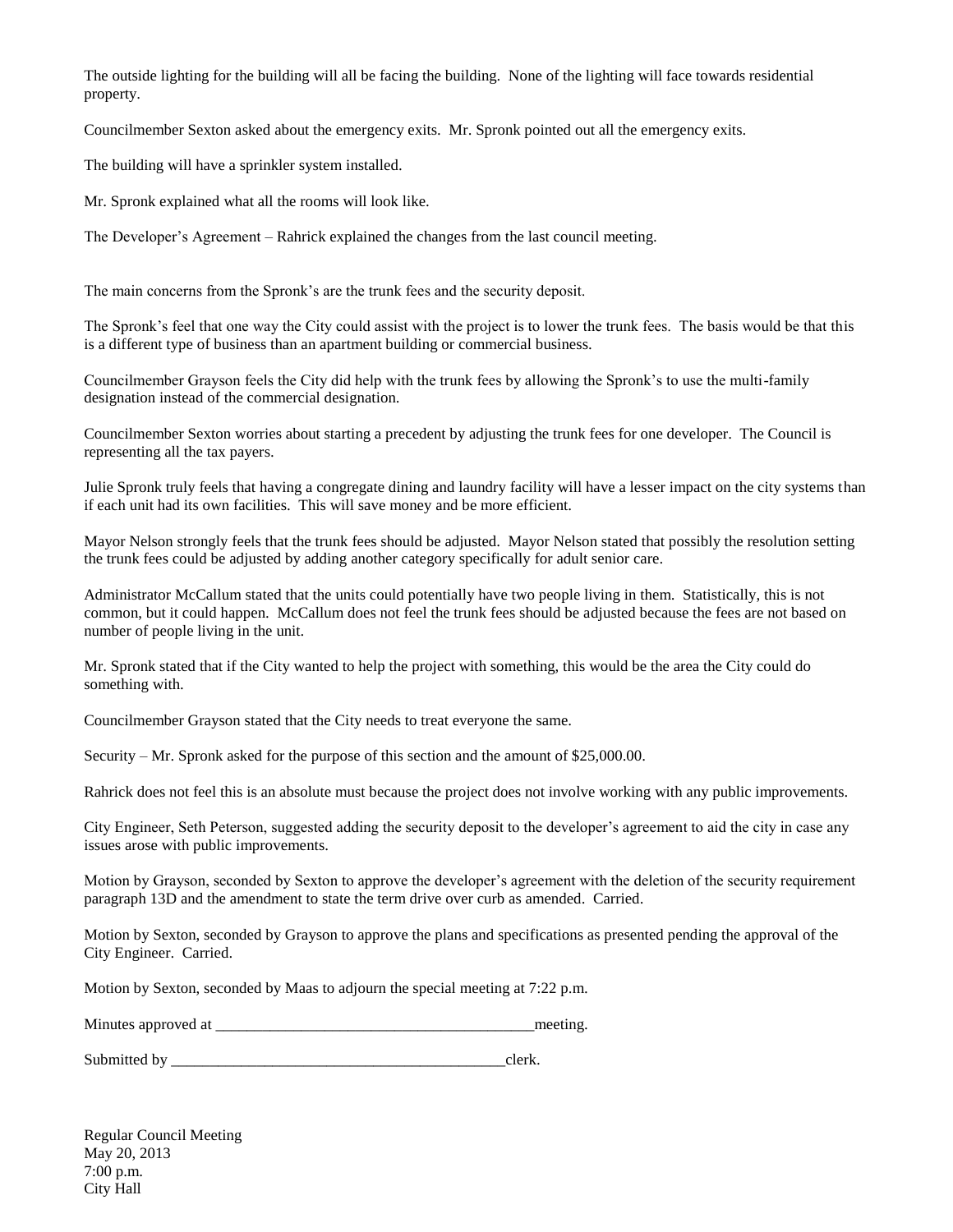The outside lighting for the building will all be facing the building. None of the lighting will face towards residential property.

Councilmember Sexton asked about the emergency exits. Mr. Spronk pointed out all the emergency exits.

The building will have a sprinkler system installed.

Mr. Spronk explained what all the rooms will look like.

The Developer's Agreement – Rahrick explained the changes from the last council meeting.

The main concerns from the Spronk's are the trunk fees and the security deposit.

The Spronk's feel that one way the City could assist with the project is to lower the trunk fees. The basis would be that this is a different type of business than an apartment building or commercial business.

Councilmember Grayson feels the City did help with the trunk fees by allowing the Spronk's to use the multi-family designation instead of the commercial designation.

Councilmember Sexton worries about starting a precedent by adjusting the trunk fees for one developer. The Council is representing all the tax payers.

Julie Spronk truly feels that having a congregate dining and laundry facility will have a lesser impact on the city systems than if each unit had its own facilities. This will save money and be more efficient.

Mayor Nelson strongly feels that the trunk fees should be adjusted. Mayor Nelson stated that possibly the resolution setting the trunk fees could be adjusted by adding another category specifically for adult senior care.

Administrator McCallum stated that the units could potentially have two people living in them. Statistically, this is not common, but it could happen. McCallum does not feel the trunk fees should be adjusted because the fees are not based on number of people living in the unit.

Mr. Spronk stated that if the City wanted to help the project with something, this would be the area the City could do something with.

Councilmember Grayson stated that the City needs to treat everyone the same.

Security – Mr. Spronk asked for the purpose of this section and the amount of $25,000.00.

Rahrick does not feel this is an absolute must because the project does not involve working with any public improvements.

City Engineer, Seth Peterson, suggested adding the security deposit to the developer's agreement to aid the city in case any issues arose with public improvements.

Motion by Grayson, seconded by Sexton to approve the developer's agreement with the deletion of the security requirement paragraph 13D and the amendment to state the term drive over curb as amended. Carried.

Motion by Sexton, seconded by Grayson to approve the plans and specifications as presented pending the approval of the City Engineer. Carried.

Motion by Sexton, seconded by Maas to adjourn the special meeting at 7:22 p.m.

Minutes approved at ________________________________________meeting.

Submitted by __________________________________________clerk.

Regular Council Meeting
May 20, 2013
7:00 p.m.
City Hall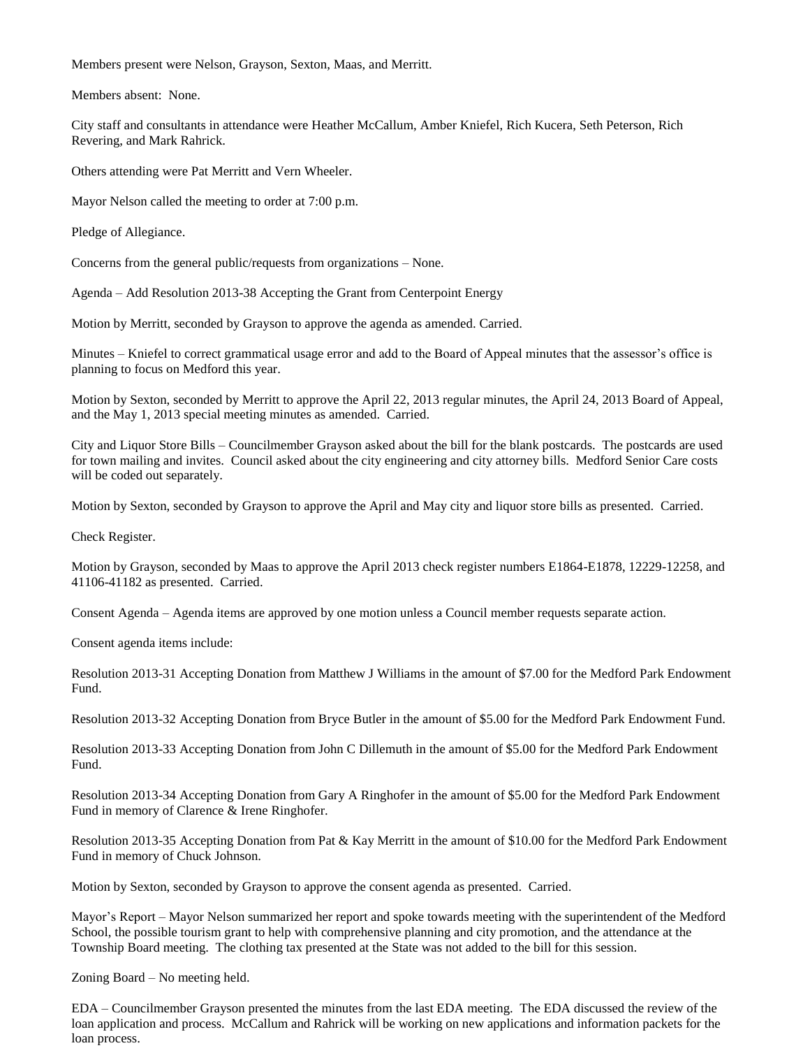Members present were Nelson, Grayson, Sexton, Maas, and Merritt.

Members absent: None.

City staff and consultants in attendance were Heather McCallum, Amber Kniefel, Rich Kucera, Seth Peterson, Rich Revering, and Mark Rahrick.

Others attending were Pat Merritt and Vern Wheeler.

Mayor Nelson called the meeting to order at 7:00 p.m.

Pledge of Allegiance.

Concerns from the general public/requests from organizations – None.

Agenda – Add Resolution 2013-38 Accepting the Grant from Centerpoint Energy

Motion by Merritt, seconded by Grayson to approve the agenda as amended. Carried.

Minutes – Kniefel to correct grammatical usage error and add to the Board of Appeal minutes that the assessor's office is planning to focus on Medford this year.

Motion by Sexton, seconded by Merritt to approve the April 22, 2013 regular minutes, the April 24, 2013 Board of Appeal, and the May 1, 2013 special meeting minutes as amended. Carried.

City and Liquor Store Bills – Councilmember Grayson asked about the bill for the blank postcards. The postcards are used for town mailing and invites. Council asked about the city engineering and city attorney bills. Medford Senior Care costs will be coded out separately.

Motion by Sexton, seconded by Grayson to approve the April and May city and liquor store bills as presented. Carried.

Check Register.

Motion by Grayson, seconded by Maas to approve the April 2013 check register numbers E1864-E1878, 12229-12258, and 41106-41182 as presented. Carried.

Consent Agenda – Agenda items are approved by one motion unless a Council member requests separate action.

Consent agenda items include:

Resolution 2013-31 Accepting Donation from Matthew J Williams in the amount of $7.00 for the Medford Park Endowment Fund.

Resolution 2013-32 Accepting Donation from Bryce Butler in the amount of $5.00 for the Medford Park Endowment Fund.

Resolution 2013-33 Accepting Donation from John C Dillemuth in the amount of $5.00 for the Medford Park Endowment Fund.

Resolution 2013-34 Accepting Donation from Gary A Ringhofer in the amount of $5.00 for the Medford Park Endowment Fund in memory of Clarence & Irene Ringhofer.

Resolution 2013-35 Accepting Donation from Pat & Kay Merritt in the amount of $10.00 for the Medford Park Endowment Fund in memory of Chuck Johnson.

Motion by Sexton, seconded by Grayson to approve the consent agenda as presented. Carried.

Mayor's Report – Mayor Nelson summarized her report and spoke towards meeting with the superintendent of the Medford School, the possible tourism grant to help with comprehensive planning and city promotion, and the attendance at the Township Board meeting. The clothing tax presented at the State was not added to the bill for this session.

Zoning Board – No meeting held.

EDA – Councilmember Grayson presented the minutes from the last EDA meeting. The EDA discussed the review of the loan application and process. McCallum and Rahrick will be working on new applications and information packets for the loan process.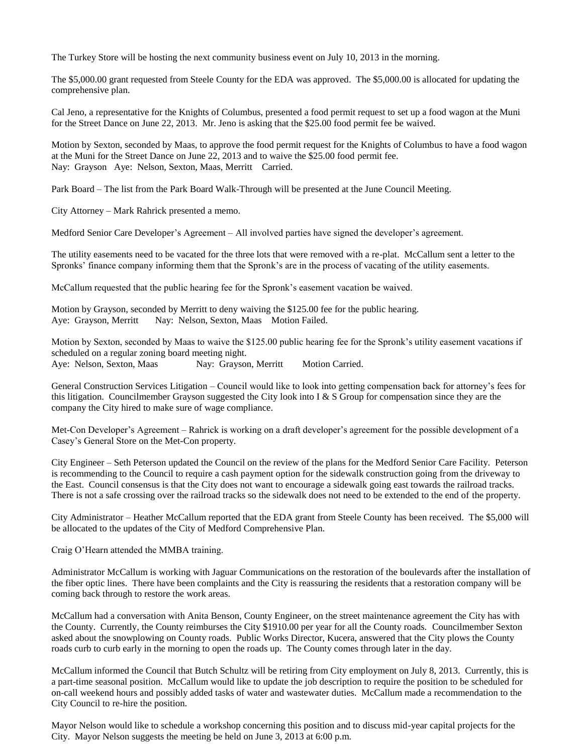The Turkey Store will be hosting the next community business event on July 10, 2013 in the morning.

The $5,000.00 grant requested from Steele County for the EDA was approved. The $5,000.00 is allocated for updating the comprehensive plan.

Cal Jeno, a representative for the Knights of Columbus, presented a food permit request to set up a food wagon at the Muni for the Street Dance on June 22, 2013. Mr. Jeno is asking that the $25.00 food permit fee be waived.

Motion by Sexton, seconded by Maas, to approve the food permit request for the Knights of Columbus to have a food wagon at the Muni for the Street Dance on June 22, 2013 and to waive the $25.00 food permit fee.
Nay: Grayson Aye: Nelson, Sexton, Maas, Merritt Carried.

Park Board – The list from the Park Board Walk-Through will be presented at the June Council Meeting.

City Attorney – Mark Rahrick presented a memo.

Medford Senior Care Developer's Agreement – All involved parties have signed the developer's agreement.

The utility easements need to be vacated for the three lots that were removed with a re-plat. McCallum sent a letter to the Spronks' finance company informing them that the Spronk's are in the process of vacating of the utility easements.

McCallum requested that the public hearing fee for the Spronk's easement vacation be waived.

Motion by Grayson, seconded by Merritt to deny waiving the $125.00 fee for the public hearing.
Aye: Grayson, Merritt Nay: Nelson, Sexton, Maas Motion Failed.

Motion by Sexton, seconded by Maas to waive the $125.00 public hearing fee for the Spronk's utility easement vacations if scheduled on a regular zoning board meeting night.
Aye: Nelson, Sexton, Maas Nay: Grayson, Merritt Motion Carried.

General Construction Services Litigation – Council would like to look into getting compensation back for attorney's fees for this litigation. Councilmember Grayson suggested the City look into I & S Group for compensation since they are the company the City hired to make sure of wage compliance.

Met-Con Developer's Agreement – Rahrick is working on a draft developer's agreement for the possible development of a Casey's General Store on the Met-Con property.

City Engineer – Seth Peterson updated the Council on the review of the plans for the Medford Senior Care Facility. Peterson is recommending to the Council to require a cash payment option for the sidewalk construction going from the driveway to the East. Council consensus is that the City does not want to encourage a sidewalk going east towards the railroad tracks. There is not a safe crossing over the railroad tracks so the sidewalk does not need to be extended to the end of the property.

City Administrator – Heather McCallum reported that the EDA grant from Steele County has been received. The $5,000 will be allocated to the updates of the City of Medford Comprehensive Plan.

Craig O'Hearn attended the MMBA training.

Administrator McCallum is working with Jaguar Communications on the restoration of the boulevards after the installation of the fiber optic lines. There have been complaints and the City is reassuring the residents that a restoration company will be coming back through to restore the work areas.

McCallum had a conversation with Anita Benson, County Engineer, on the street maintenance agreement the City has with the County. Currently, the County reimburses the City $1910.00 per year for all the County roads. Councilmember Sexton asked about the snowplowing on County roads. Public Works Director, Kucera, answered that the City plows the County roads curb to curb early in the morning to open the roads up. The County comes through later in the day.

McCallum informed the Council that Butch Schultz will be retiring from City employment on July 8, 2013. Currently, this is a part-time seasonal position. McCallum would like to update the job description to require the position to be scheduled for on-call weekend hours and possibly added tasks of water and wastewater duties. McCallum made a recommendation to the City Council to re-hire the position.

Mayor Nelson would like to schedule a workshop concerning this position and to discuss mid-year capital projects for the City. Mayor Nelson suggests the meeting be held on June 3, 2013 at 6:00 p.m.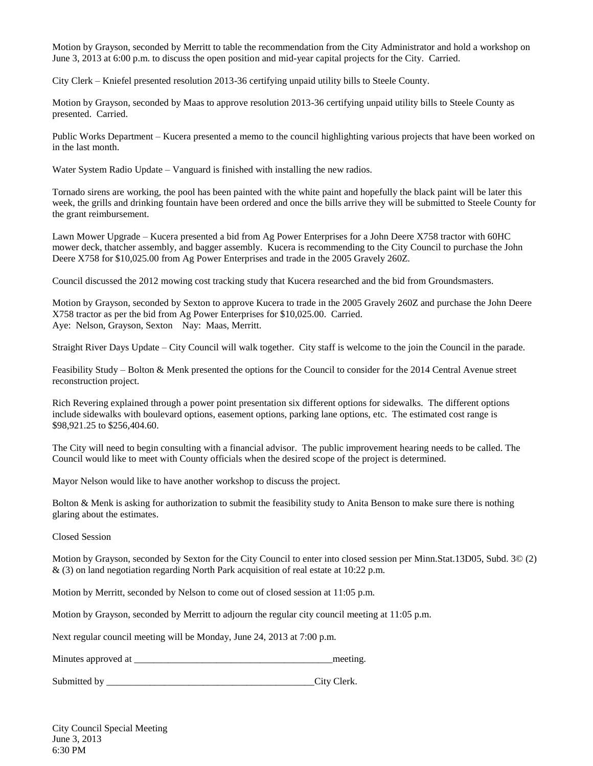Motion by Grayson, seconded by Merritt to table the recommendation from the City Administrator and hold a workshop on June 3, 2013 at 6:00 p.m. to discuss the open position and mid-year capital projects for the City. Carried.

City Clerk – Kniefel presented resolution 2013-36 certifying unpaid utility bills to Steele County.

Motion by Grayson, seconded by Maas to approve resolution 2013-36 certifying unpaid utility bills to Steele County as presented. Carried.

Public Works Department – Kucera presented a memo to the council highlighting various projects that have been worked on in the last month.

Water System Radio Update – Vanguard is finished with installing the new radios.

Tornado sirens are working, the pool has been painted with the white paint and hopefully the black paint will be later this week, the grills and drinking fountain have been ordered and once the bills arrive they will be submitted to Steele County for the grant reimbursement.

Lawn Mower Upgrade – Kucera presented a bid from Ag Power Enterprises for a John Deere X758 tractor with 60HC mower deck, thatcher assembly, and bagger assembly. Kucera is recommending to the City Council to purchase the John Deere X758 for $10,025.00 from Ag Power Enterprises and trade in the 2005 Gravely 260Z.

Council discussed the 2012 mowing cost tracking study that Kucera researched and the bid from Groundsmasters.

Motion by Grayson, seconded by Sexton to approve Kucera to trade in the 2005 Gravely 260Z and purchase the John Deere X758 tractor as per the bid from Ag Power Enterprises for $10,025.00. Carried.
Aye: Nelson, Grayson, Sexton Nay: Maas, Merritt.

Straight River Days Update – City Council will walk together. City staff is welcome to the join the Council in the parade.

Feasibility Study – Bolton & Menk presented the options for the Council to consider for the 2014 Central Avenue street reconstruction project.

Rich Revering explained through a power point presentation six different options for sidewalks. The different options include sidewalks with boulevard options, easement options, parking lane options, etc. The estimated cost range is $98,921.25 to $256,404.60.

The City will need to begin consulting with a financial advisor. The public improvement hearing needs to be called. The Council would like to meet with County officials when the desired scope of the project is determined.

Mayor Nelson would like to have another workshop to discuss the project.

Bolton & Menk is asking for authorization to submit the feasibility study to Anita Benson to make sure there is nothing glaring about the estimates.

Closed Session

Motion by Grayson, seconded by Sexton for the City Council to enter into closed session per Minn.Stat.13D05, Subd. 3© (2) & (3) on land negotiation regarding North Park acquisition of real estate at 10:22 p.m.

Motion by Merritt, seconded by Nelson to come out of closed session at 11:05 p.m.

Motion by Grayson, seconded by Merritt to adjourn the regular city council meeting at 11:05 p.m.

Next regular council meeting will be Monday, June 24, 2013 at 7:00 p.m.

Minutes approved at \_\_\_\_\_\_\_\_\_\_\_\_\_\_\_\_\_\_\_\_\_\_\_\_\_\_\_\_\_\_\_\_\_\_\_\_\_\_\_\_\_\_meeting.

Submitted by \_\_\_\_\_\_\_\_\_\_\_\_\_\_\_\_\_\_\_\_\_\_\_\_\_\_\_\_\_\_\_\_\_\_\_\_\_\_\_\_\_\_\_City Clerk.

City Council Special Meeting
June 3, 2013
6:30 PM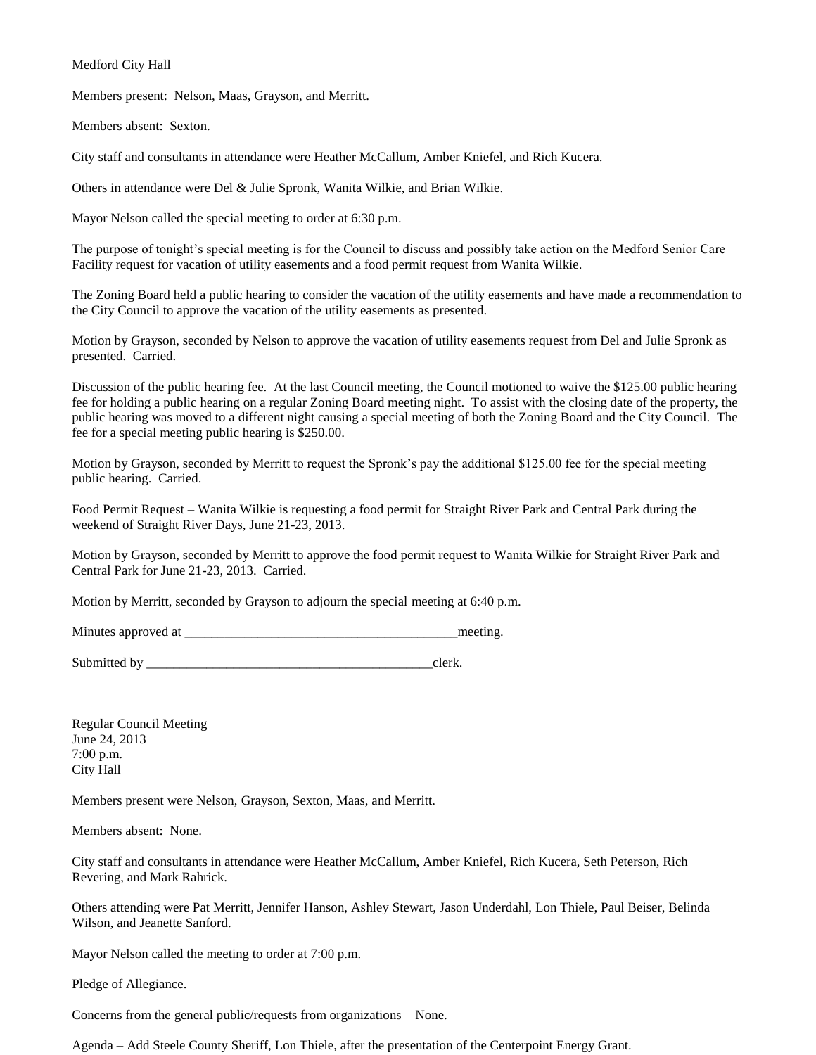Medford City Hall

Members present: Nelson, Maas, Grayson, and Merritt.

Members absent: Sexton.

City staff and consultants in attendance were Heather McCallum, Amber Kniefel, and Rich Kucera.

Others in attendance were Del & Julie Spronk, Wanita Wilkie, and Brian Wilkie.

Mayor Nelson called the special meeting to order at 6:30 p.m.

The purpose of tonight's special meeting is for the Council to discuss and possibly take action on the Medford Senior Care Facility request for vacation of utility easements and a food permit request from Wanita Wilkie.

The Zoning Board held a public hearing to consider the vacation of the utility easements and have made a recommendation to the City Council to approve the vacation of the utility easements as presented.

Motion by Grayson, seconded by Nelson to approve the vacation of utility easements request from Del and Julie Spronk as presented. Carried.

Discussion of the public hearing fee. At the last Council meeting, the Council motioned to waive the $125.00 public hearing fee for holding a public hearing on a regular Zoning Board meeting night. To assist with the closing date of the property, the public hearing was moved to a different night causing a special meeting of both the Zoning Board and the City Council. The fee for a special meeting public hearing is $250.00.

Motion by Grayson, seconded by Merritt to request the Spronk's pay the additional $125.00 fee for the special meeting public hearing. Carried.

Food Permit Request – Wanita Wilkie is requesting a food permit for Straight River Park and Central Park during the weekend of Straight River Days, June 21-23, 2013.

Motion by Grayson, seconded by Merritt to approve the food permit request to Wanita Wilkie for Straight River Park and Central Park for June 21-23, 2013. Carried.

Motion by Merritt, seconded by Grayson to adjourn the special meeting at 6:40 p.m.

Minutes approved at __________________________________________meeting.

Submitted by ____________________________________________clerk.

Regular Council Meeting
June 24, 2013
7:00 p.m.
City Hall

Members present were Nelson, Grayson, Sexton, Maas, and Merritt.

Members absent: None.

City staff and consultants in attendance were Heather McCallum, Amber Kniefel, Rich Kucera, Seth Peterson, Rich Revering, and Mark Rahrick.

Others attending were Pat Merritt, Jennifer Hanson, Ashley Stewart, Jason Underdahl, Lon Thiele, Paul Beiser, Belinda Wilson, and Jeanette Sanford.

Mayor Nelson called the meeting to order at 7:00 p.m.

Pledge of Allegiance.

Concerns from the general public/requests from organizations – None.

Agenda – Add Steele County Sheriff, Lon Thiele, after the presentation of the Centerpoint Energy Grant.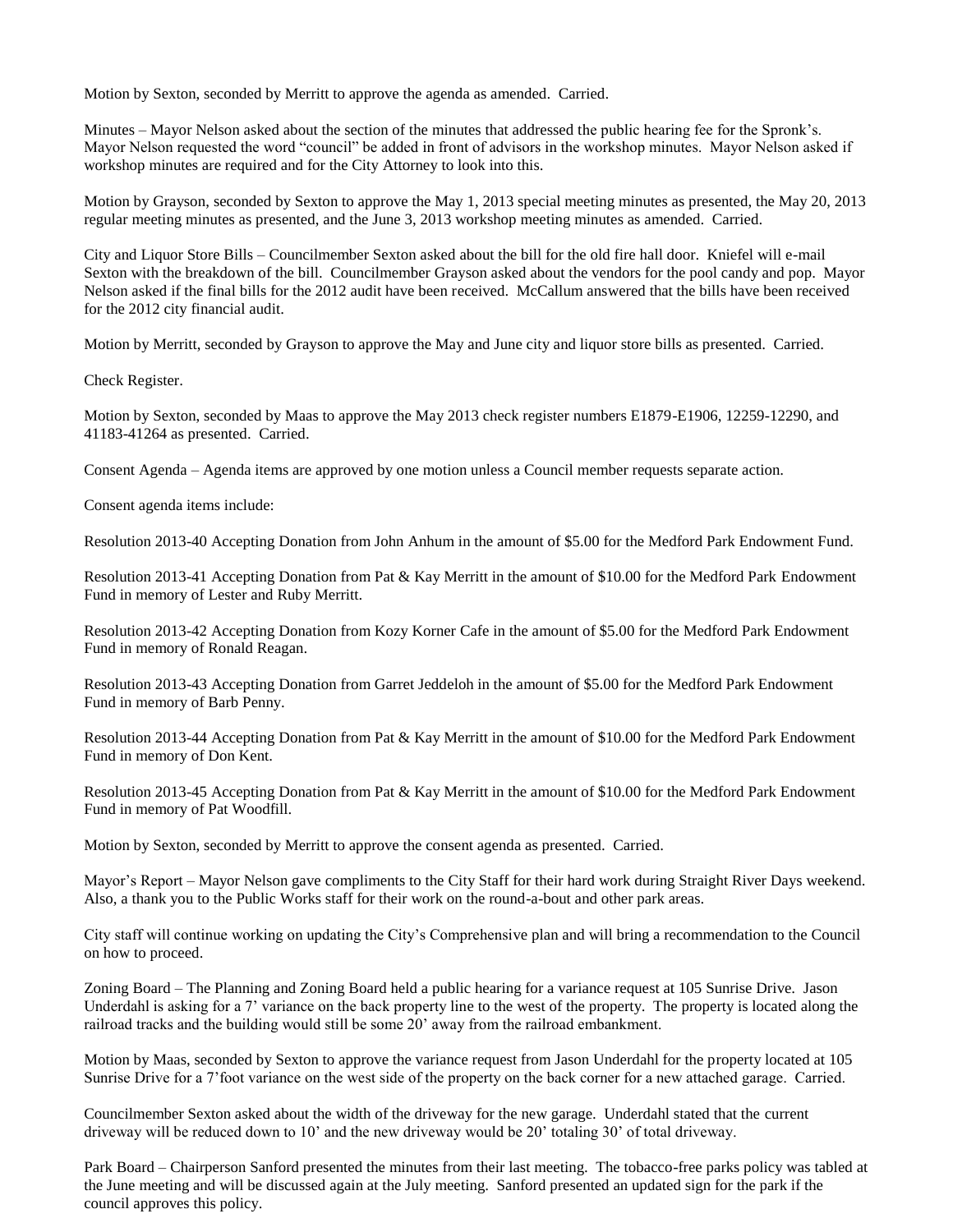Motion by Sexton, seconded by Merritt to approve the agenda as amended. Carried.

Minutes – Mayor Nelson asked about the section of the minutes that addressed the public hearing fee for the Spronk's. Mayor Nelson requested the word "council" be added in front of advisors in the workshop minutes. Mayor Nelson asked if workshop minutes are required and for the City Attorney to look into this.

Motion by Grayson, seconded by Sexton to approve the May 1, 2013 special meeting minutes as presented, the May 20, 2013 regular meeting minutes as presented, and the June 3, 2013 workshop meeting minutes as amended. Carried.

City and Liquor Store Bills – Councilmember Sexton asked about the bill for the old fire hall door. Kniefel will e-mail Sexton with the breakdown of the bill. Councilmember Grayson asked about the vendors for the pool candy and pop. Mayor Nelson asked if the final bills for the 2012 audit have been received. McCallum answered that the bills have been received for the 2012 city financial audit.

Motion by Merritt, seconded by Grayson to approve the May and June city and liquor store bills as presented. Carried.

Check Register.

Motion by Sexton, seconded by Maas to approve the May 2013 check register numbers E1879-E1906, 12259-12290, and 41183-41264 as presented. Carried.

Consent Agenda – Agenda items are approved by one motion unless a Council member requests separate action.

Consent agenda items include:

Resolution 2013-40 Accepting Donation from John Anhum in the amount of $5.00 for the Medford Park Endowment Fund.

Resolution 2013-41 Accepting Donation from Pat & Kay Merritt in the amount of $10.00 for the Medford Park Endowment Fund in memory of Lester and Ruby Merritt.

Resolution 2013-42 Accepting Donation from Kozy Korner Cafe in the amount of $5.00 for the Medford Park Endowment Fund in memory of Ronald Reagan.

Resolution 2013-43 Accepting Donation from Garret Jeddeloh in the amount of $5.00 for the Medford Park Endowment Fund in memory of Barb Penny.

Resolution 2013-44 Accepting Donation from Pat & Kay Merritt in the amount of $10.00 for the Medford Park Endowment Fund in memory of Don Kent.

Resolution 2013-45 Accepting Donation from Pat & Kay Merritt in the amount of $10.00 for the Medford Park Endowment Fund in memory of Pat Woodfill.

Motion by Sexton, seconded by Merritt to approve the consent agenda as presented. Carried.

Mayor's Report – Mayor Nelson gave compliments to the City Staff for their hard work during Straight River Days weekend. Also, a thank you to the Public Works staff for their work on the round-a-bout and other park areas.

City staff will continue working on updating the City's Comprehensive plan and will bring a recommendation to the Council on how to proceed.

Zoning Board – The Planning and Zoning Board held a public hearing for a variance request at 105 Sunrise Drive. Jason Underdahl is asking for a 7' variance on the back property line to the west of the property. The property is located along the railroad tracks and the building would still be some 20' away from the railroad embankment.

Motion by Maas, seconded by Sexton to approve the variance request from Jason Underdahl for the property located at 105 Sunrise Drive for a 7'foot variance on the west side of the property on the back corner for a new attached garage. Carried.

Councilmember Sexton asked about the width of the driveway for the new garage. Underdahl stated that the current driveway will be reduced down to 10' and the new driveway would be 20' totaling 30' of total driveway.

Park Board – Chairperson Sanford presented the minutes from their last meeting. The tobacco-free parks policy was tabled at the June meeting and will be discussed again at the July meeting. Sanford presented an updated sign for the park if the council approves this policy.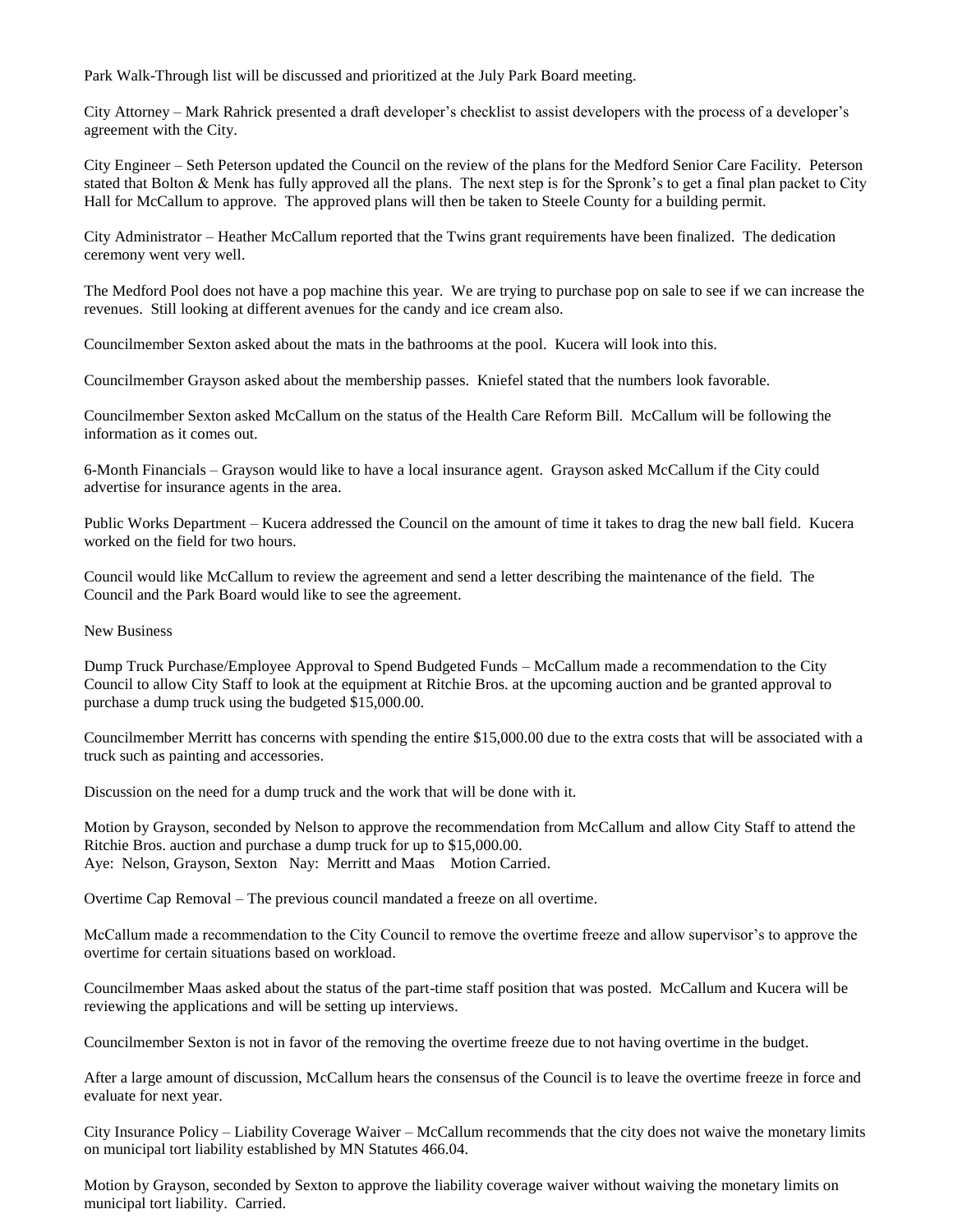Park Walk-Through list will be discussed and prioritized at the July Park Board meeting.

City Attorney – Mark Rahrick presented a draft developer's checklist to assist developers with the process of a developer's agreement with the City.

City Engineer – Seth Peterson updated the Council on the review of the plans for the Medford Senior Care Facility. Peterson stated that Bolton & Menk has fully approved all the plans. The next step is for the Spronk's to get a final plan packet to City Hall for McCallum to approve. The approved plans will then be taken to Steele County for a building permit.

City Administrator – Heather McCallum reported that the Twins grant requirements have been finalized. The dedication ceremony went very well.

The Medford Pool does not have a pop machine this year. We are trying to purchase pop on sale to see if we can increase the revenues. Still looking at different avenues for the candy and ice cream also.

Councilmember Sexton asked about the mats in the bathrooms at the pool. Kucera will look into this.

Councilmember Grayson asked about the membership passes. Kniefel stated that the numbers look favorable.

Councilmember Sexton asked McCallum on the status of the Health Care Reform Bill. McCallum will be following the information as it comes out.

6-Month Financials – Grayson would like to have a local insurance agent. Grayson asked McCallum if the City could advertise for insurance agents in the area.

Public Works Department – Kucera addressed the Council on the amount of time it takes to drag the new ball field. Kucera worked on the field for two hours.

Council would like McCallum to review the agreement and send a letter describing the maintenance of the field. The Council and the Park Board would like to see the agreement.

New Business

Dump Truck Purchase/Employee Approval to Spend Budgeted Funds – McCallum made a recommendation to the City Council to allow City Staff to look at the equipment at Ritchie Bros. at the upcoming auction and be granted approval to purchase a dump truck using the budgeted $15,000.00.

Councilmember Merritt has concerns with spending the entire $15,000.00 due to the extra costs that will be associated with a truck such as painting and accessories.

Discussion on the need for a dump truck and the work that will be done with it.

Motion by Grayson, seconded by Nelson to approve the recommendation from McCallum and allow City Staff to attend the Ritchie Bros. auction and purchase a dump truck for up to $15,000.00.
Aye: Nelson, Grayson, Sexton Nay: Merritt and Maas Motion Carried.

Overtime Cap Removal – The previous council mandated a freeze on all overtime.

McCallum made a recommendation to the City Council to remove the overtime freeze and allow supervisor's to approve the overtime for certain situations based on workload.

Councilmember Maas asked about the status of the part-time staff position that was posted. McCallum and Kucera will be reviewing the applications and will be setting up interviews.

Councilmember Sexton is not in favor of the removing the overtime freeze due to not having overtime in the budget.

After a large amount of discussion, McCallum hears the consensus of the Council is to leave the overtime freeze in force and evaluate for next year.

City Insurance Policy – Liability Coverage Waiver – McCallum recommends that the city does not waive the monetary limits on municipal tort liability established by MN Statutes 466.04.

Motion by Grayson, seconded by Sexton to approve the liability coverage waiver without waiving the monetary limits on municipal tort liability. Carried.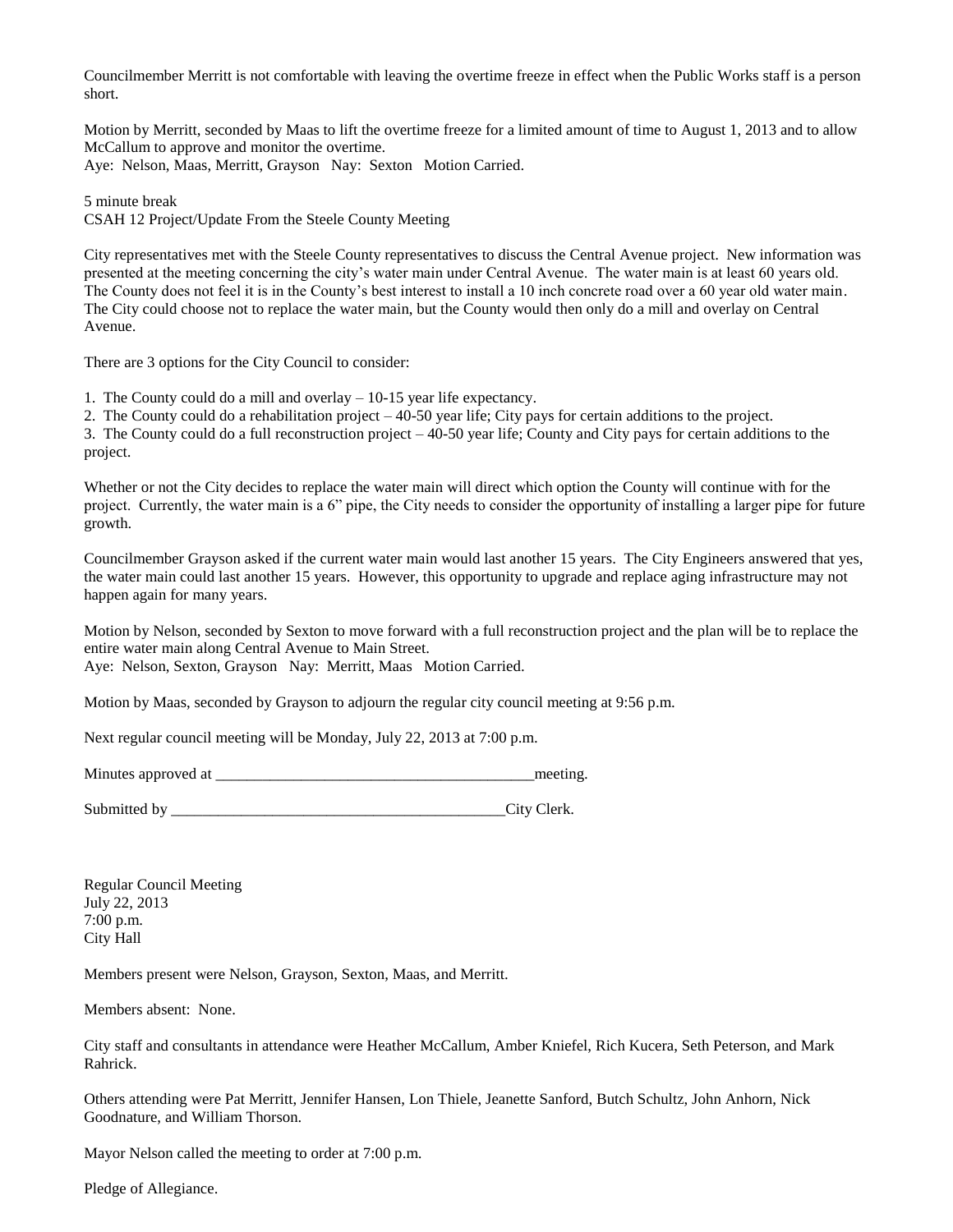Councilmember Merritt is not comfortable with leaving the overtime freeze in effect when the Public Works staff is a person short.

Motion by Merritt, seconded by Maas to lift the overtime freeze for a limited amount of time to August 1, 2013 and to allow McCallum to approve and monitor the overtime.
Aye: Nelson, Maas, Merritt, Grayson Nay: Sexton Motion Carried.

5 minute break
CSAH 12 Project/Update From the Steele County Meeting

City representatives met with the Steele County representatives to discuss the Central Avenue project. New information was presented at the meeting concerning the city's water main under Central Avenue. The water main is at least 60 years old. The County does not feel it is in the County's best interest to install a 10 inch concrete road over a 60 year old water main. The City could choose not to replace the water main, but the County would then only do a mill and overlay on Central Avenue.

There are 3 options for the City Council to consider:

1. The County could do a mill and overlay – 10-15 year life expectancy.
2. The County could do a rehabilitation project – 40-50 year life; City pays for certain additions to the project.
3. The County could do a full reconstruction project – 40-50 year life; County and City pays for certain additions to the project.

Whether or not the City decides to replace the water main will direct which option the County will continue with for the project. Currently, the water main is a 6" pipe, the City needs to consider the opportunity of installing a larger pipe for future growth.

Councilmember Grayson asked if the current water main would last another 15 years. The City Engineers answered that yes, the water main could last another 15 years. However, this opportunity to upgrade and replace aging infrastructure may not happen again for many years.

Motion by Nelson, seconded by Sexton to move forward with a full reconstruction project and the plan will be to replace the entire water main along Central Avenue to Main Street.
Aye: Nelson, Sexton, Grayson Nay: Merritt, Maas Motion Carried.

Motion by Maas, seconded by Grayson to adjourn the regular city council meeting at 9:56 p.m.

Next regular council meeting will be Monday, July 22, 2013 at 7:00 p.m.

Minutes approved at ________________________________________meeting.

Submitted by ___________________________________________City Clerk.

Regular Council Meeting
July 22, 2013
7:00 p.m.
City Hall

Members present were Nelson, Grayson, Sexton, Maas, and Merritt.

Members absent: None.

City staff and consultants in attendance were Heather McCallum, Amber Kniefel, Rich Kucera, Seth Peterson, and Mark Rahrick.

Others attending were Pat Merritt, Jennifer Hansen, Lon Thiele, Jeanette Sanford, Butch Schultz, John Anhorn, Nick Goodnature, and William Thorson.

Mayor Nelson called the meeting to order at 7:00 p.m.

Pledge of Allegiance.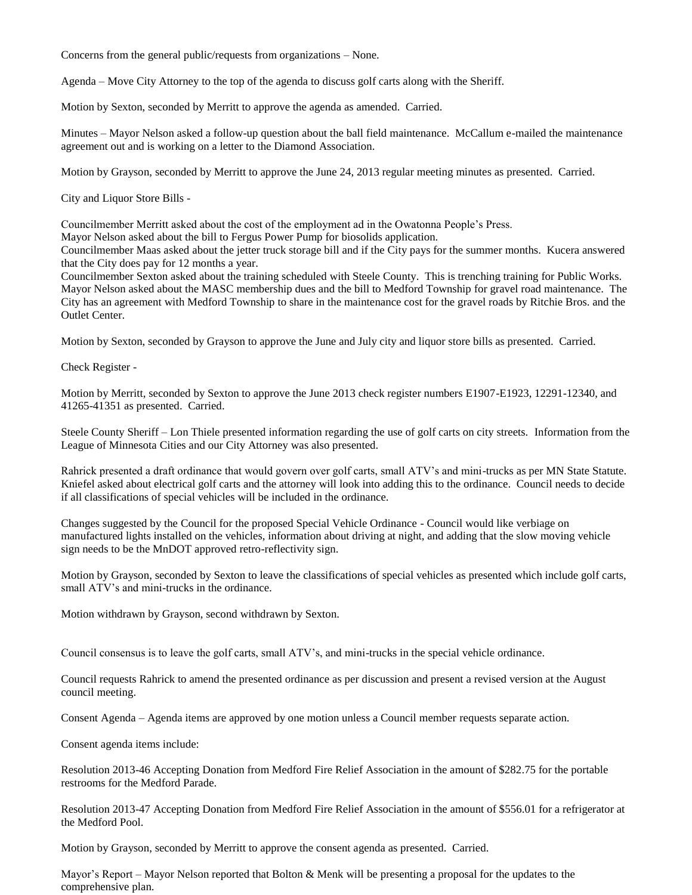Concerns from the general public/requests from organizations – None.

Agenda – Move City Attorney to the top of the agenda to discuss golf carts along with the Sheriff.

Motion by Sexton, seconded by Merritt to approve the agenda as amended. Carried.

Minutes – Mayor Nelson asked a follow-up question about the ball field maintenance. McCallum e-mailed the maintenance agreement out and is working on a letter to the Diamond Association.

Motion by Grayson, seconded by Merritt to approve the June 24, 2013 regular meeting minutes as presented. Carried.

City and Liquor Store Bills -

Councilmember Merritt asked about the cost of the employment ad in the Owatonna People's Press.
Mayor Nelson asked about the bill to Fergus Power Pump for biosolids application.
Councilmember Maas asked about the jetter truck storage bill and if the City pays for the summer months. Kucera answered that the City does pay for 12 months a year.
Councilmember Sexton asked about the training scheduled with Steele County. This is trenching training for Public Works.
Mayor Nelson asked about the MASC membership dues and the bill to Medford Township for gravel road maintenance. The City has an agreement with Medford Township to share in the maintenance cost for the gravel roads by Ritchie Bros. and the Outlet Center.

Motion by Sexton, seconded by Grayson to approve the June and July city and liquor store bills as presented. Carried.

Check Register -

Motion by Merritt, seconded by Sexton to approve the June 2013 check register numbers E1907-E1923, 12291-12340, and 41265-41351 as presented. Carried.

Steele County Sheriff – Lon Thiele presented information regarding the use of golf carts on city streets. Information from the League of Minnesota Cities and our City Attorney was also presented.

Rahrick presented a draft ordinance that would govern over golf carts, small ATV's and mini-trucks as per MN State Statute. Kniefel asked about electrical golf carts and the attorney will look into adding this to the ordinance. Council needs to decide if all classifications of special vehicles will be included in the ordinance.

Changes suggested by the Council for the proposed Special Vehicle Ordinance - Council would like verbiage on manufactured lights installed on the vehicles, information about driving at night, and adding that the slow moving vehicle sign needs to be the MnDOT approved retro-reflectivity sign.

Motion by Grayson, seconded by Sexton to leave the classifications of special vehicles as presented which include golf carts, small ATV's and mini-trucks in the ordinance.

Motion withdrawn by Grayson, second withdrawn by Sexton.

Council consensus is to leave the golf carts, small ATV's, and mini-trucks in the special vehicle ordinance.

Council requests Rahrick to amend the presented ordinance as per discussion and present a revised version at the August council meeting.

Consent Agenda – Agenda items are approved by one motion unless a Council member requests separate action.

Consent agenda items include:

Resolution 2013-46 Accepting Donation from Medford Fire Relief Association in the amount of $282.75 for the portable restrooms for the Medford Parade.

Resolution 2013-47 Accepting Donation from Medford Fire Relief Association in the amount of $556.01 for a refrigerator at the Medford Pool.

Motion by Grayson, seconded by Merritt to approve the consent agenda as presented. Carried.

Mayor's Report – Mayor Nelson reported that Bolton & Menk will be presenting a proposal for the updates to the comprehensive plan.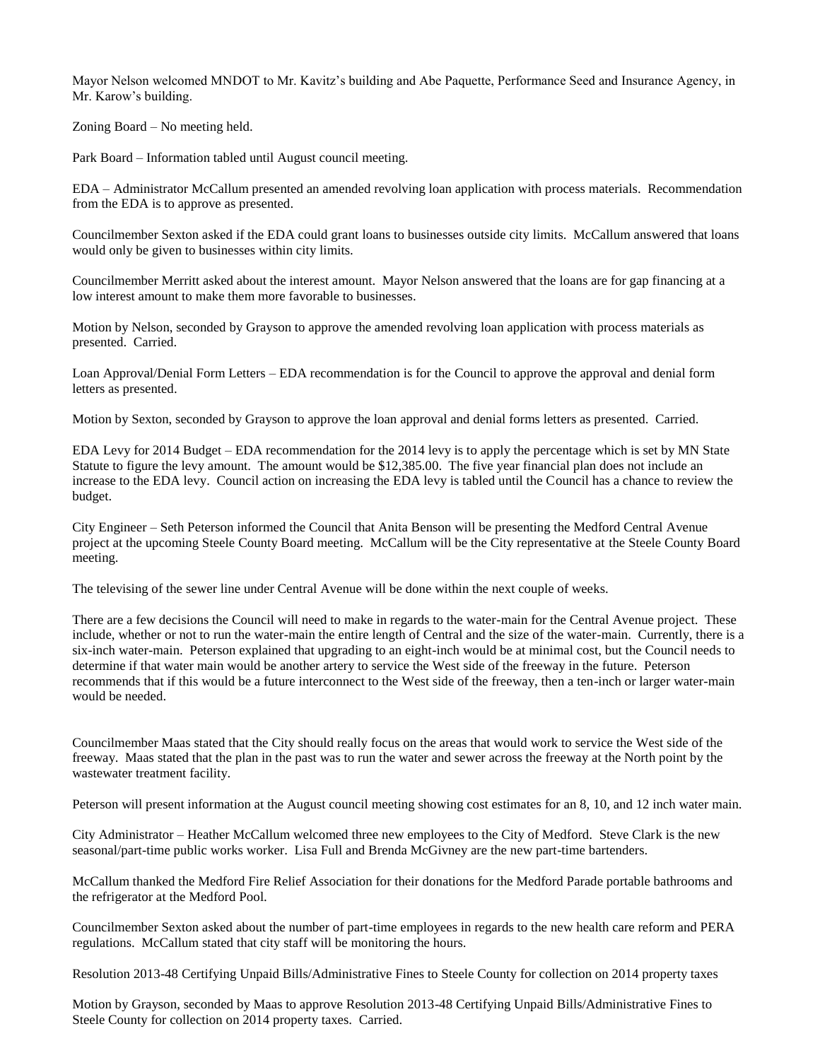Mayor Nelson welcomed MNDOT to Mr. Kavitz's building and Abe Paquette, Performance Seed and Insurance Agency, in Mr. Karow's building.

Zoning Board – No meeting held.

Park Board – Information tabled until August council meeting.

EDA – Administrator McCallum presented an amended revolving loan application with process materials. Recommendation from the EDA is to approve as presented.

Councilmember Sexton asked if the EDA could grant loans to businesses outside city limits. McCallum answered that loans would only be given to businesses within city limits.

Councilmember Merritt asked about the interest amount. Mayor Nelson answered that the loans are for gap financing at a low interest amount to make them more favorable to businesses.

Motion by Nelson, seconded by Grayson to approve the amended revolving loan application with process materials as presented. Carried.

Loan Approval/Denial Form Letters – EDA recommendation is for the Council to approve the approval and denial form letters as presented.

Motion by Sexton, seconded by Grayson to approve the loan approval and denial forms letters as presented. Carried.

EDA Levy for 2014 Budget – EDA recommendation for the 2014 levy is to apply the percentage which is set by MN State Statute to figure the levy amount. The amount would be $12,385.00. The five year financial plan does not include an increase to the EDA levy. Council action on increasing the EDA levy is tabled until the Council has a chance to review the budget.

City Engineer – Seth Peterson informed the Council that Anita Benson will be presenting the Medford Central Avenue project at the upcoming Steele County Board meeting. McCallum will be the City representative at the Steele County Board meeting.

The televising of the sewer line under Central Avenue will be done within the next couple of weeks.

There are a few decisions the Council will need to make in regards to the water-main for the Central Avenue project. These include, whether or not to run the water-main the entire length of Central and the size of the water-main. Currently, there is a six-inch water-main. Peterson explained that upgrading to an eight-inch would be at minimal cost, but the Council needs to determine if that water main would be another artery to service the West side of the freeway in the future. Peterson recommends that if this would be a future interconnect to the West side of the freeway, then a ten-inch or larger water-main would be needed.

Councilmember Maas stated that the City should really focus on the areas that would work to service the West side of the freeway. Maas stated that the plan in the past was to run the water and sewer across the freeway at the North point by the wastewater treatment facility.

Peterson will present information at the August council meeting showing cost estimates for an 8, 10, and 12 inch water main.

City Administrator – Heather McCallum welcomed three new employees to the City of Medford. Steve Clark is the new seasonal/part-time public works worker. Lisa Full and Brenda McGivney are the new part-time bartenders.

McCallum thanked the Medford Fire Relief Association for their donations for the Medford Parade portable bathrooms and the refrigerator at the Medford Pool.

Councilmember Sexton asked about the number of part-time employees in regards to the new health care reform and PERA regulations. McCallum stated that city staff will be monitoring the hours.

Resolution 2013-48 Certifying Unpaid Bills/Administrative Fines to Steele County for collection on 2014 property taxes

Motion by Grayson, seconded by Maas to approve Resolution 2013-48 Certifying Unpaid Bills/Administrative Fines to Steele County for collection on 2014 property taxes. Carried.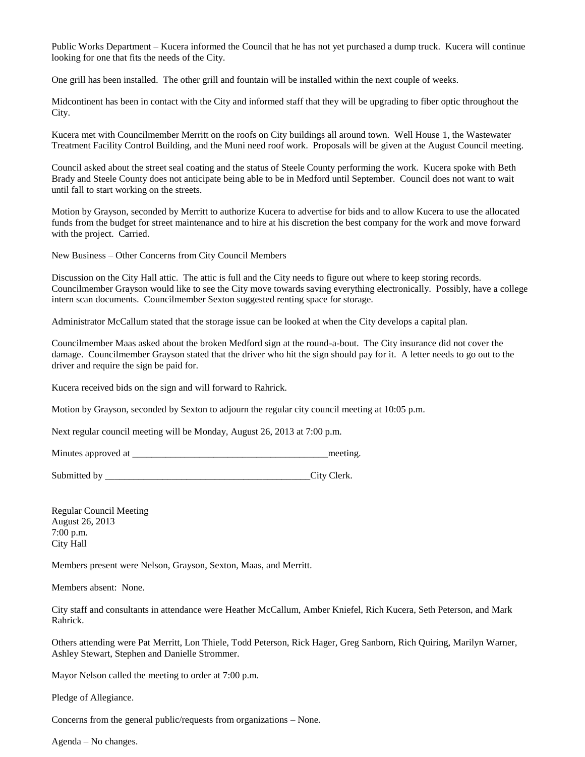Public Works Department – Kucera informed the Council that he has not yet purchased a dump truck. Kucera will continue looking for one that fits the needs of the City.

One grill has been installed. The other grill and fountain will be installed within the next couple of weeks.

Midcontinent has been in contact with the City and informed staff that they will be upgrading to fiber optic throughout the City.

Kucera met with Councilmember Merritt on the roofs on City buildings all around town. Well House 1, the Wastewater Treatment Facility Control Building, and the Muni need roof work. Proposals will be given at the August Council meeting.

Council asked about the street seal coating and the status of Steele County performing the work. Kucera spoke with Beth Brady and Steele County does not anticipate being able to be in Medford until September. Council does not want to wait until fall to start working on the streets.

Motion by Grayson, seconded by Merritt to authorize Kucera to advertise for bids and to allow Kucera to use the allocated funds from the budget for street maintenance and to hire at his discretion the best company for the work and move forward with the project. Carried.

New Business – Other Concerns from City Council Members

Discussion on the City Hall attic. The attic is full and the City needs to figure out where to keep storing records. Councilmember Grayson would like to see the City move towards saving everything electronically. Possibly, have a college intern scan documents. Councilmember Sexton suggested renting space for storage.

Administrator McCallum stated that the storage issue can be looked at when the City develops a capital plan.

Councilmember Maas asked about the broken Medford sign at the round-a-bout. The City insurance did not cover the damage. Councilmember Grayson stated that the driver who hit the sign should pay for it. A letter needs to go out to the driver and require the sign be paid for.

Kucera received bids on the sign and will forward to Rahrick.

Motion by Grayson, seconded by Sexton to adjourn the regular city council meeting at 10:05 p.m.

Next regular council meeting will be Monday, August 26, 2013 at 7:00 p.m.

Minutes approved at _________________________________________meeting.

Submitted by ____________________________________________City Clerk.

Regular Council Meeting
August 26, 2013
7:00 p.m.
City Hall

Members present were Nelson, Grayson, Sexton, Maas, and Merritt.

Members absent: None.

City staff and consultants in attendance were Heather McCallum, Amber Kniefel, Rich Kucera, Seth Peterson, and Mark Rahrick.

Others attending were Pat Merritt, Lon Thiele, Todd Peterson, Rick Hager, Greg Sanborn, Rich Quiring, Marilyn Warner, Ashley Stewart, Stephen and Danielle Strommer.

Mayor Nelson called the meeting to order at 7:00 p.m.

Pledge of Allegiance.

Concerns from the general public/requests from organizations – None.

Agenda – No changes.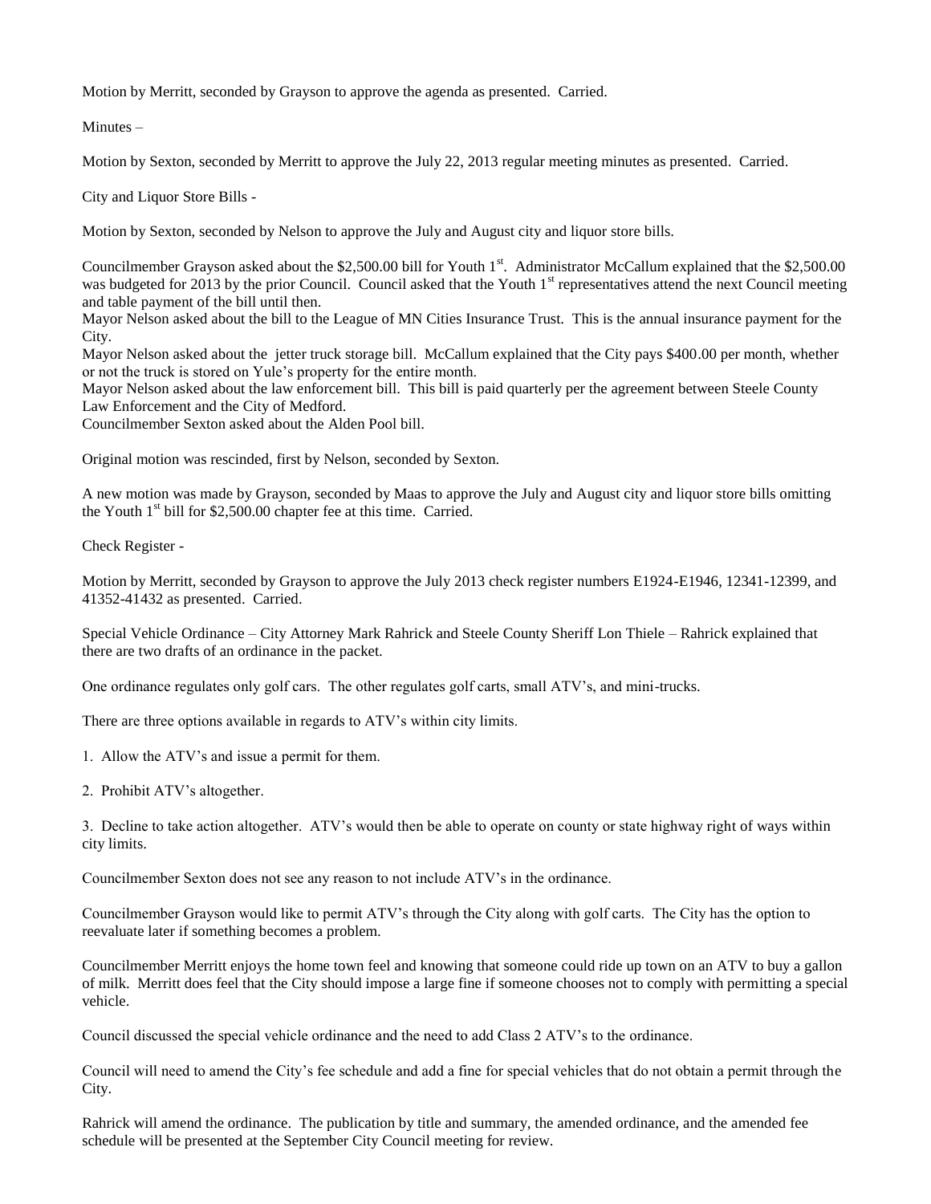Motion by Merritt, seconded by Grayson to approve the agenda as presented. Carried.

Minutes –

Motion by Sexton, seconded by Merritt to approve the July 22, 2013 regular meeting minutes as presented. Carried.

City and Liquor Store Bills -

Motion by Sexton, seconded by Nelson to approve the July and August city and liquor store bills.

Councilmember Grayson asked about the $2,500.00 bill for Youth 1st. Administrator McCallum explained that the $2,500.00 was budgeted for 2013 by the prior Council. Council asked that the Youth 1st representatives attend the next Council meeting and table payment of the bill until then.

Mayor Nelson asked about the bill to the League of MN Cities Insurance Trust. This is the annual insurance payment for the City.

Mayor Nelson asked about the jetter truck storage bill. McCallum explained that the City pays $400.00 per month, whether or not the truck is stored on Yule's property for the entire month.

Mayor Nelson asked about the law enforcement bill. This bill is paid quarterly per the agreement between Steele County Law Enforcement and the City of Medford.

Councilmember Sexton asked about the Alden Pool bill.

Original motion was rescinded, first by Nelson, seconded by Sexton.

A new motion was made by Grayson, seconded by Maas to approve the July and August city and liquor store bills omitting the Youth 1st bill for $2,500.00 chapter fee at this time. Carried.

Check Register -

Motion by Merritt, seconded by Grayson to approve the July 2013 check register numbers E1924-E1946, 12341-12399, and 41352-41432 as presented. Carried.

Special Vehicle Ordinance – City Attorney Mark Rahrick and Steele County Sheriff Lon Thiele – Rahrick explained that there are two drafts of an ordinance in the packet.

One ordinance regulates only golf cars. The other regulates golf carts, small ATV's, and mini-trucks.

There are three options available in regards to ATV's within city limits.

1. Allow the ATV's and issue a permit for them.

2. Prohibit ATV's altogether.

3. Decline to take action altogether. ATV's would then be able to operate on county or state highway right of ways within city limits.

Councilmember Sexton does not see any reason to not include ATV's in the ordinance.

Councilmember Grayson would like to permit ATV's through the City along with golf carts. The City has the option to reevaluate later if something becomes a problem.

Councilmember Merritt enjoys the home town feel and knowing that someone could ride up town on an ATV to buy a gallon of milk. Merritt does feel that the City should impose a large fine if someone chooses not to comply with permitting a special vehicle.

Council discussed the special vehicle ordinance and the need to add Class 2 ATV's to the ordinance.

Council will need to amend the City's fee schedule and add a fine for special vehicles that do not obtain a permit through the City.

Rahrick will amend the ordinance. The publication by title and summary, the amended ordinance, and the amended fee schedule will be presented at the September City Council meeting for review.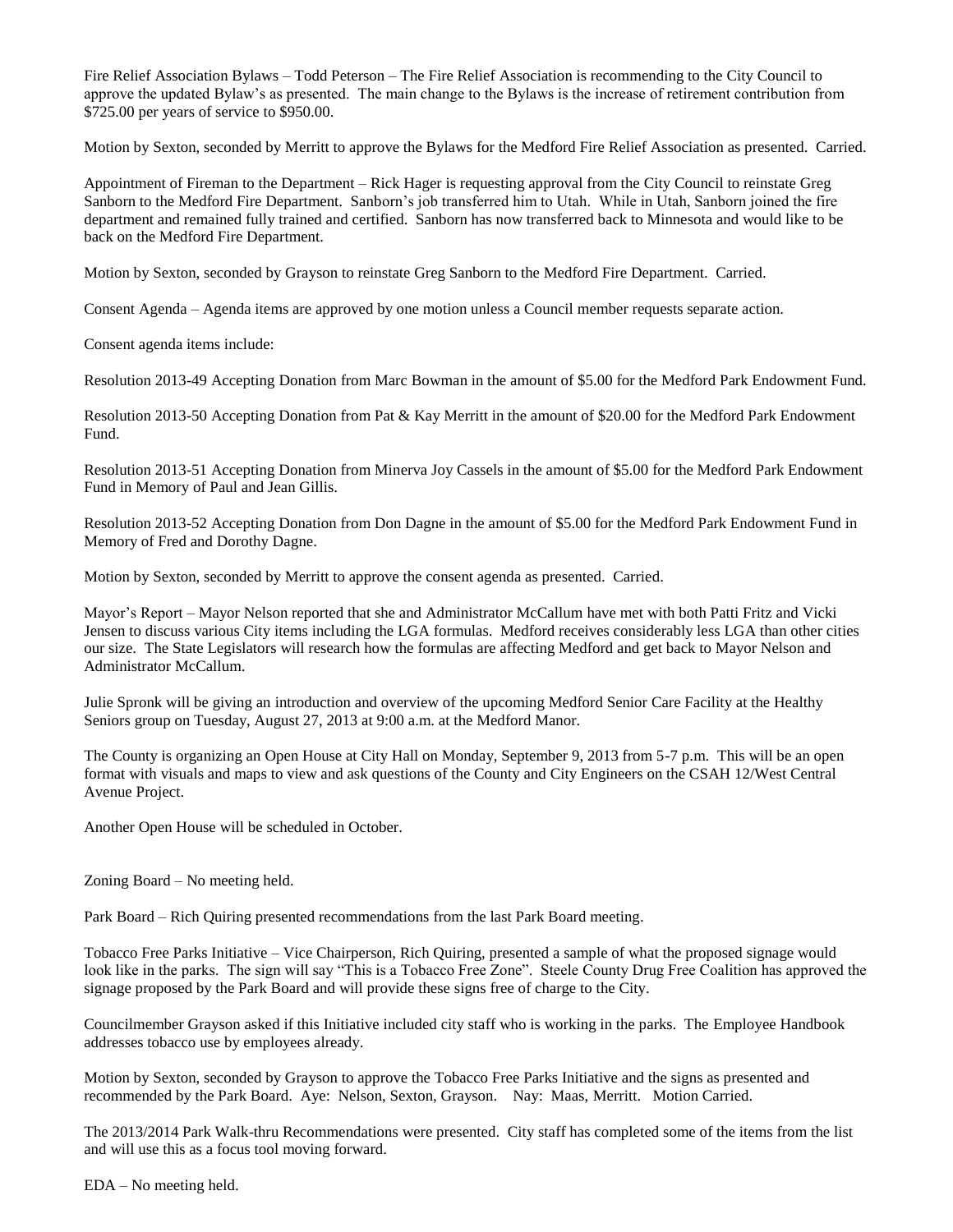Fire Relief Association Bylaws – Todd Peterson – The Fire Relief Association is recommending to the City Council to approve the updated Bylaw's as presented. The main change to the Bylaws is the increase of retirement contribution from $725.00 per years of service to $950.00.

Motion by Sexton, seconded by Merritt to approve the Bylaws for the Medford Fire Relief Association as presented. Carried.

Appointment of Fireman to the Department – Rick Hager is requesting approval from the City Council to reinstate Greg Sanborn to the Medford Fire Department. Sanborn's job transferred him to Utah. While in Utah, Sanborn joined the fire department and remained fully trained and certified. Sanborn has now transferred back to Minnesota and would like to be back on the Medford Fire Department.

Motion by Sexton, seconded by Grayson to reinstate Greg Sanborn to the Medford Fire Department. Carried.

Consent Agenda – Agenda items are approved by one motion unless a Council member requests separate action.

Consent agenda items include:

Resolution 2013-49 Accepting Donation from Marc Bowman in the amount of $5.00 for the Medford Park Endowment Fund.

Resolution 2013-50 Accepting Donation from Pat & Kay Merritt in the amount of $20.00 for the Medford Park Endowment Fund.

Resolution 2013-51 Accepting Donation from Minerva Joy Cassels in the amount of $5.00 for the Medford Park Endowment Fund in Memory of Paul and Jean Gillis.

Resolution 2013-52 Accepting Donation from Don Dagne in the amount of $5.00 for the Medford Park Endowment Fund in Memory of Fred and Dorothy Dagne.

Motion by Sexton, seconded by Merritt to approve the consent agenda as presented. Carried.

Mayor's Report – Mayor Nelson reported that she and Administrator McCallum have met with both Patti Fritz and Vicki Jensen to discuss various City items including the LGA formulas. Medford receives considerably less LGA than other cities our size. The State Legislators will research how the formulas are affecting Medford and get back to Mayor Nelson and Administrator McCallum.

Julie Spronk will be giving an introduction and overview of the upcoming Medford Senior Care Facility at the Healthy Seniors group on Tuesday, August 27, 2013 at 9:00 a.m. at the Medford Manor.

The County is organizing an Open House at City Hall on Monday, September 9, 2013 from 5-7 p.m. This will be an open format with visuals and maps to view and ask questions of the County and City Engineers on the CSAH 12/West Central Avenue Project.

Another Open House will be scheduled in October.

Zoning Board – No meeting held.

Park Board – Rich Quiring presented recommendations from the last Park Board meeting.

Tobacco Free Parks Initiative – Vice Chairperson, Rich Quiring, presented a sample of what the proposed signage would look like in the parks. The sign will say "This is a Tobacco Free Zone". Steele County Drug Free Coalition has approved the signage proposed by the Park Board and will provide these signs free of charge to the City.

Councilmember Grayson asked if this Initiative included city staff who is working in the parks. The Employee Handbook addresses tobacco use by employees already.

Motion by Sexton, seconded by Grayson to approve the Tobacco Free Parks Initiative and the signs as presented and recommended by the Park Board. Aye: Nelson, Sexton, Grayson. Nay: Maas, Merritt. Motion Carried.

The 2013/2014 Park Walk-thru Recommendations were presented. City staff has completed some of the items from the list and will use this as a focus tool moving forward.

EDA – No meeting held.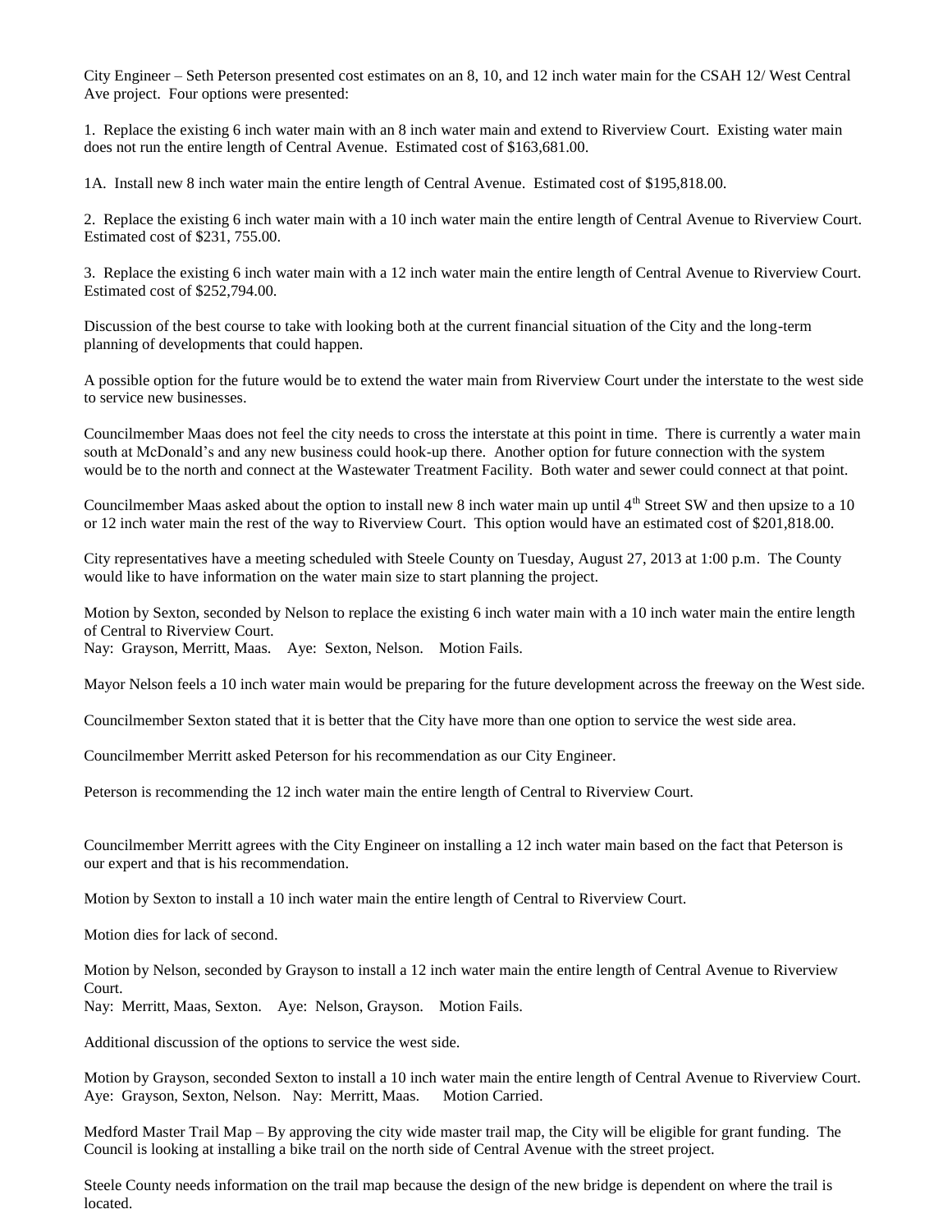City Engineer – Seth Peterson presented cost estimates on an 8, 10, and 12 inch water main for the CSAH 12/ West Central Ave project. Four options were presented:

1. Replace the existing 6 inch water main with an 8 inch water main and extend to Riverview Court. Existing water main does not run the entire length of Central Avenue. Estimated cost of $163,681.00.

1A. Install new 8 inch water main the entire length of Central Avenue. Estimated cost of $195,818.00.

2. Replace the existing 6 inch water main with a 10 inch water main the entire length of Central Avenue to Riverview Court. Estimated cost of $231, 755.00.

3. Replace the existing 6 inch water main with a 12 inch water main the entire length of Central Avenue to Riverview Court. Estimated cost of $252,794.00.

Discussion of the best course to take with looking both at the current financial situation of the City and the long-term planning of developments that could happen.

A possible option for the future would be to extend the water main from Riverview Court under the interstate to the west side to service new businesses.

Councilmember Maas does not feel the city needs to cross the interstate at this point in time. There is currently a water main south at McDonald's and any new business could hook-up there. Another option for future connection with the system would be to the north and connect at the Wastewater Treatment Facility. Both water and sewer could connect at that point.

Councilmember Maas asked about the option to install new 8 inch water main up until 4th Street SW and then upsize to a 10 or 12 inch water main the rest of the way to Riverview Court. This option would have an estimated cost of $201,818.00.

City representatives have a meeting scheduled with Steele County on Tuesday, August 27, 2013 at 1:00 p.m. The County would like to have information on the water main size to start planning the project.

Motion by Sexton, seconded by Nelson to replace the existing 6 inch water main with a 10 inch water main the entire length of Central to Riverview Court.
Nay: Grayson, Merritt, Maas. Aye: Sexton, Nelson. Motion Fails.

Mayor Nelson feels a 10 inch water main would be preparing for the future development across the freeway on the West side.

Councilmember Sexton stated that it is better that the City have more than one option to service the west side area.

Councilmember Merritt asked Peterson for his recommendation as our City Engineer.

Peterson is recommending the 12 inch water main the entire length of Central to Riverview Court.

Councilmember Merritt agrees with the City Engineer on installing a 12 inch water main based on the fact that Peterson is our expert and that is his recommendation.

Motion by Sexton to install a 10 inch water main the entire length of Central to Riverview Court.

Motion dies for lack of second.

Motion by Nelson, seconded by Grayson to install a 12 inch water main the entire length of Central Avenue to Riverview Court.
Nay: Merritt, Maas, Sexton. Aye: Nelson, Grayson. Motion Fails.

Additional discussion of the options to service the west side.

Motion by Grayson, seconded Sexton to install a 10 inch water main the entire length of Central Avenue to Riverview Court.
Aye: Grayson, Sexton, Nelson. Nay: Merritt, Maas. Motion Carried.

Medford Master Trail Map – By approving the city wide master trail map, the City will be eligible for grant funding. The Council is looking at installing a bike trail on the north side of Central Avenue with the street project.

Steele County needs information on the trail map because the design of the new bridge is dependent on where the trail is located.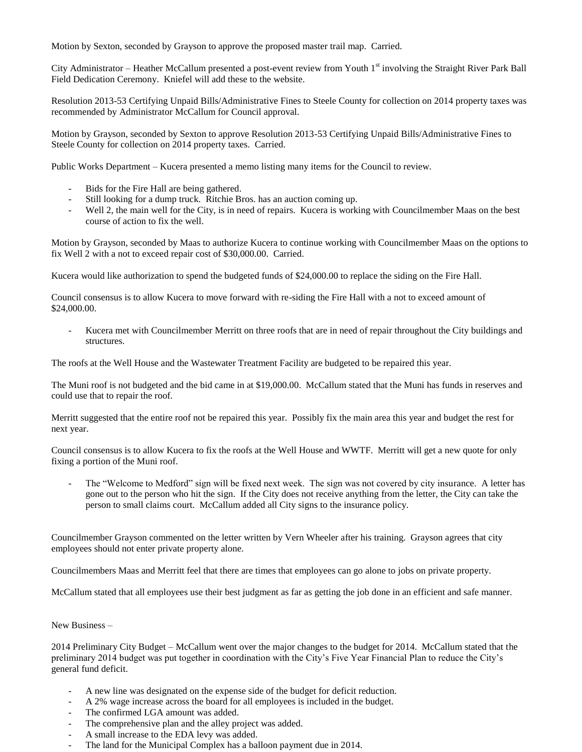Motion by Sexton, seconded by Grayson to approve the proposed master trail map. Carried.

City Administrator – Heather McCallum presented a post-event review from Youth 1st involving the Straight River Park Ball Field Dedication Ceremony. Kniefel will add these to the website.

Resolution 2013-53 Certifying Unpaid Bills/Administrative Fines to Steele County for collection on 2014 property taxes was recommended by Administrator McCallum for Council approval.

Motion by Grayson, seconded by Sexton to approve Resolution 2013-53 Certifying Unpaid Bills/Administrative Fines to Steele County for collection on 2014 property taxes. Carried.

Public Works Department – Kucera presented a memo listing many items for the Council to review.

- Bids for the Fire Hall are being gathered.
- Still looking for a dump truck. Ritchie Bros. has an auction coming up.
- Well 2, the main well for the City, is in need of repairs. Kucera is working with Councilmember Maas on the best course of action to fix the well.

Motion by Grayson, seconded by Maas to authorize Kucera to continue working with Councilmember Maas on the options to fix Well 2 with a not to exceed repair cost of $30,000.00. Carried.

Kucera would like authorization to spend the budgeted funds of $24,000.00 to replace the siding on the Fire Hall.

Council consensus is to allow Kucera to move forward with re-siding the Fire Hall with a not to exceed amount of $24,000.00.

- Kucera met with Councilmember Merritt on three roofs that are in need of repair throughout the City buildings and structures.

The roofs at the Well House and the Wastewater Treatment Facility are budgeted to be repaired this year.

The Muni roof is not budgeted and the bid came in at $19,000.00. McCallum stated that the Muni has funds in reserves and could use that to repair the roof.

Merritt suggested that the entire roof not be repaired this year. Possibly fix the main area this year and budget the rest for next year.

Council consensus is to allow Kucera to fix the roofs at the Well House and WWTF. Merritt will get a new quote for only fixing a portion of the Muni roof.

- The "Welcome to Medford" sign will be fixed next week. The sign was not covered by city insurance. A letter has gone out to the person who hit the sign. If the City does not receive anything from the letter, the City can take the person to small claims court. McCallum added all City signs to the insurance policy.

Councilmember Grayson commented on the letter written by Vern Wheeler after his training. Grayson agrees that city employees should not enter private property alone.

Councilmembers Maas and Merritt feel that there are times that employees can go alone to jobs on private property.

McCallum stated that all employees use their best judgment as far as getting the job done in an efficient and safe manner.

New Business –

2014 Preliminary City Budget – McCallum went over the major changes to the budget for 2014. McCallum stated that the preliminary 2014 budget was put together in coordination with the City's Five Year Financial Plan to reduce the City's general fund deficit.

- A new line was designated on the expense side of the budget for deficit reduction.
- A 2% wage increase across the board for all employees is included in the budget.
- The confirmed LGA amount was added.
- The comprehensive plan and the alley project was added.
- A small increase to the EDA levy was added.
- The land for the Municipal Complex has a balloon payment due in 2014.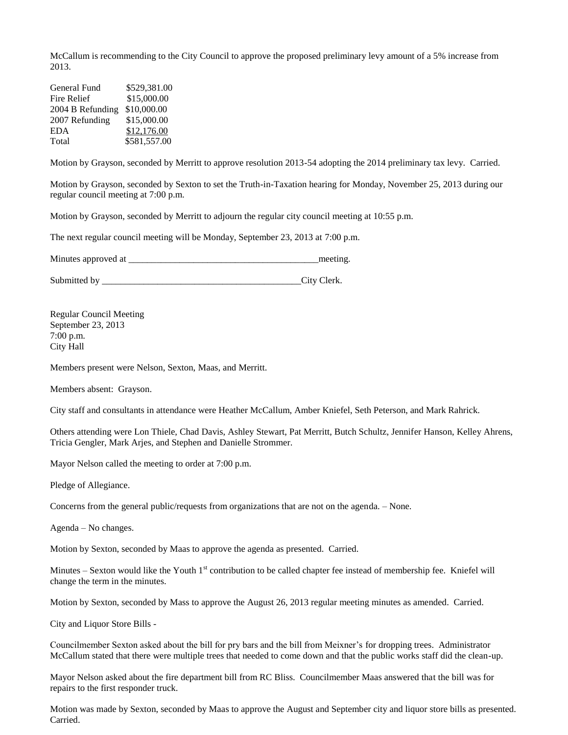McCallum is recommending to the City Council to approve the proposed preliminary levy amount of a 5% increase from 2013.

| | |
|---|---|
| General Fund | \$529,381.00 |
| Fire Relief | \$15,000.00 |
| 2004 B Refunding | \$10,000.00 |
| 2007 Refunding | \$15,000.00 |
| EDA | \$12,176.00 |
| Total | \$581,557.00 |

Motion by Grayson, seconded by Merritt to approve resolution 2013-54 adopting the 2014 preliminary tax levy. Carried.

Motion by Grayson, seconded by Sexton to set the Truth-in-Taxation hearing for Monday, November 25, 2013 during our regular council meeting at 7:00 p.m.

Motion by Grayson, seconded by Merritt to adjourn the regular city council meeting at 10:55 p.m.

The next regular council meeting will be Monday, September 23, 2013 at 7:00 p.m.

Minutes approved at _________________________________________meeting.

Submitted by ____________________________________________City Clerk.

Regular Council Meeting
September 23, 2013
7:00 p.m.
City Hall

Members present were Nelson, Sexton, Maas, and Merritt.

Members absent: Grayson.

City staff and consultants in attendance were Heather McCallum, Amber Kniefel, Seth Peterson, and Mark Rahrick.

Others attending were Lon Thiele, Chad Davis, Ashley Stewart, Pat Merritt, Butch Schultz, Jennifer Hanson, Kelley Ahrens, Tricia Gengler, Mark Arjes, and Stephen and Danielle Strommer.

Mayor Nelson called the meeting to order at 7:00 p.m.

Pledge of Allegiance.

Concerns from the general public/requests from organizations that are not on the agenda. – None.

Agenda – No changes.

Motion by Sexton, seconded by Maas to approve the agenda as presented. Carried.

Minutes – Sexton would like the Youth 1st contribution to be called chapter fee instead of membership fee. Kniefel will change the term in the minutes.

Motion by Sexton, seconded by Mass to approve the August 26, 2013 regular meeting minutes as amended. Carried.

City and Liquor Store Bills -

Councilmember Sexton asked about the bill for pry bars and the bill from Meixner's for dropping trees. Administrator McCallum stated that there were multiple trees that needed to come down and that the public works staff did the clean-up.

Mayor Nelson asked about the fire department bill from RC Bliss. Councilmember Maas answered that the bill was for repairs to the first responder truck.

Motion was made by Sexton, seconded by Maas to approve the August and September city and liquor store bills as presented. Carried.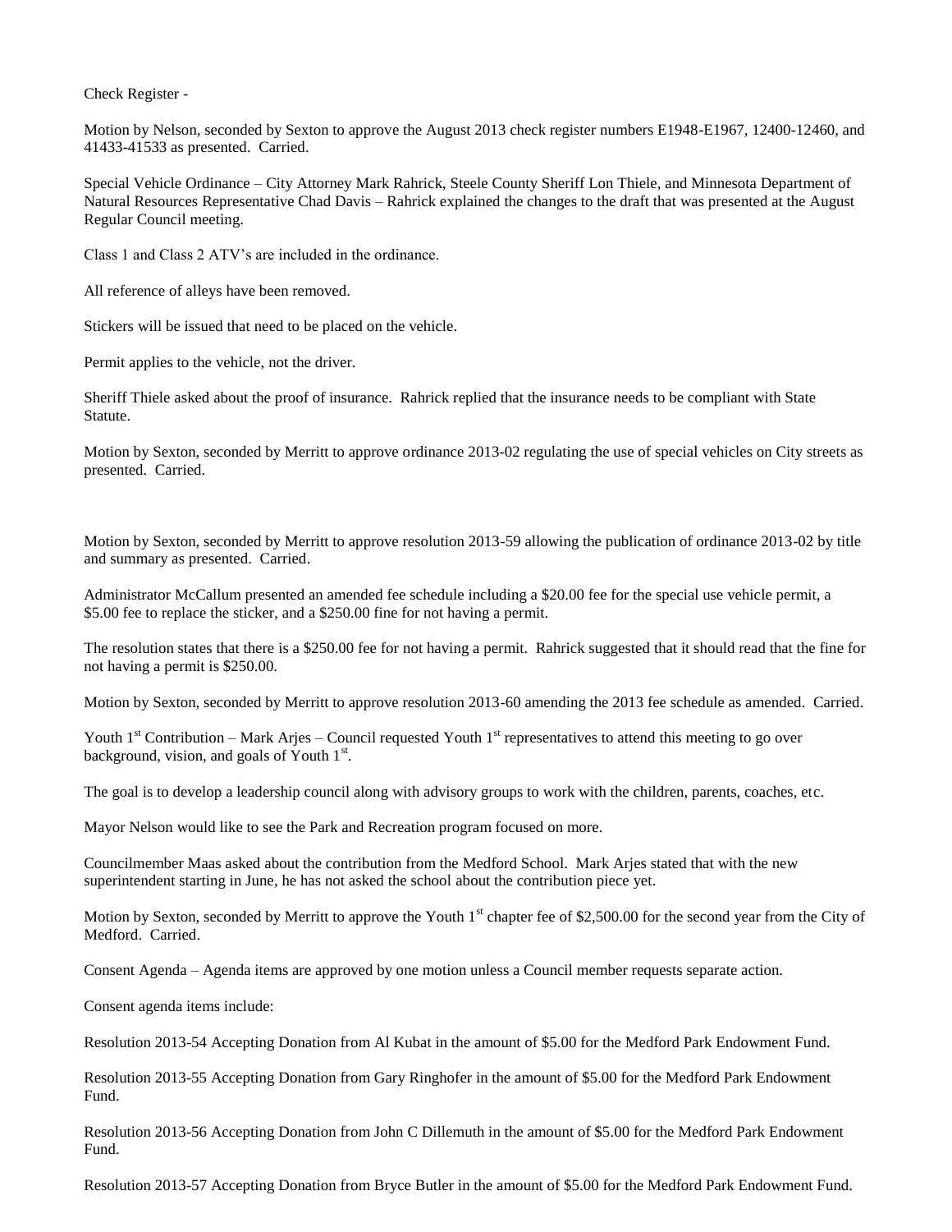Check Register -

Motion by Nelson, seconded by Sexton to approve the August 2013 check register numbers E1948-E1967, 12400-12460, and 41433-41533 as presented. Carried.

Special Vehicle Ordinance – City Attorney Mark Rahrick, Steele County Sheriff Lon Thiele, and Minnesota Department of Natural Resources Representative Chad Davis – Rahrick explained the changes to the draft that was presented at the August Regular Council meeting.

Class 1 and Class 2 ATV's are included in the ordinance.

All reference of alleys have been removed.

Stickers will be issued that need to be placed on the vehicle.

Permit applies to the vehicle, not the driver.

Sheriff Thiele asked about the proof of insurance. Rahrick replied that the insurance needs to be compliant with State Statute.

Motion by Sexton, seconded by Merritt to approve ordinance 2013-02 regulating the use of special vehicles on City streets as presented. Carried.

Motion by Sexton, seconded by Merritt to approve resolution 2013-59 allowing the publication of ordinance 2013-02 by title and summary as presented. Carried.

Administrator McCallum presented an amended fee schedule including a $20.00 fee for the special use vehicle permit, a $5.00 fee to replace the sticker, and a $250.00 fine for not having a permit.

The resolution states that there is a $250.00 fee for not having a permit. Rahrick suggested that it should read that the fine for not having a permit is $250.00.

Motion by Sexton, seconded by Merritt to approve resolution 2013-60 amending the 2013 fee schedule as amended. Carried.

Youth 1st Contribution – Mark Arjes – Council requested Youth 1st representatives to attend this meeting to go over background, vision, and goals of Youth 1st.

The goal is to develop a leadership council along with advisory groups to work with the children, parents, coaches, etc.

Mayor Nelson would like to see the Park and Recreation program focused on more.

Councilmember Maas asked about the contribution from the Medford School. Mark Arjes stated that with the new superintendent starting in June, he has not asked the school about the contribution piece yet.

Motion by Sexton, seconded by Merritt to approve the Youth 1st chapter fee of $2,500.00 for the second year from the City of Medford. Carried.

Consent Agenda – Agenda items are approved by one motion unless a Council member requests separate action.

Consent agenda items include:

Resolution 2013-54 Accepting Donation from Al Kubat in the amount of $5.00 for the Medford Park Endowment Fund.

Resolution 2013-55 Accepting Donation from Gary Ringhofer in the amount of $5.00 for the Medford Park Endowment Fund.

Resolution 2013-56 Accepting Donation from John C Dillemuth in the amount of $5.00 for the Medford Park Endowment Fund.

Resolution 2013-57 Accepting Donation from Bryce Butler in the amount of $5.00 for the Medford Park Endowment Fund.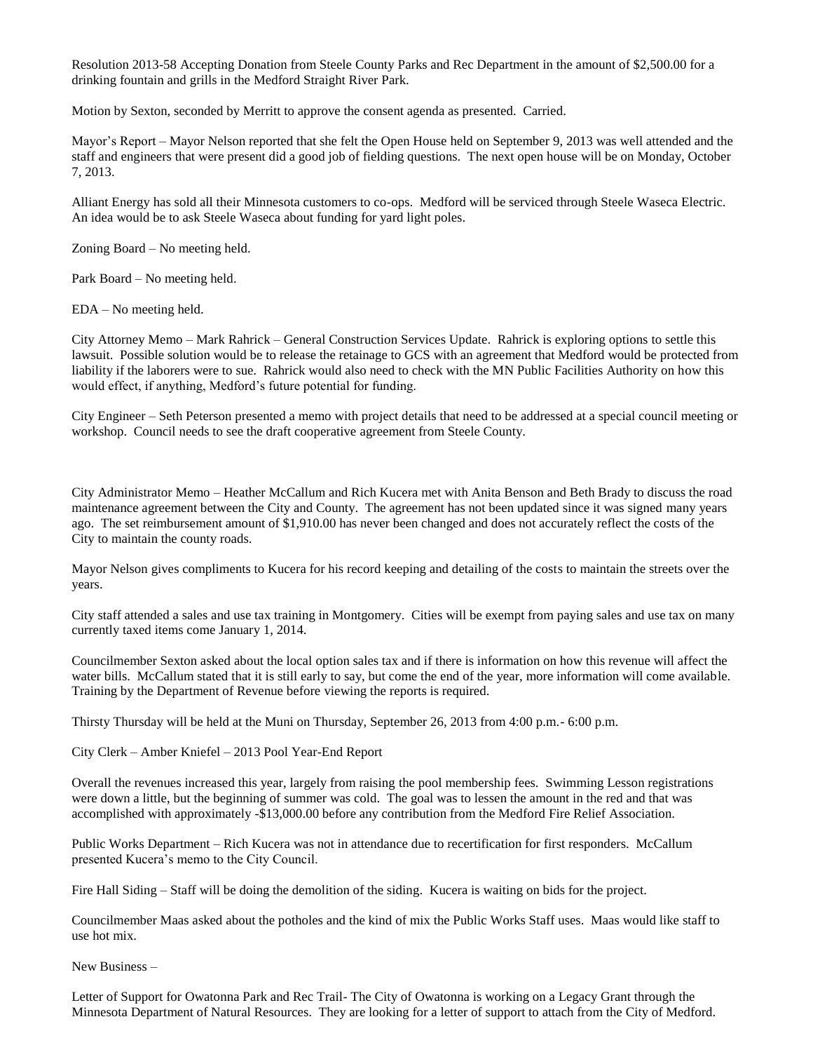Resolution 2013-58 Accepting Donation from Steele County Parks and Rec Department in the amount of $2,500.00 for a drinking fountain and grills in the Medford Straight River Park.

Motion by Sexton, seconded by Merritt to approve the consent agenda as presented. Carried.

Mayor's Report – Mayor Nelson reported that she felt the Open House held on September 9, 2013 was well attended and the staff and engineers that were present did a good job of fielding questions. The next open house will be on Monday, October 7, 2013.

Alliant Energy has sold all their Minnesota customers to co-ops. Medford will be serviced through Steele Waseca Electric. An idea would be to ask Steele Waseca about funding for yard light poles.

Zoning Board – No meeting held.

Park Board – No meeting held.

EDA – No meeting held.

City Attorney Memo – Mark Rahrick – General Construction Services Update. Rahrick is exploring options to settle this lawsuit. Possible solution would be to release the retainage to GCS with an agreement that Medford would be protected from liability if the laborers were to sue. Rahrick would also need to check with the MN Public Facilities Authority on how this would effect, if anything, Medford's future potential for funding.

City Engineer – Seth Peterson presented a memo with project details that need to be addressed at a special council meeting or workshop. Council needs to see the draft cooperative agreement from Steele County.

City Administrator Memo – Heather McCallum and Rich Kucera met with Anita Benson and Beth Brady to discuss the road maintenance agreement between the City and County. The agreement has not been updated since it was signed many years ago. The set reimbursement amount of $1,910.00 has never been changed and does not accurately reflect the costs of the City to maintain the county roads.

Mayor Nelson gives compliments to Kucera for his record keeping and detailing of the costs to maintain the streets over the years.

City staff attended a sales and use tax training in Montgomery. Cities will be exempt from paying sales and use tax on many currently taxed items come January 1, 2014.

Councilmember Sexton asked about the local option sales tax and if there is information on how this revenue will affect the water bills. McCallum stated that it is still early to say, but come the end of the year, more information will come available. Training by the Department of Revenue before viewing the reports is required.

Thirsty Thursday will be held at the Muni on Thursday, September 26, 2013 from 4:00 p.m.- 6:00 p.m.

City Clerk – Amber Kniefel – 2013 Pool Year-End Report

Overall the revenues increased this year, largely from raising the pool membership fees. Swimming Lesson registrations were down a little, but the beginning of summer was cold. The goal was to lessen the amount in the red and that was accomplished with approximately -$13,000.00 before any contribution from the Medford Fire Relief Association.

Public Works Department – Rich Kucera was not in attendance due to recertification for first responders. McCallum presented Kucera's memo to the City Council.

Fire Hall Siding – Staff will be doing the demolition of the siding. Kucera is waiting on bids for the project.

Councilmember Maas asked about the potholes and the kind of mix the Public Works Staff uses. Maas would like staff to use hot mix.

New Business –

Letter of Support for Owatonna Park and Rec Trail- The City of Owatonna is working on a Legacy Grant through the Minnesota Department of Natural Resources. They are looking for a letter of support to attach from the City of Medford.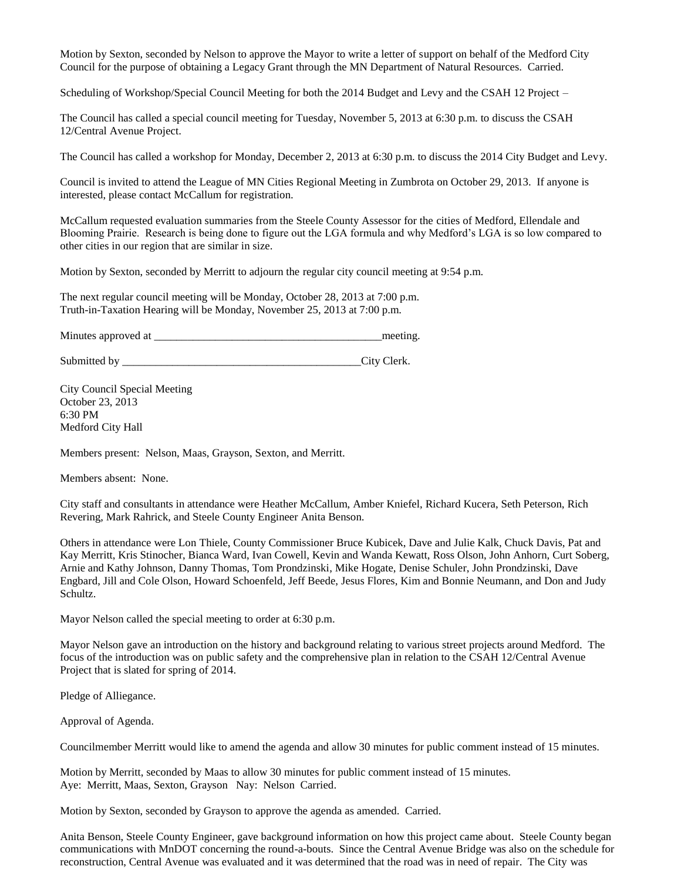Motion by Sexton, seconded by Nelson to approve the Mayor to write a letter of support on behalf of the Medford City Council for the purpose of obtaining a Legacy Grant through the MN Department of Natural Resources. Carried.

Scheduling of Workshop/Special Council Meeting for both the 2014 Budget and Levy and the CSAH 12 Project –

The Council has called a special council meeting for Tuesday, November 5, 2013 at 6:30 p.m. to discuss the CSAH 12/Central Avenue Project.

The Council has called a workshop for Monday, December 2, 2013 at 6:30 p.m. to discuss the 2014 City Budget and Levy.

Council is invited to attend the League of MN Cities Regional Meeting in Zumbrota on October 29, 2013. If anyone is interested, please contact McCallum for registration.

McCallum requested evaluation summaries from the Steele County Assessor for the cities of Medford, Ellendale and Blooming Prairie. Research is being done to figure out the LGA formula and why Medford's LGA is so low compared to other cities in our region that are similar in size.

Motion by Sexton, seconded by Merritt to adjourn the regular city council meeting at 9:54 p.m.

The next regular council meeting will be Monday, October 28, 2013 at 7:00 p.m.
Truth-in-Taxation Hearing will be Monday, November 25, 2013 at 7:00 p.m.

Minutes approved at ___________________________________________meeting.

Submitted by ____________________________________________City Clerk.

City Council Special Meeting
October 23, 2013
6:30 PM
Medford City Hall

Members present: Nelson, Maas, Grayson, Sexton, and Merritt.

Members absent: None.

City staff and consultants in attendance were Heather McCallum, Amber Kniefel, Richard Kucera, Seth Peterson, Rich Revering, Mark Rahrick, and Steele County Engineer Anita Benson.

Others in attendance were Lon Thiele, County Commissioner Bruce Kubicek, Dave and Julie Kalk, Chuck Davis, Pat and Kay Merritt, Kris Stinocher, Bianca Ward, Ivan Cowell, Kevin and Wanda Kewatt, Ross Olson, John Anhorn, Curt Soberg, Arnie and Kathy Johnson, Danny Thomas, Tom Prondzinski, Mike Hogate, Denise Schuler, John Prondzinski, Dave Engbard, Jill and Cole Olson, Howard Schoenfeld, Jeff Beede, Jesus Flores, Kim and Bonnie Neumann, and Don and Judy Schultz.

Mayor Nelson called the special meeting to order at 6:30 p.m.

Mayor Nelson gave an introduction on the history and background relating to various street projects around Medford. The focus of the introduction was on public safety and the comprehensive plan in relation to the CSAH 12/Central Avenue Project that is slated for spring of 2014.

Pledge of Alliegance.

Approval of Agenda.

Councilmember Merritt would like to amend the agenda and allow 30 minutes for public comment instead of 15 minutes.

Motion by Merritt, seconded by Maas to allow 30 minutes for public comment instead of 15 minutes.
Aye: Merritt, Maas, Sexton, Grayson Nay: Nelson Carried.

Motion by Sexton, seconded by Grayson to approve the agenda as amended. Carried.

Anita Benson, Steele County Engineer, gave background information on how this project came about. Steele County began communications with MnDOT concerning the round-a-bouts. Since the Central Avenue Bridge was also on the schedule for reconstruction, Central Avenue was evaluated and it was determined that the road was in need of repair. The City was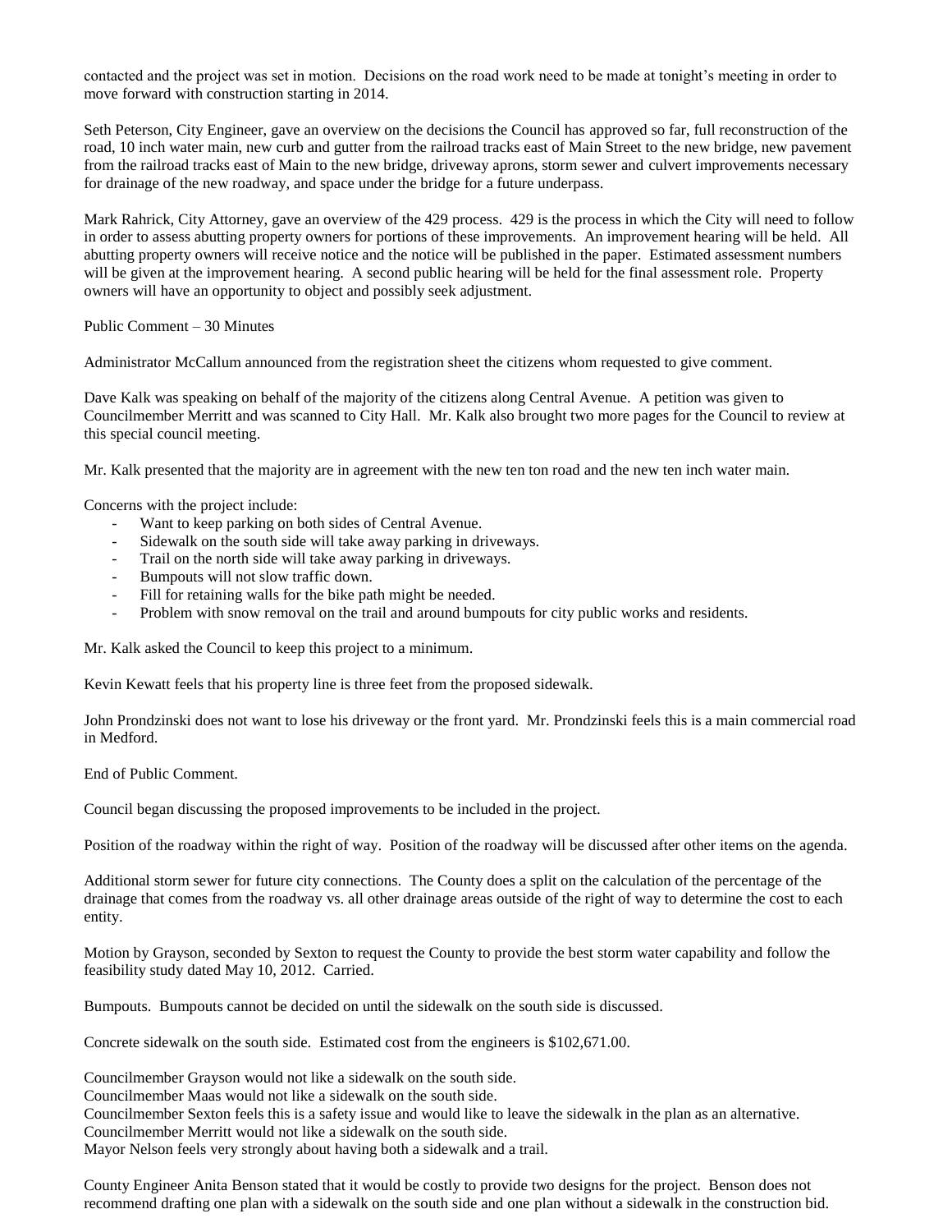contacted and the project was set in motion. Decisions on the road work need to be made at tonight's meeting in order to move forward with construction starting in 2014.

Seth Peterson, City Engineer, gave an overview on the decisions the Council has approved so far, full reconstruction of the road, 10 inch water main, new curb and gutter from the railroad tracks east of Main Street to the new bridge, new pavement from the railroad tracks east of Main to the new bridge, driveway aprons, storm sewer and culvert improvements necessary for drainage of the new roadway, and space under the bridge for a future underpass.

Mark Rahrick, City Attorney, gave an overview of the 429 process. 429 is the process in which the City will need to follow in order to assess abutting property owners for portions of these improvements. An improvement hearing will be held. All abutting property owners will receive notice and the notice will be published in the paper. Estimated assessment numbers will be given at the improvement hearing. A second public hearing will be held for the final assessment role. Property owners will have an opportunity to object and possibly seek adjustment.

Public Comment – 30 Minutes

Administrator McCallum announced from the registration sheet the citizens whom requested to give comment.

Dave Kalk was speaking on behalf of the majority of the citizens along Central Avenue. A petition was given to Councilmember Merritt and was scanned to City Hall. Mr. Kalk also brought two more pages for the Council to review at this special council meeting.

Mr. Kalk presented that the majority are in agreement with the new ten ton road and the new ten inch water main.

Concerns with the project include:

- Want to keep parking on both sides of Central Avenue.
- Sidewalk on the south side will take away parking in driveways.
- Trail on the north side will take away parking in driveways.
- Bumpouts will not slow traffic down.
- Fill for retaining walls for the bike path might be needed.
- Problem with snow removal on the trail and around bumpouts for city public works and residents.

Mr. Kalk asked the Council to keep this project to a minimum.

Kevin Kewatt feels that his property line is three feet from the proposed sidewalk.

John Prondzinski does not want to lose his driveway or the front yard. Mr. Prondzinski feels this is a main commercial road in Medford.

End of Public Comment.

Council began discussing the proposed improvements to be included in the project.

Position of the roadway within the right of way. Position of the roadway will be discussed after other items on the agenda.

Additional storm sewer for future city connections. The County does a split on the calculation of the percentage of the drainage that comes from the roadway vs. all other drainage areas outside of the right of way to determine the cost to each entity.

Motion by Grayson, seconded by Sexton to request the County to provide the best storm water capability and follow the feasibility study dated May 10, 2012. Carried.

Bumpouts. Bumpouts cannot be decided on until the sidewalk on the south side is discussed.

Concrete sidewalk on the south side. Estimated cost from the engineers is $102,671.00.

Councilmember Grayson would not like a sidewalk on the south side.
Councilmember Maas would not like a sidewalk on the south side.
Councilmember Sexton feels this is a safety issue and would like to leave the sidewalk in the plan as an alternative.
Councilmember Merritt would not like a sidewalk on the south side.
Mayor Nelson feels very strongly about having both a sidewalk and a trail.

County Engineer Anita Benson stated that it would be costly to provide two designs for the project. Benson does not recommend drafting one plan with a sidewalk on the south side and one plan without a sidewalk in the construction bid.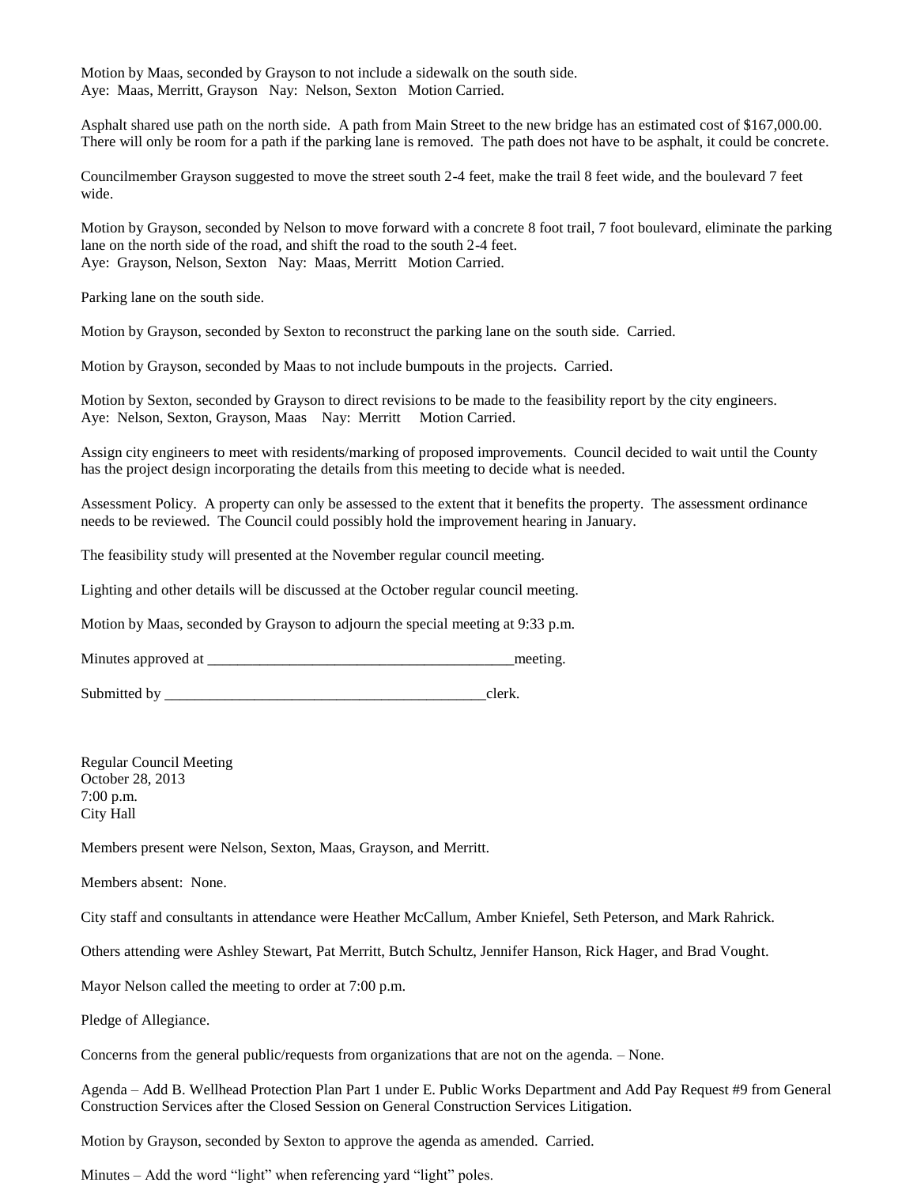Motion by Maas, seconded by Grayson to not include a sidewalk on the south side.
Aye: Maas, Merritt, Grayson Nay: Nelson, Sexton Motion Carried.

Asphalt shared use path on the north side. A path from Main Street to the new bridge has an estimated cost of $167,000.00. There will only be room for a path if the parking lane is removed. The path does not have to be asphalt, it could be concrete.

Councilmember Grayson suggested to move the street south 2-4 feet, make the trail 8 feet wide, and the boulevard 7 feet wide.

Motion by Grayson, seconded by Nelson to move forward with a concrete 8 foot trail, 7 foot boulevard, eliminate the parking lane on the north side of the road, and shift the road to the south 2-4 feet.
Aye: Grayson, Nelson, Sexton Nay: Maas, Merritt Motion Carried.

Parking lane on the south side.

Motion by Grayson, seconded by Sexton to reconstruct the parking lane on the south side. Carried.

Motion by Grayson, seconded by Maas to not include bumpouts in the projects. Carried.

Motion by Sexton, seconded by Grayson to direct revisions to be made to the feasibility report by the city engineers.
Aye: Nelson, Sexton, Grayson, Maas Nay: Merritt Motion Carried.

Assign city engineers to meet with residents/marking of proposed improvements. Council decided to wait until the County has the project design incorporating the details from this meeting to decide what is needed.

Assessment Policy. A property can only be assessed to the extent that it benefits the property. The assessment ordinance needs to be reviewed. The Council could possibly hold the improvement hearing in January.

The feasibility study will presented at the November regular council meeting.

Lighting and other details will be discussed at the October regular council meeting.

Motion by Maas, seconded by Grayson to adjourn the special meeting at 9:33 p.m.

Minutes approved at ________________________________________meeting.

Submitted by __________________________________________clerk.

Regular Council Meeting
October 28, 2013
7:00 p.m.
City Hall

Members present were Nelson, Sexton, Maas, Grayson, and Merritt.

Members absent: None.

City staff and consultants in attendance were Heather McCallum, Amber Kniefel, Seth Peterson, and Mark Rahrick.

Others attending were Ashley Stewart, Pat Merritt, Butch Schultz, Jennifer Hanson, Rick Hager, and Brad Vought.

Mayor Nelson called the meeting to order at 7:00 p.m.

Pledge of Allegiance.

Concerns from the general public/requests from organizations that are not on the agenda. – None.

Agenda – Add B. Wellhead Protection Plan Part 1 under E. Public Works Department and Add Pay Request #9 from General Construction Services after the Closed Session on General Construction Services Litigation.

Motion by Grayson, seconded by Sexton to approve the agenda as amended. Carried.

Minutes – Add the word "light" when referencing yard "light" poles.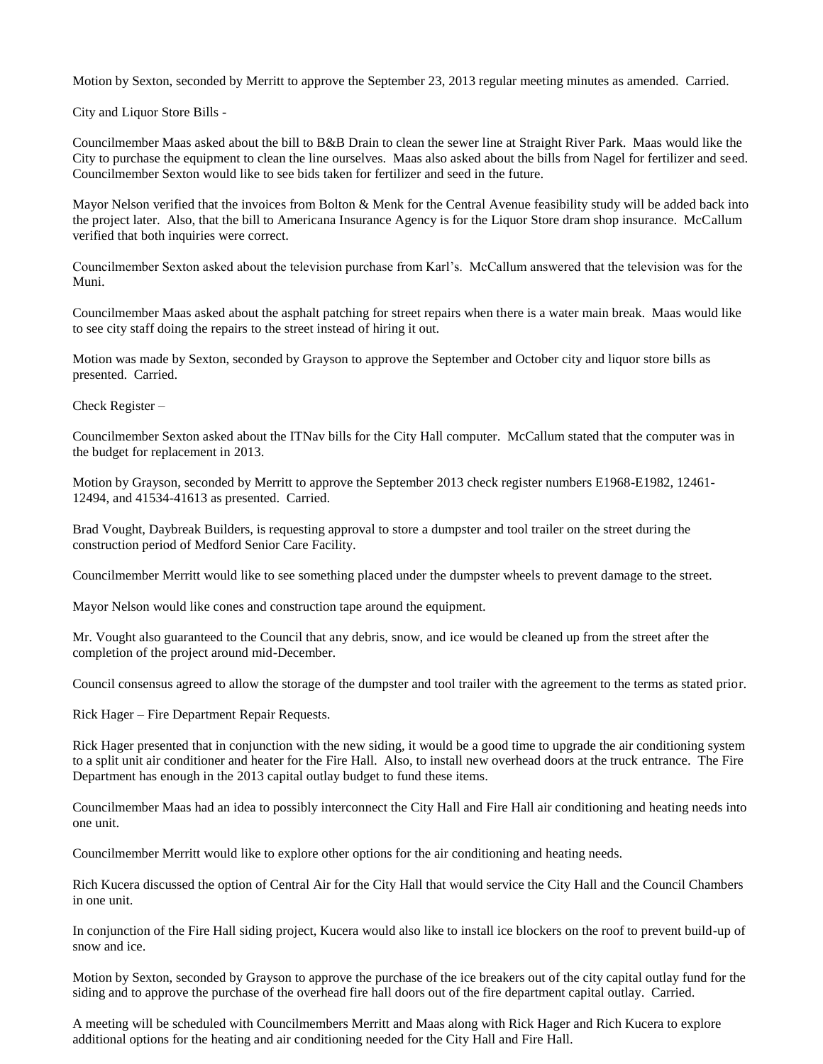Motion by Sexton, seconded by Merritt to approve the September 23, 2013 regular meeting minutes as amended. Carried.

City and Liquor Store Bills -

Councilmember Maas asked about the bill to B&B Drain to clean the sewer line at Straight River Park. Maas would like the City to purchase the equipment to clean the line ourselves. Maas also asked about the bills from Nagel for fertilizer and seed. Councilmember Sexton would like to see bids taken for fertilizer and seed in the future.

Mayor Nelson verified that the invoices from Bolton & Menk for the Central Avenue feasibility study will be added back into the project later. Also, that the bill to Americana Insurance Agency is for the Liquor Store dram shop insurance. McCallum verified that both inquiries were correct.

Councilmember Sexton asked about the television purchase from Karl's. McCallum answered that the television was for the Muni.

Councilmember Maas asked about the asphalt patching for street repairs when there is a water main break. Maas would like to see city staff doing the repairs to the street instead of hiring it out.

Motion was made by Sexton, seconded by Grayson to approve the September and October city and liquor store bills as presented. Carried.

Check Register –

Councilmember Sexton asked about the ITNav bills for the City Hall computer. McCallum stated that the computer was in the budget for replacement in 2013.

Motion by Grayson, seconded by Merritt to approve the September 2013 check register numbers E1968-E1982, 12461-12494, and 41534-41613 as presented. Carried.

Brad Vought, Daybreak Builders, is requesting approval to store a dumpster and tool trailer on the street during the construction period of Medford Senior Care Facility.

Councilmember Merritt would like to see something placed under the dumpster wheels to prevent damage to the street.

Mayor Nelson would like cones and construction tape around the equipment.

Mr. Vought also guaranteed to the Council that any debris, snow, and ice would be cleaned up from the street after the completion of the project around mid-December.

Council consensus agreed to allow the storage of the dumpster and tool trailer with the agreement to the terms as stated prior.

Rick Hager – Fire Department Repair Requests.

Rick Hager presented that in conjunction with the new siding, it would be a good time to upgrade the air conditioning system to a split unit air conditioner and heater for the Fire Hall. Also, to install new overhead doors at the truck entrance. The Fire Department has enough in the 2013 capital outlay budget to fund these items.

Councilmember Maas had an idea to possibly interconnect the City Hall and Fire Hall air conditioning and heating needs into one unit.

Councilmember Merritt would like to explore other options for the air conditioning and heating needs.

Rich Kucera discussed the option of Central Air for the City Hall that would service the City Hall and the Council Chambers in one unit.

In conjunction of the Fire Hall siding project, Kucera would also like to install ice blockers on the roof to prevent build-up of snow and ice.

Motion by Sexton, seconded by Grayson to approve the purchase of the ice breakers out of the city capital outlay fund for the siding and to approve the purchase of the overhead fire hall doors out of the fire department capital outlay. Carried.

A meeting will be scheduled with Councilmembers Merritt and Maas along with Rick Hager and Rich Kucera to explore additional options for the heating and air conditioning needed for the City Hall and Fire Hall.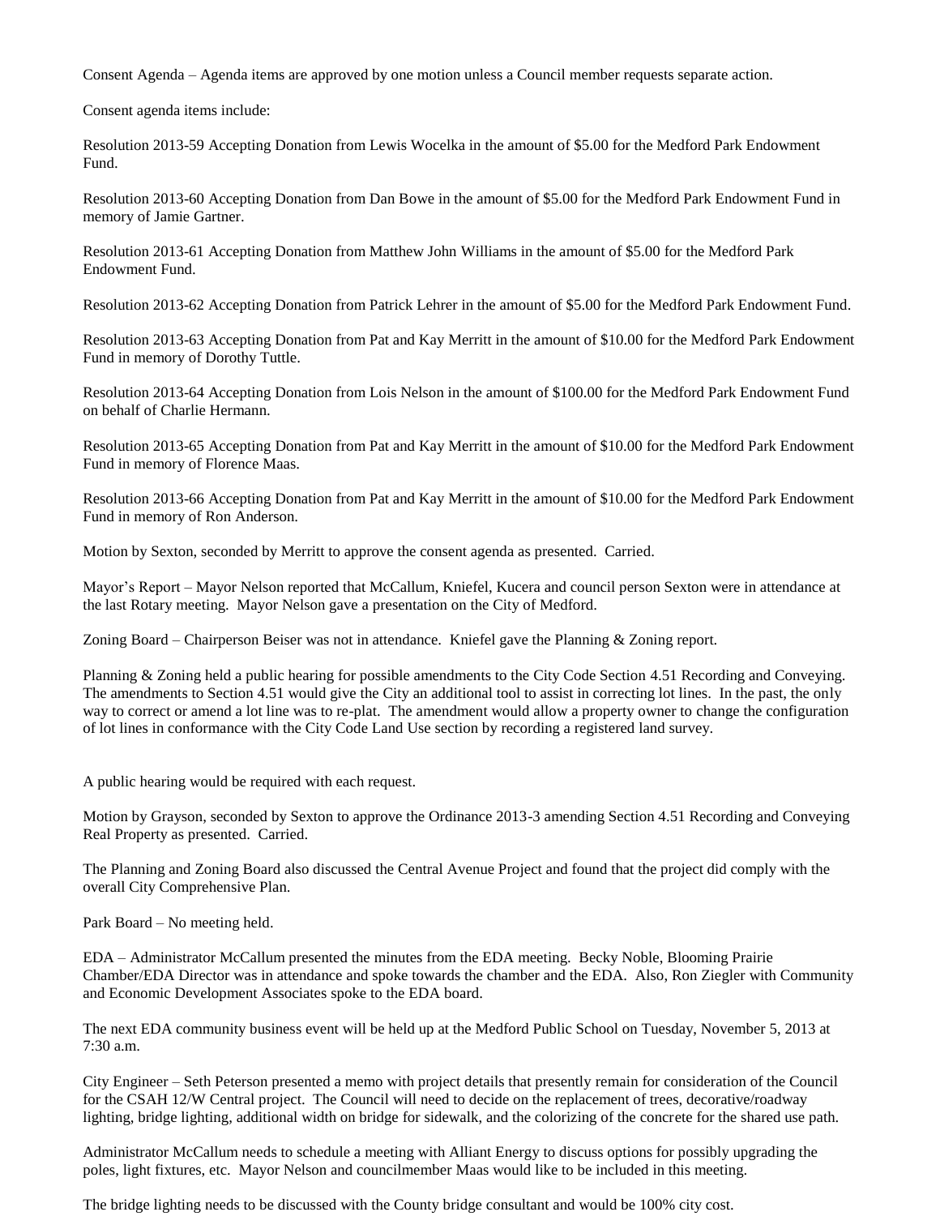Consent Agenda – Agenda items are approved by one motion unless a Council member requests separate action.

Consent agenda items include:

Resolution 2013-59 Accepting Donation from Lewis Wocelka in the amount of $5.00 for the Medford Park Endowment Fund.

Resolution 2013-60 Accepting Donation from Dan Bowe in the amount of $5.00 for the Medford Park Endowment Fund in memory of Jamie Gartner.

Resolution 2013-61 Accepting Donation from Matthew John Williams in the amount of $5.00 for the Medford Park Endowment Fund.

Resolution 2013-62 Accepting Donation from Patrick Lehrer in the amount of $5.00 for the Medford Park Endowment Fund.

Resolution 2013-63 Accepting Donation from Pat and Kay Merritt in the amount of $10.00 for the Medford Park Endowment Fund in memory of Dorothy Tuttle.

Resolution 2013-64 Accepting Donation from Lois Nelson in the amount of $100.00 for the Medford Park Endowment Fund on behalf of Charlie Hermann.

Resolution 2013-65 Accepting Donation from Pat and Kay Merritt in the amount of $10.00 for the Medford Park Endowment Fund in memory of Florence Maas.

Resolution 2013-66 Accepting Donation from Pat and Kay Merritt in the amount of $10.00 for the Medford Park Endowment Fund in memory of Ron Anderson.

Motion by Sexton, seconded by Merritt to approve the consent agenda as presented. Carried.

Mayor's Report – Mayor Nelson reported that McCallum, Kniefel, Kucera and council person Sexton were in attendance at the last Rotary meeting. Mayor Nelson gave a presentation on the City of Medford.

Zoning Board – Chairperson Beiser was not in attendance. Kniefel gave the Planning & Zoning report.

Planning & Zoning held a public hearing for possible amendments to the City Code Section 4.51 Recording and Conveying. The amendments to Section 4.51 would give the City an additional tool to assist in correcting lot lines. In the past, the only way to correct or amend a lot line was to re-plat. The amendment would allow a property owner to change the configuration of lot lines in conformance with the City Code Land Use section by recording a registered land survey.

A public hearing would be required with each request.

Motion by Grayson, seconded by Sexton to approve the Ordinance 2013-3 amending Section 4.51 Recording and Conveying Real Property as presented. Carried.

The Planning and Zoning Board also discussed the Central Avenue Project and found that the project did comply with the overall City Comprehensive Plan.

Park Board – No meeting held.

EDA – Administrator McCallum presented the minutes from the EDA meeting. Becky Noble, Blooming Prairie Chamber/EDA Director was in attendance and spoke towards the chamber and the EDA. Also, Ron Ziegler with Community and Economic Development Associates spoke to the EDA board.

The next EDA community business event will be held up at the Medford Public School on Tuesday, November 5, 2013 at 7:30 a.m.

City Engineer – Seth Peterson presented a memo with project details that presently remain for consideration of the Council for the CSAH 12/W Central project. The Council will need to decide on the replacement of trees, decorative/roadway lighting, bridge lighting, additional width on bridge for sidewalk, and the colorizing of the concrete for the shared use path.

Administrator McCallum needs to schedule a meeting with Alliant Energy to discuss options for possibly upgrading the poles, light fixtures, etc. Mayor Nelson and councilmember Maas would like to be included in this meeting.

The bridge lighting needs to be discussed with the County bridge consultant and would be 100% city cost.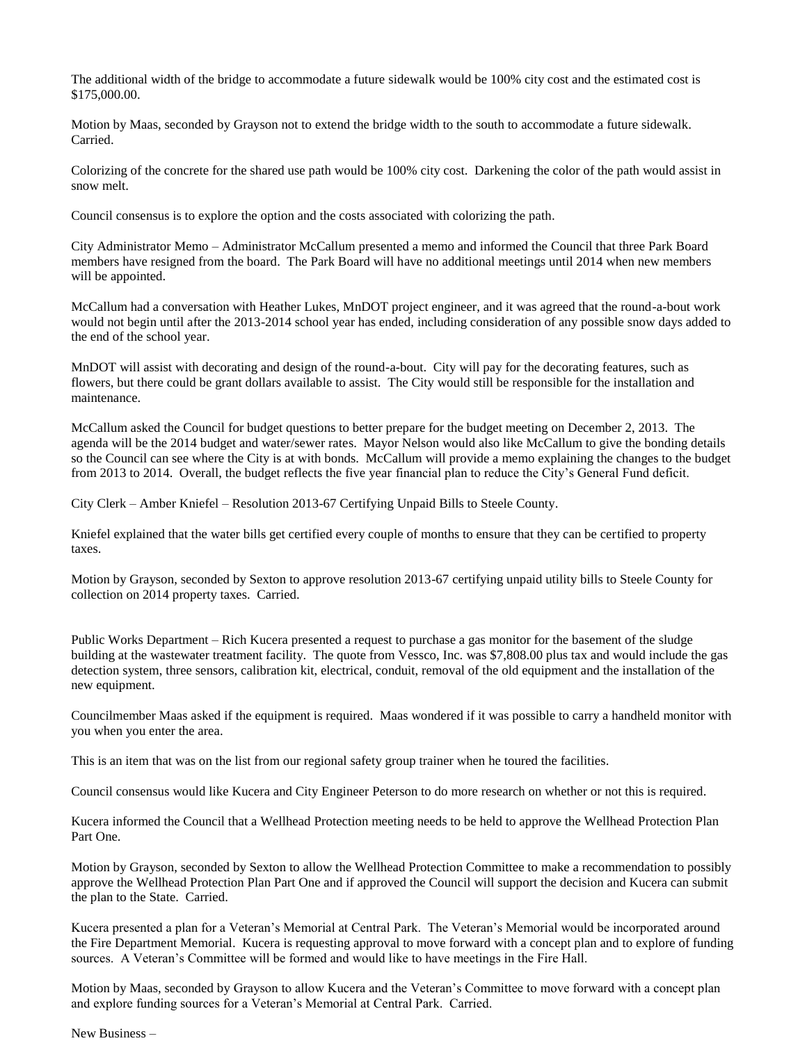The additional width of the bridge to accommodate a future sidewalk would be 100% city cost and the estimated cost is $175,000.00.

Motion by Maas, seconded by Grayson not to extend the bridge width to the south to accommodate a future sidewalk. Carried.

Colorizing of the concrete for the shared use path would be 100% city cost. Darkening the color of the path would assist in snow melt.

Council consensus is to explore the option and the costs associated with colorizing the path.

City Administrator Memo – Administrator McCallum presented a memo and informed the Council that three Park Board members have resigned from the board. The Park Board will have no additional meetings until 2014 when new members will be appointed.

McCallum had a conversation with Heather Lukes, MnDOT project engineer, and it was agreed that the round-a-bout work would not begin until after the 2013-2014 school year has ended, including consideration of any possible snow days added to the end of the school year.

MnDOT will assist with decorating and design of the round-a-bout. City will pay for the decorating features, such as flowers, but there could be grant dollars available to assist. The City would still be responsible for the installation and maintenance.

McCallum asked the Council for budget questions to better prepare for the budget meeting on December 2, 2013. The agenda will be the 2014 budget and water/sewer rates. Mayor Nelson would also like McCallum to give the bonding details so the Council can see where the City is at with bonds. McCallum will provide a memo explaining the changes to the budget from 2013 to 2014. Overall, the budget reflects the five year financial plan to reduce the City's General Fund deficit.

City Clerk – Amber Kniefel – Resolution 2013-67 Certifying Unpaid Bills to Steele County.

Kniefel explained that the water bills get certified every couple of months to ensure that they can be certified to property taxes.

Motion by Grayson, seconded by Sexton to approve resolution 2013-67 certifying unpaid utility bills to Steele County for collection on 2014 property taxes. Carried.

Public Works Department – Rich Kucera presented a request to purchase a gas monitor for the basement of the sludge building at the wastewater treatment facility. The quote from Vessco, Inc. was $7,808.00 plus tax and would include the gas detection system, three sensors, calibration kit, electrical, conduit, removal of the old equipment and the installation of the new equipment.

Councilmember Maas asked if the equipment is required. Maas wondered if it was possible to carry a handheld monitor with you when you enter the area.

This is an item that was on the list from our regional safety group trainer when he toured the facilities.

Council consensus would like Kucera and City Engineer Peterson to do more research on whether or not this is required.

Kucera informed the Council that a Wellhead Protection meeting needs to be held to approve the Wellhead Protection Plan Part One.

Motion by Grayson, seconded by Sexton to allow the Wellhead Protection Committee to make a recommendation to possibly approve the Wellhead Protection Plan Part One and if approved the Council will support the decision and Kucera can submit the plan to the State. Carried.

Kucera presented a plan for a Veteran's Memorial at Central Park. The Veteran's Memorial would be incorporated around the Fire Department Memorial. Kucera is requesting approval to move forward with a concept plan and to explore of funding sources. A Veteran's Committee will be formed and would like to have meetings in the Fire Hall.

Motion by Maas, seconded by Grayson to allow Kucera and the Veteran's Committee to move forward with a concept plan and explore funding sources for a Veteran's Memorial at Central Park. Carried.

New Business –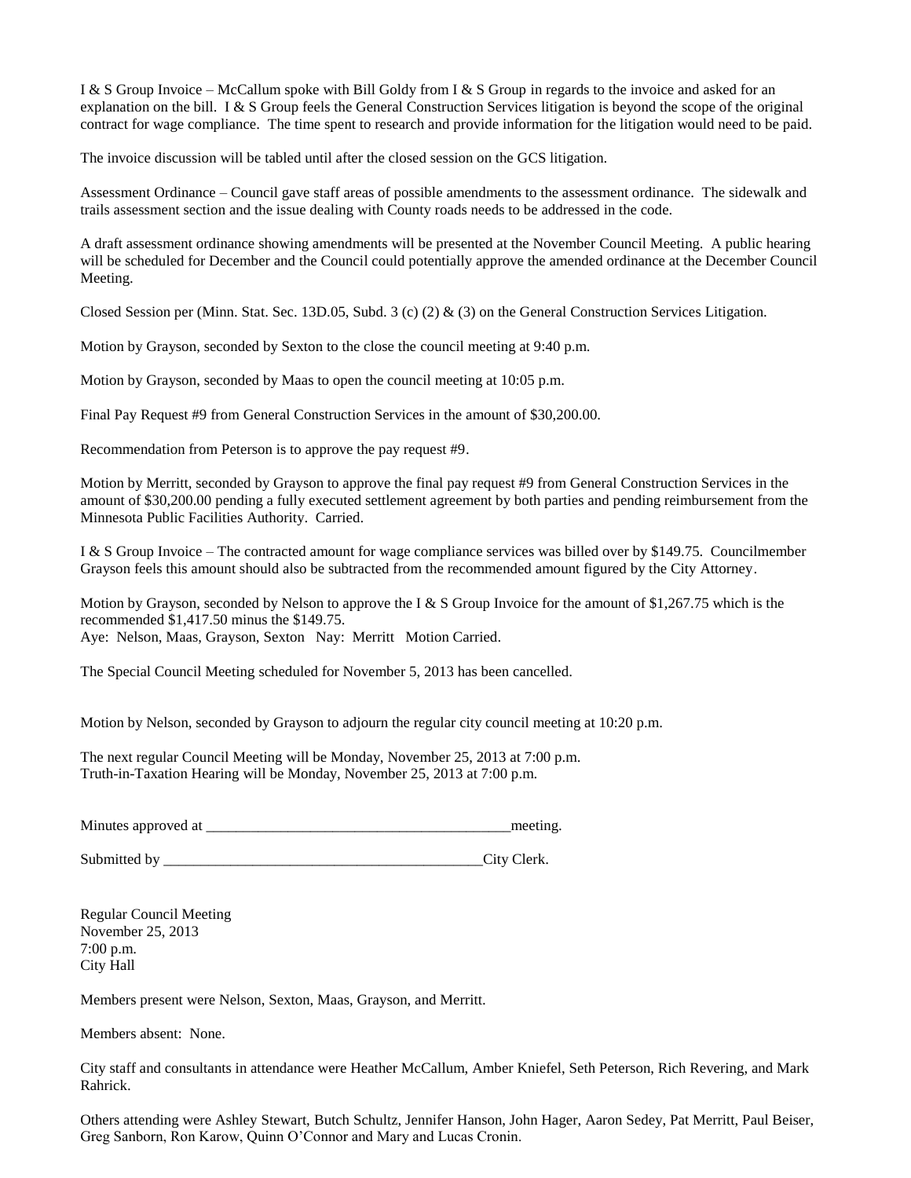I & S Group Invoice – McCallum spoke with Bill Goldy from I & S Group in regards to the invoice and asked for an explanation on the bill. I & S Group feels the General Construction Services litigation is beyond the scope of the original contract for wage compliance. The time spent to research and provide information for the litigation would need to be paid.

The invoice discussion will be tabled until after the closed session on the GCS litigation.

Assessment Ordinance – Council gave staff areas of possible amendments to the assessment ordinance. The sidewalk and trails assessment section and the issue dealing with County roads needs to be addressed in the code.

A draft assessment ordinance showing amendments will be presented at the November Council Meeting. A public hearing will be scheduled for December and the Council could potentially approve the amended ordinance at the December Council Meeting.

Closed Session per (Minn. Stat. Sec. 13D.05, Subd. 3 (c) (2) & (3) on the General Construction Services Litigation.

Motion by Grayson, seconded by Sexton to the close the council meeting at 9:40 p.m.

Motion by Grayson, seconded by Maas to open the council meeting at 10:05 p.m.

Final Pay Request #9 from General Construction Services in the amount of $30,200.00.

Recommendation from Peterson is to approve the pay request #9.

Motion by Merritt, seconded by Grayson to approve the final pay request #9 from General Construction Services in the amount of $30,200.00 pending a fully executed settlement agreement by both parties and pending reimbursement from the Minnesota Public Facilities Authority. Carried.

I & S Group Invoice – The contracted amount for wage compliance services was billed over by $149.75. Councilmember Grayson feels this amount should also be subtracted from the recommended amount figured by the City Attorney.

Motion by Grayson, seconded by Nelson to approve the I & S Group Invoice for the amount of $1,267.75 which is the recommended $1,417.50 minus the $149.75.
Aye: Nelson, Maas, Grayson, Sexton Nay: Merritt Motion Carried.

The Special Council Meeting scheduled for November 5, 2013 has been cancelled.

Motion by Nelson, seconded by Grayson to adjourn the regular city council meeting at 10:20 p.m.

The next regular Council Meeting will be Monday, November 25, 2013 at 7:00 p.m.
Truth-in-Taxation Hearing will be Monday, November 25, 2013 at 7:00 p.m.

Minutes approved at ___________________________________________meeting.

Submitted by ____________________________________________City Clerk.

Regular Council Meeting
November 25, 2013
7:00 p.m.
City Hall

Members present were Nelson, Sexton, Maas, Grayson, and Merritt.

Members absent: None.

City staff and consultants in attendance were Heather McCallum, Amber Kniefel, Seth Peterson, Rich Revering, and Mark Rahrick.

Others attending were Ashley Stewart, Butch Schultz, Jennifer Hanson, John Hager, Aaron Sedey, Pat Merritt, Paul Beiser, Greg Sanborn, Ron Karow, Quinn O'Connor and Mary and Lucas Cronin.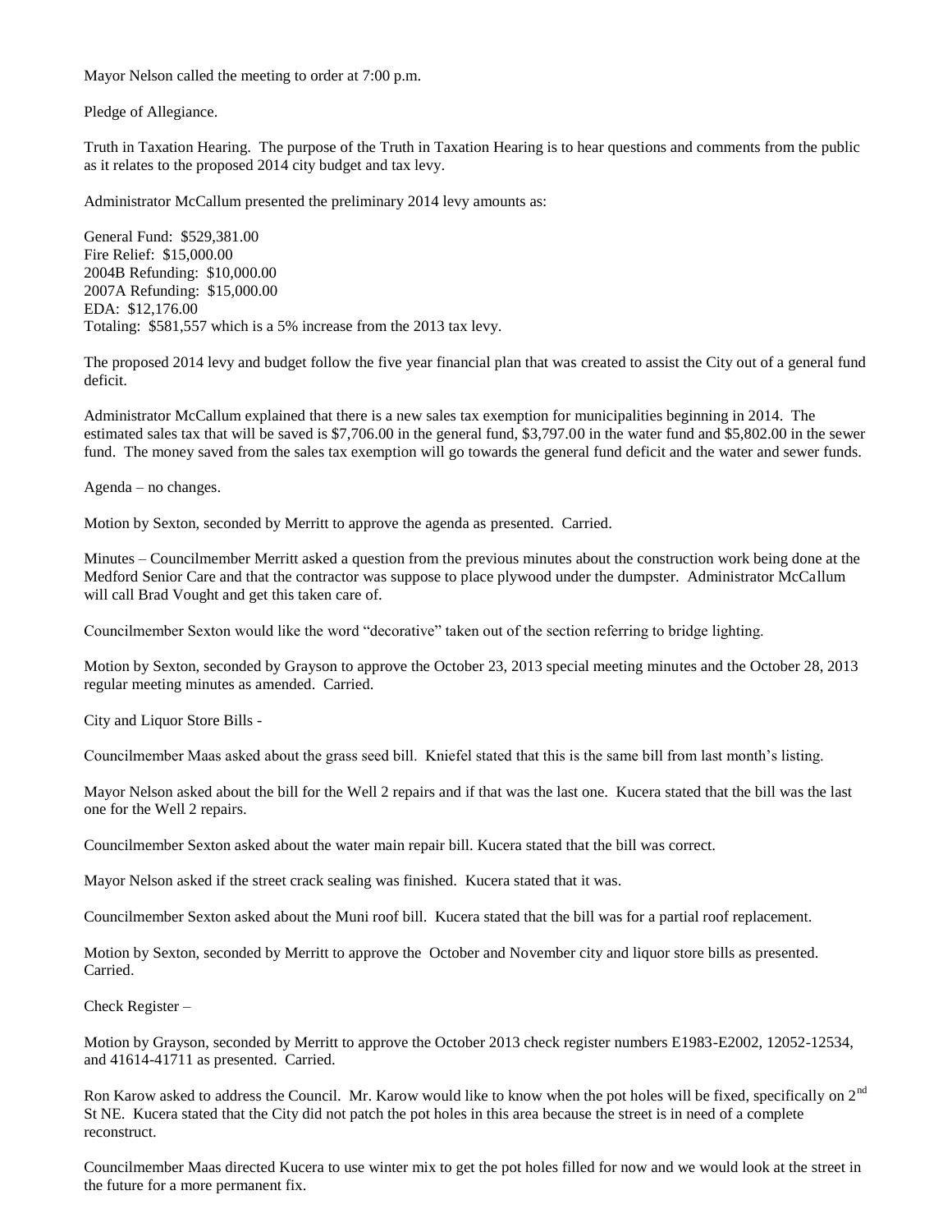Mayor Nelson called the meeting to order at 7:00 p.m.

Pledge of Allegiance.

Truth in Taxation Hearing. The purpose of the Truth in Taxation Hearing is to hear questions and comments from the public as it relates to the proposed 2014 city budget and tax levy.

Administrator McCallum presented the preliminary 2014 levy amounts as:

General Fund: $529,381.00
Fire Relief: $15,000.00
2004B Refunding: $10,000.00
2007A Refunding: $15,000.00
EDA: $12,176.00
Totaling: $581,557 which is a 5% increase from the 2013 tax levy.

The proposed 2014 levy and budget follow the five year financial plan that was created to assist the City out of a general fund deficit.

Administrator McCallum explained that there is a new sales tax exemption for municipalities beginning in 2014. The estimated sales tax that will be saved is $7,706.00 in the general fund, $3,797.00 in the water fund and $5,802.00 in the sewer fund. The money saved from the sales tax exemption will go towards the general fund deficit and the water and sewer funds.

Agenda – no changes.

Motion by Sexton, seconded by Merritt to approve the agenda as presented. Carried.

Minutes – Councilmember Merritt asked a question from the previous minutes about the construction work being done at the Medford Senior Care and that the contractor was suppose to place plywood under the dumpster. Administrator McCallum will call Brad Vought and get this taken care of.

Councilmember Sexton would like the word "decorative" taken out of the section referring to bridge lighting.

Motion by Sexton, seconded by Grayson to approve the October 23, 2013 special meeting minutes and the October 28, 2013 regular meeting minutes as amended. Carried.

City and Liquor Store Bills -

Councilmember Maas asked about the grass seed bill. Kniefel stated that this is the same bill from last month's listing.

Mayor Nelson asked about the bill for the Well 2 repairs and if that was the last one. Kucera stated that the bill was the last one for the Well 2 repairs.

Councilmember Sexton asked about the water main repair bill. Kucera stated that the bill was correct.

Mayor Nelson asked if the street crack sealing was finished. Kucera stated that it was.

Councilmember Sexton asked about the Muni roof bill. Kucera stated that the bill was for a partial roof replacement.

Motion by Sexton, seconded by Merritt to approve the October and November city and liquor store bills as presented. Carried.

Check Register –

Motion by Grayson, seconded by Merritt to approve the October 2013 check register numbers E1983-E2002, 12052-12534, and 41614-41711 as presented. Carried.

Ron Karow asked to address the Council. Mr. Karow would like to know when the pot holes will be fixed, specifically on 2nd St NE. Kucera stated that the City did not patch the pot holes in this area because the street is in need of a complete reconstruct.

Councilmember Maas directed Kucera to use winter mix to get the pot holes filled for now and we would look at the street in the future for a more permanent fix.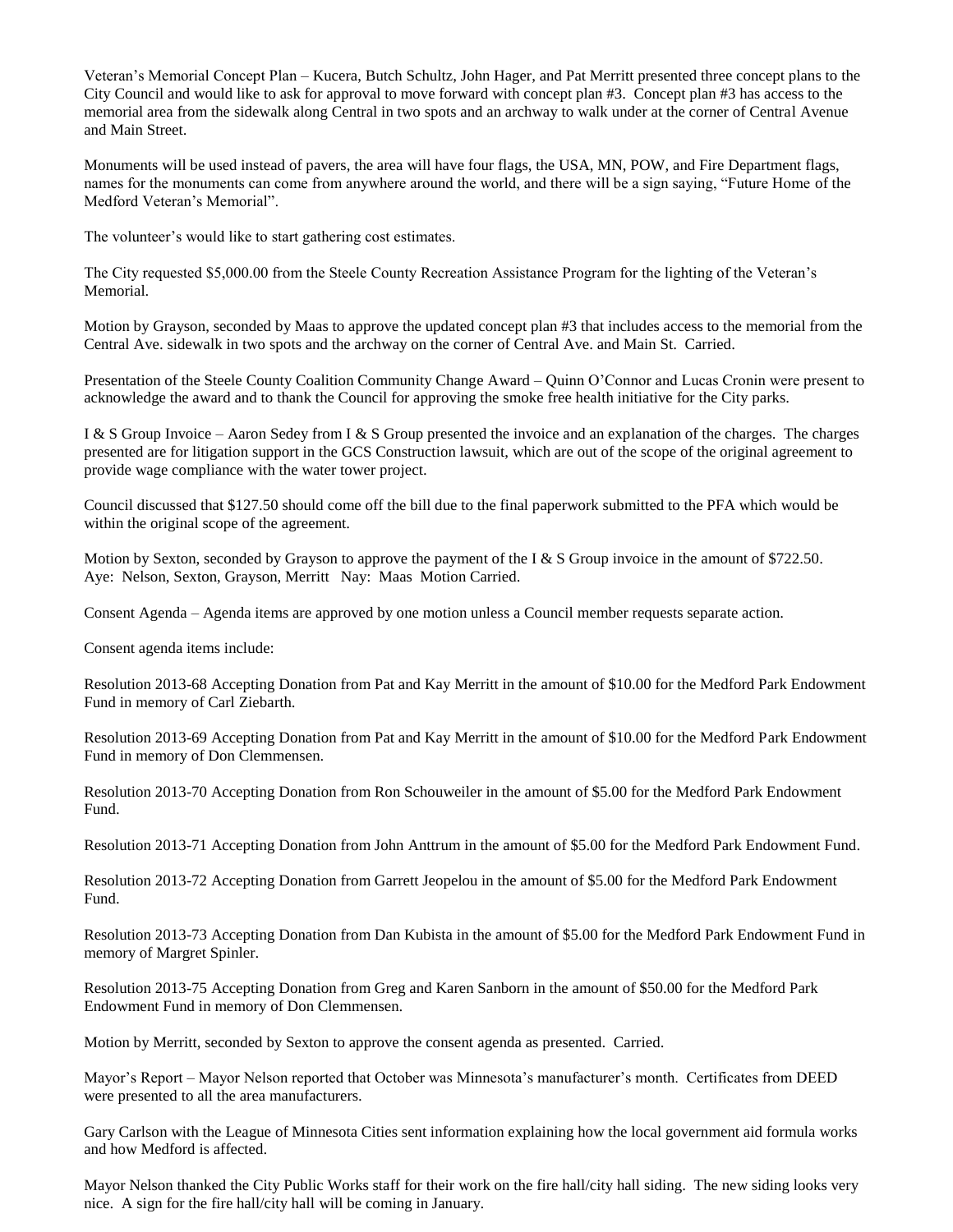Veteran's Memorial Concept Plan – Kucera, Butch Schultz, John Hager, and Pat Merritt presented three concept plans to the City Council and would like to ask for approval to move forward with concept plan #3. Concept plan #3 has access to the memorial area from the sidewalk along Central in two spots and an archway to walk under at the corner of Central Avenue and Main Street.

Monuments will be used instead of pavers, the area will have four flags, the USA, MN, POW, and Fire Department flags, names for the monuments can come from anywhere around the world, and there will be a sign saying, "Future Home of the Medford Veteran's Memorial".

The volunteer's would like to start gathering cost estimates.

The City requested $5,000.00 from the Steele County Recreation Assistance Program for the lighting of the Veteran's Memorial.

Motion by Grayson, seconded by Maas to approve the updated concept plan #3 that includes access to the memorial from the Central Ave. sidewalk in two spots and the archway on the corner of Central Ave. and Main St. Carried.

Presentation of the Steele County Coalition Community Change Award – Quinn O'Connor and Lucas Cronin were present to acknowledge the award and to thank the Council for approving the smoke free health initiative for the City parks.

I & S Group Invoice – Aaron Sedey from I & S Group presented the invoice and an explanation of the charges. The charges presented are for litigation support in the GCS Construction lawsuit, which are out of the scope of the original agreement to provide wage compliance with the water tower project.

Council discussed that $127.50 should come off the bill due to the final paperwork submitted to the PFA which would be within the original scope of the agreement.

Motion by Sexton, seconded by Grayson to approve the payment of the I & S Group invoice in the amount of $722.50.
Aye: Nelson, Sexton, Grayson, Merritt Nay: Maas Motion Carried.

Consent Agenda – Agenda items are approved by one motion unless a Council member requests separate action.

Consent agenda items include:

Resolution 2013-68 Accepting Donation from Pat and Kay Merritt in the amount of $10.00 for the Medford Park Endowment Fund in memory of Carl Ziebarth.

Resolution 2013-69 Accepting Donation from Pat and Kay Merritt in the amount of $10.00 for the Medford Park Endowment Fund in memory of Don Clemmensen.

Resolution 2013-70 Accepting Donation from Ron Schouweiler in the amount of $5.00 for the Medford Park Endowment Fund.

Resolution 2013-71 Accepting Donation from John Anttrum in the amount of $5.00 for the Medford Park Endowment Fund.

Resolution 2013-72 Accepting Donation from Garrett Jeopelou in the amount of $5.00 for the Medford Park Endowment Fund.

Resolution 2013-73 Accepting Donation from Dan Kubista in the amount of $5.00 for the Medford Park Endowment Fund in memory of Margret Spinler.

Resolution 2013-75 Accepting Donation from Greg and Karen Sanborn in the amount of $50.00 for the Medford Park Endowment Fund in memory of Don Clemmensen.

Motion by Merritt, seconded by Sexton to approve the consent agenda as presented. Carried.

Mayor's Report – Mayor Nelson reported that October was Minnesota's manufacturer's month. Certificates from DEED were presented to all the area manufacturers.

Gary Carlson with the League of Minnesota Cities sent information explaining how the local government aid formula works and how Medford is affected.

Mayor Nelson thanked the City Public Works staff for their work on the fire hall/city hall siding. The new siding looks very nice. A sign for the fire hall/city hall will be coming in January.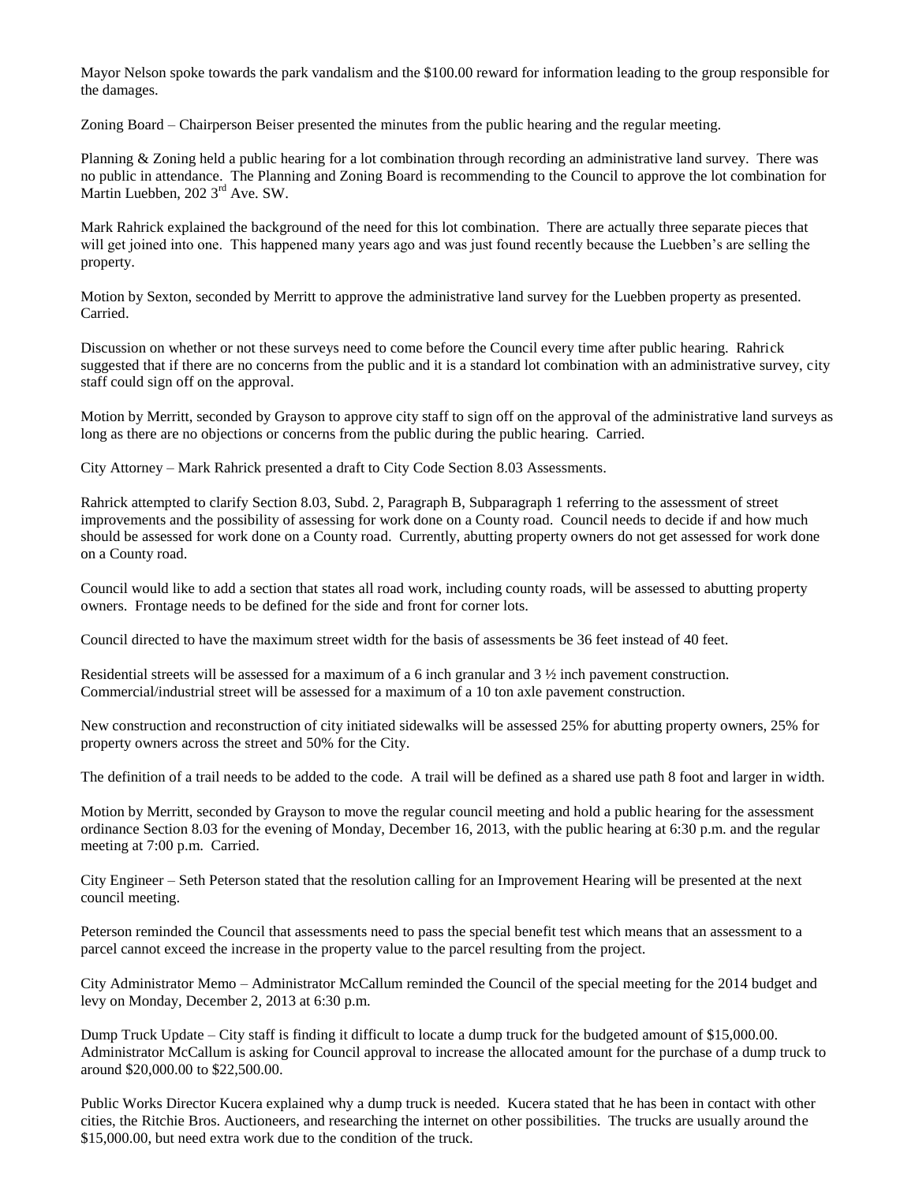Mayor Nelson spoke towards the park vandalism and the $100.00 reward for information leading to the group responsible for the damages.

Zoning Board – Chairperson Beiser presented the minutes from the public hearing and the regular meeting.

Planning & Zoning held a public hearing for a lot combination through recording an administrative land survey. There was no public in attendance. The Planning and Zoning Board is recommending to the Council to approve the lot combination for Martin Luebben, 202 3rd Ave. SW.

Mark Rahrick explained the background of the need for this lot combination. There are actually three separate pieces that will get joined into one. This happened many years ago and was just found recently because the Luebben's are selling the property.

Motion by Sexton, seconded by Merritt to approve the administrative land survey for the Luebben property as presented. Carried.

Discussion on whether or not these surveys need to come before the Council every time after public hearing. Rahrick suggested that if there are no concerns from the public and it is a standard lot combination with an administrative survey, city staff could sign off on the approval.

Motion by Merritt, seconded by Grayson to approve city staff to sign off on the approval of the administrative land surveys as long as there are no objections or concerns from the public during the public hearing. Carried.

City Attorney – Mark Rahrick presented a draft to City Code Section 8.03 Assessments.

Rahrick attempted to clarify Section 8.03, Subd. 2, Paragraph B, Subparagraph 1 referring to the assessment of street improvements and the possibility of assessing for work done on a County road. Council needs to decide if and how much should be assessed for work done on a County road. Currently, abutting property owners do not get assessed for work done on a County road.

Council would like to add a section that states all road work, including county roads, will be assessed to abutting property owners. Frontage needs to be defined for the side and front for corner lots.

Council directed to have the maximum street width for the basis of assessments be 36 feet instead of 40 feet.

Residential streets will be assessed for a maximum of a 6 inch granular and 3 ½ inch pavement construction. Commercial/industrial street will be assessed for a maximum of a 10 ton axle pavement construction.

New construction and reconstruction of city initiated sidewalks will be assessed 25% for abutting property owners, 25% for property owners across the street and 50% for the City.

The definition of a trail needs to be added to the code. A trail will be defined as a shared use path 8 foot and larger in width.

Motion by Merritt, seconded by Grayson to move the regular council meeting and hold a public hearing for the assessment ordinance Section 8.03 for the evening of Monday, December 16, 2013, with the public hearing at 6:30 p.m. and the regular meeting at 7:00 p.m. Carried.

City Engineer – Seth Peterson stated that the resolution calling for an Improvement Hearing will be presented at the next council meeting.

Peterson reminded the Council that assessments need to pass the special benefit test which means that an assessment to a parcel cannot exceed the increase in the property value to the parcel resulting from the project.

City Administrator Memo – Administrator McCallum reminded the Council of the special meeting for the 2014 budget and levy on Monday, December 2, 2013 at 6:30 p.m.

Dump Truck Update – City staff is finding it difficult to locate a dump truck for the budgeted amount of $15,000.00. Administrator McCallum is asking for Council approval to increase the allocated amount for the purchase of a dump truck to around $20,000.00 to $22,500.00.

Public Works Director Kucera explained why a dump truck is needed. Kucera stated that he has been in contact with other cities, the Ritchie Bros. Auctioneers, and researching the internet on other possibilities. The trucks are usually around the $15,000.00, but need extra work due to the condition of the truck.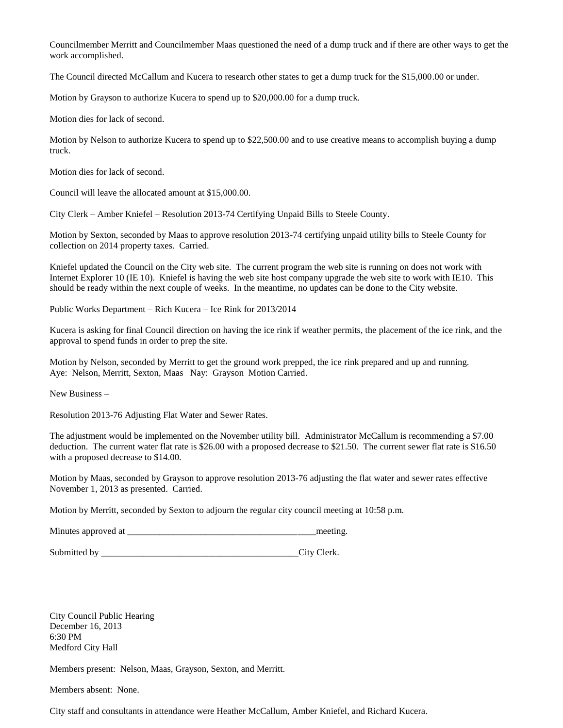Councilmember Merritt and Councilmember Maas questioned the need of a dump truck and if there are other ways to get the work accomplished.

The Council directed McCallum and Kucera to research other states to get a dump truck for the $15,000.00 or under.

Motion by Grayson to authorize Kucera to spend up to $20,000.00 for a dump truck.

Motion dies for lack of second.

Motion by Nelson to authorize Kucera to spend up to $22,500.00 and to use creative means to accomplish buying a dump truck.

Motion dies for lack of second.

Council will leave the allocated amount at $15,000.00.

City Clerk – Amber Kniefel – Resolution 2013-74 Certifying Unpaid Bills to Steele County.

Motion by Sexton, seconded by Maas to approve resolution 2013-74 certifying unpaid utility bills to Steele County for collection on 2014 property taxes. Carried.

Kniefel updated the Council on the City web site. The current program the web site is running on does not work with Internet Explorer 10 (IE 10). Kniefel is having the web site host company upgrade the web site to work with IE10. This should be ready within the next couple of weeks. In the meantime, no updates can be done to the City website.

Public Works Department – Rich Kucera – Ice Rink for 2013/2014

Kucera is asking for final Council direction on having the ice rink if weather permits, the placement of the ice rink, and the approval to spend funds in order to prep the site.

Motion by Nelson, seconded by Merritt to get the ground work prepped, the ice rink prepared and up and running.
Aye: Nelson, Merritt, Sexton, Maas Nay: Grayson Motion Carried.

New Business –

Resolution 2013-76 Adjusting Flat Water and Sewer Rates.

The adjustment would be implemented on the November utility bill. Administrator McCallum is recommending a $7.00 deduction. The current water flat rate is $26.00 with a proposed decrease to $21.50. The current sewer flat rate is $16.50 with a proposed decrease to $14.00.

Motion by Maas, seconded by Grayson to approve resolution 2013-76 adjusting the flat water and sewer rates effective November 1, 2013 as presented. Carried.

Motion by Merritt, seconded by Sexton to adjourn the regular city council meeting at 10:58 p.m.

Minutes approved at ________________________________________meeting.

Submitted by ___________________________________________City Clerk.

City Council Public Hearing
December 16, 2013
6:30 PM
Medford City Hall

Members present: Nelson, Maas, Grayson, Sexton, and Merritt.

Members absent: None.

City staff and consultants in attendance were Heather McCallum, Amber Kniefel, and Richard Kucera.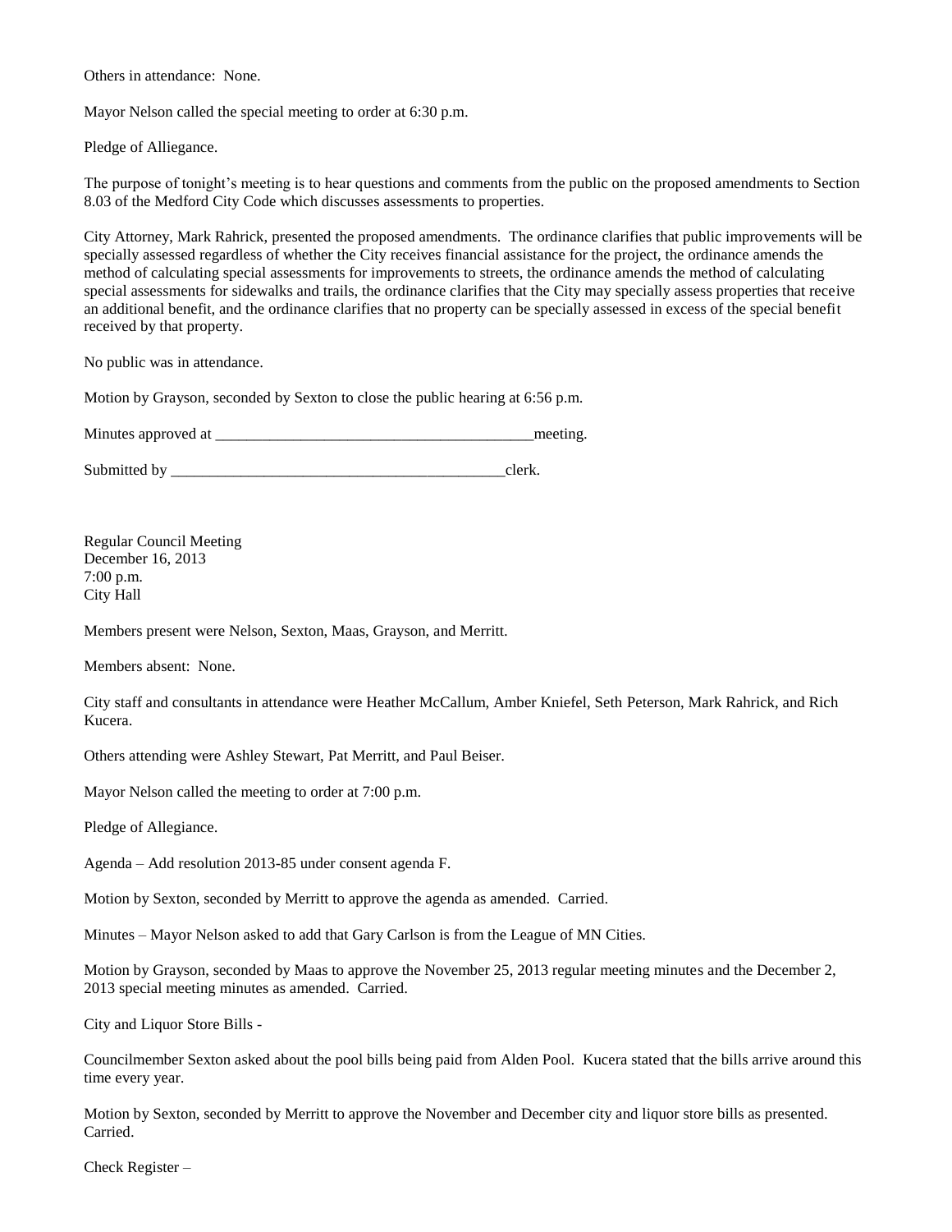Others in attendance: None.

Mayor Nelson called the special meeting to order at 6:30 p.m.

Pledge of Alliegance.

The purpose of tonight's meeting is to hear questions and comments from the public on the proposed amendments to Section 8.03 of the Medford City Code which discusses assessments to properties.

City Attorney, Mark Rahrick, presented the proposed amendments. The ordinance clarifies that public improvements will be specially assessed regardless of whether the City receives financial assistance for the project, the ordinance amends the method of calculating special assessments for improvements to streets, the ordinance amends the method of calculating special assessments for sidewalks and trails, the ordinance clarifies that the City may specially assess properties that receive an additional benefit, and the ordinance clarifies that no property can be specially assessed in excess of the special benefit received by that property.

No public was in attendance.

Motion by Grayson, seconded by Sexton to close the public hearing at 6:56 p.m.

Minutes approved at __________________________________________meeting.

Submitted by ____________________________________________clerk.

Regular Council Meeting
December 16, 2013
7:00 p.m.
City Hall

Members present were Nelson, Sexton, Maas, Grayson, and Merritt.

Members absent: None.

City staff and consultants in attendance were Heather McCallum, Amber Kniefel, Seth Peterson, Mark Rahrick, and Rich Kucera.

Others attending were Ashley Stewart, Pat Merritt, and Paul Beiser.

Mayor Nelson called the meeting to order at 7:00 p.m.

Pledge of Allegiance.

Agenda – Add resolution 2013-85 under consent agenda F.

Motion by Sexton, seconded by Merritt to approve the agenda as amended. Carried.

Minutes – Mayor Nelson asked to add that Gary Carlson is from the League of MN Cities.

Motion by Grayson, seconded by Maas to approve the November 25, 2013 regular meeting minutes and the December 2, 2013 special meeting minutes as amended. Carried.

City and Liquor Store Bills -

Councilmember Sexton asked about the pool bills being paid from Alden Pool. Kucera stated that the bills arrive around this time every year.

Motion by Sexton, seconded by Merritt to approve the November and December city and liquor store bills as presented. Carried.

Check Register –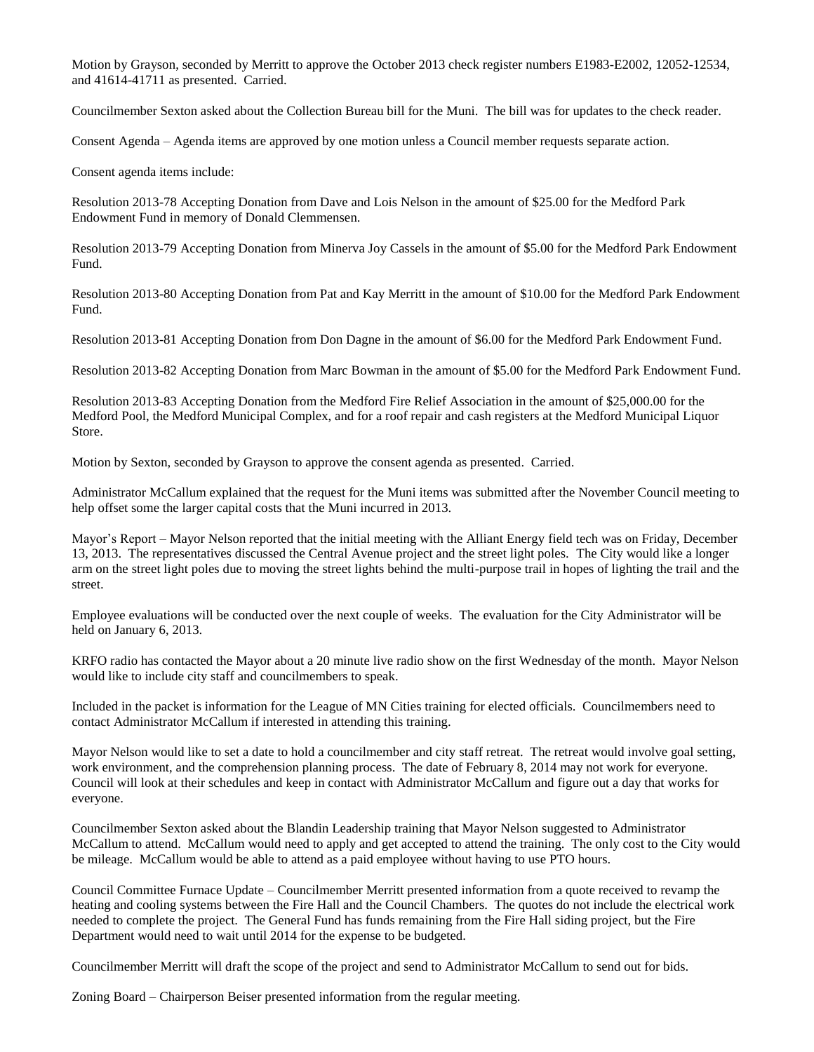Motion by Grayson, seconded by Merritt to approve the October 2013 check register numbers E1983-E2002, 12052-12534, and 41614-41711 as presented. Carried.

Councilmember Sexton asked about the Collection Bureau bill for the Muni. The bill was for updates to the check reader.

Consent Agenda – Agenda items are approved by one motion unless a Council member requests separate action.

Consent agenda items include:

Resolution 2013-78 Accepting Donation from Dave and Lois Nelson in the amount of $25.00 for the Medford Park Endowment Fund in memory of Donald Clemmensen.

Resolution 2013-79 Accepting Donation from Minerva Joy Cassels in the amount of $5.00 for the Medford Park Endowment Fund.

Resolution 2013-80 Accepting Donation from Pat and Kay Merritt in the amount of $10.00 for the Medford Park Endowment Fund.

Resolution 2013-81 Accepting Donation from Don Dagne in the amount of $6.00 for the Medford Park Endowment Fund.

Resolution 2013-82 Accepting Donation from Marc Bowman in the amount of $5.00 for the Medford Park Endowment Fund.

Resolution 2013-83 Accepting Donation from the Medford Fire Relief Association in the amount of $25,000.00 for the Medford Pool, the Medford Municipal Complex, and for a roof repair and cash registers at the Medford Municipal Liquor Store.

Motion by Sexton, seconded by Grayson to approve the consent agenda as presented. Carried.

Administrator McCallum explained that the request for the Muni items was submitted after the November Council meeting to help offset some the larger capital costs that the Muni incurred in 2013.

Mayor's Report – Mayor Nelson reported that the initial meeting with the Alliant Energy field tech was on Friday, December 13, 2013. The representatives discussed the Central Avenue project and the street light poles. The City would like a longer arm on the street light poles due to moving the street lights behind the multi-purpose trail in hopes of lighting the trail and the street.

Employee evaluations will be conducted over the next couple of weeks. The evaluation for the City Administrator will be held on January 6, 2013.

KRFO radio has contacted the Mayor about a 20 minute live radio show on the first Wednesday of the month. Mayor Nelson would like to include city staff and councilmembers to speak.

Included in the packet is information for the League of MN Cities training for elected officials. Councilmembers need to contact Administrator McCallum if interested in attending this training.

Mayor Nelson would like to set a date to hold a councilmember and city staff retreat. The retreat would involve goal setting, work environment, and the comprehension planning process. The date of February 8, 2014 may not work for everyone. Council will look at their schedules and keep in contact with Administrator McCallum and figure out a day that works for everyone.

Councilmember Sexton asked about the Blandin Leadership training that Mayor Nelson suggested to Administrator McCallum to attend. McCallum would need to apply and get accepted to attend the training. The only cost to the City would be mileage. McCallum would be able to attend as a paid employee without having to use PTO hours.

Council Committee Furnace Update – Councilmember Merritt presented information from a quote received to revamp the heating and cooling systems between the Fire Hall and the Council Chambers. The quotes do not include the electrical work needed to complete the project. The General Fund has funds remaining from the Fire Hall siding project, but the Fire Department would need to wait until 2014 for the expense to be budgeted.

Councilmember Merritt will draft the scope of the project and send to Administrator McCallum to send out for bids.

Zoning Board – Chairperson Beiser presented information from the regular meeting.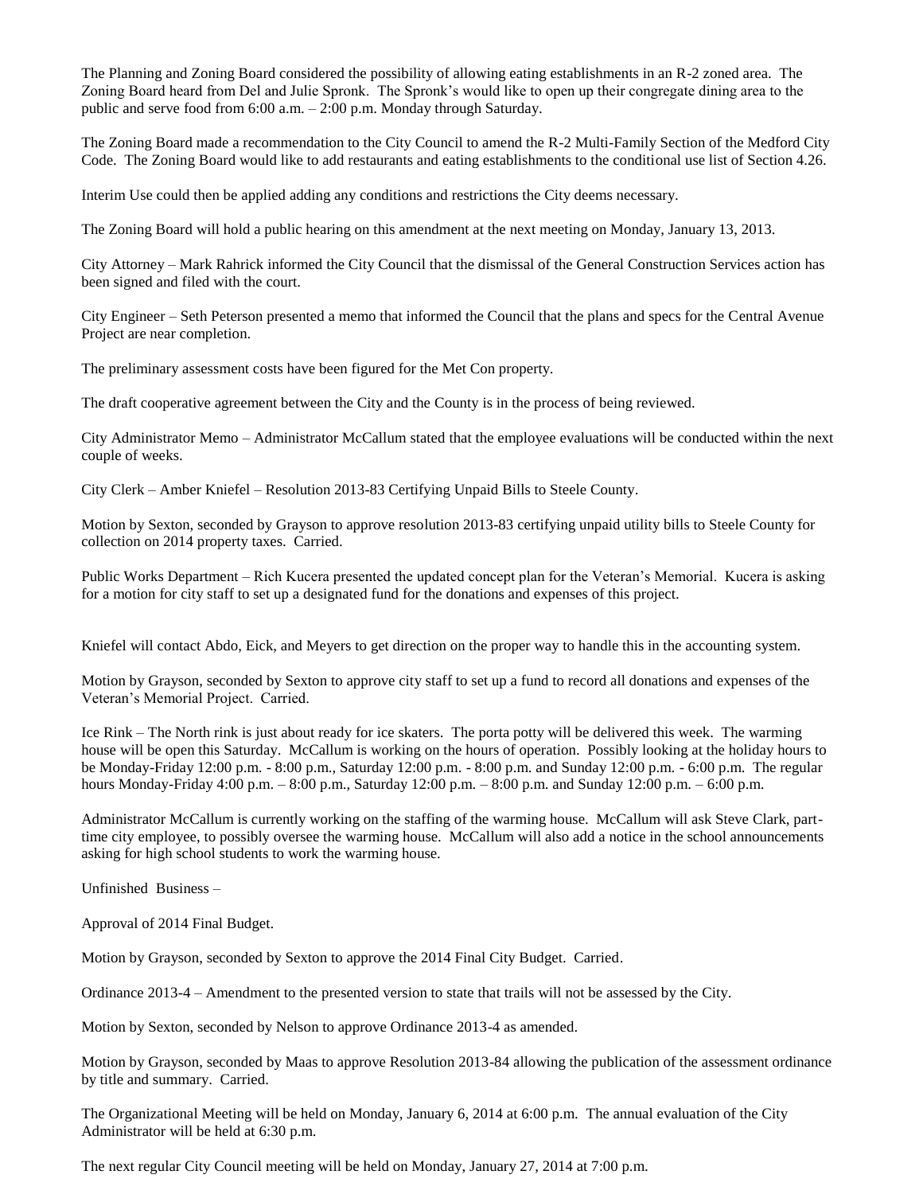The Planning and Zoning Board considered the possibility of allowing eating establishments in an R-2 zoned area. The Zoning Board heard from Del and Julie Spronk. The Spronk's would like to open up their congregate dining area to the public and serve food from 6:00 a.m. – 2:00 p.m. Monday through Saturday.

The Zoning Board made a recommendation to the City Council to amend the R-2 Multi-Family Section of the Medford City Code. The Zoning Board would like to add restaurants and eating establishments to the conditional use list of Section 4.26.

Interim Use could then be applied adding any conditions and restrictions the City deems necessary.

The Zoning Board will hold a public hearing on this amendment at the next meeting on Monday, January 13, 2013.

City Attorney – Mark Rahrick informed the City Council that the dismissal of the General Construction Services action has been signed and filed with the court.

City Engineer – Seth Peterson presented a memo that informed the Council that the plans and specs for the Central Avenue Project are near completion.

The preliminary assessment costs have been figured for the Met Con property.

The draft cooperative agreement between the City and the County is in the process of being reviewed.

City Administrator Memo – Administrator McCallum stated that the employee evaluations will be conducted within the next couple of weeks.

City Clerk – Amber Kniefel – Resolution 2013-83 Certifying Unpaid Bills to Steele County.

Motion by Sexton, seconded by Grayson to approve resolution 2013-83 certifying unpaid utility bills to Steele County for collection on 2014 property taxes. Carried.

Public Works Department – Rich Kucera presented the updated concept plan for the Veteran's Memorial. Kucera is asking for a motion for city staff to set up a designated fund for the donations and expenses of this project.

Kniefel will contact Abdo, Eick, and Meyers to get direction on the proper way to handle this in the accounting system.

Motion by Grayson, seconded by Sexton to approve city staff to set up a fund to record all donations and expenses of the Veteran's Memorial Project. Carried.

Ice Rink – The North rink is just about ready for ice skaters. The porta potty will be delivered this week. The warming house will be open this Saturday. McCallum is working on the hours of operation. Possibly looking at the holiday hours to be Monday-Friday 12:00 p.m. - 8:00 p.m., Saturday 12:00 p.m. - 8:00 p.m. and Sunday 12:00 p.m. - 6:00 p.m. The regular hours Monday-Friday 4:00 p.m. – 8:00 p.m., Saturday 12:00 p.m. – 8:00 p.m. and Sunday 12:00 p.m. – 6:00 p.m.

Administrator McCallum is currently working on the staffing of the warming house. McCallum will ask Steve Clark, part-time city employee, to possibly oversee the warming house. McCallum will also add a notice in the school announcements asking for high school students to work the warming house.

Unfinished Business –

Approval of 2014 Final Budget.

Motion by Grayson, seconded by Sexton to approve the 2014 Final City Budget. Carried.

Ordinance 2013-4 – Amendment to the presented version to state that trails will not be assessed by the City.

Motion by Sexton, seconded by Nelson to approve Ordinance 2013-4 as amended.

Motion by Grayson, seconded by Maas to approve Resolution 2013-84 allowing the publication of the assessment ordinance by title and summary. Carried.

The Organizational Meeting will be held on Monday, January 6, 2014 at 6:00 p.m. The annual evaluation of the City Administrator will be held at 6:30 p.m.

The next regular City Council meeting will be held on Monday, January 27, 2014 at 7:00 p.m.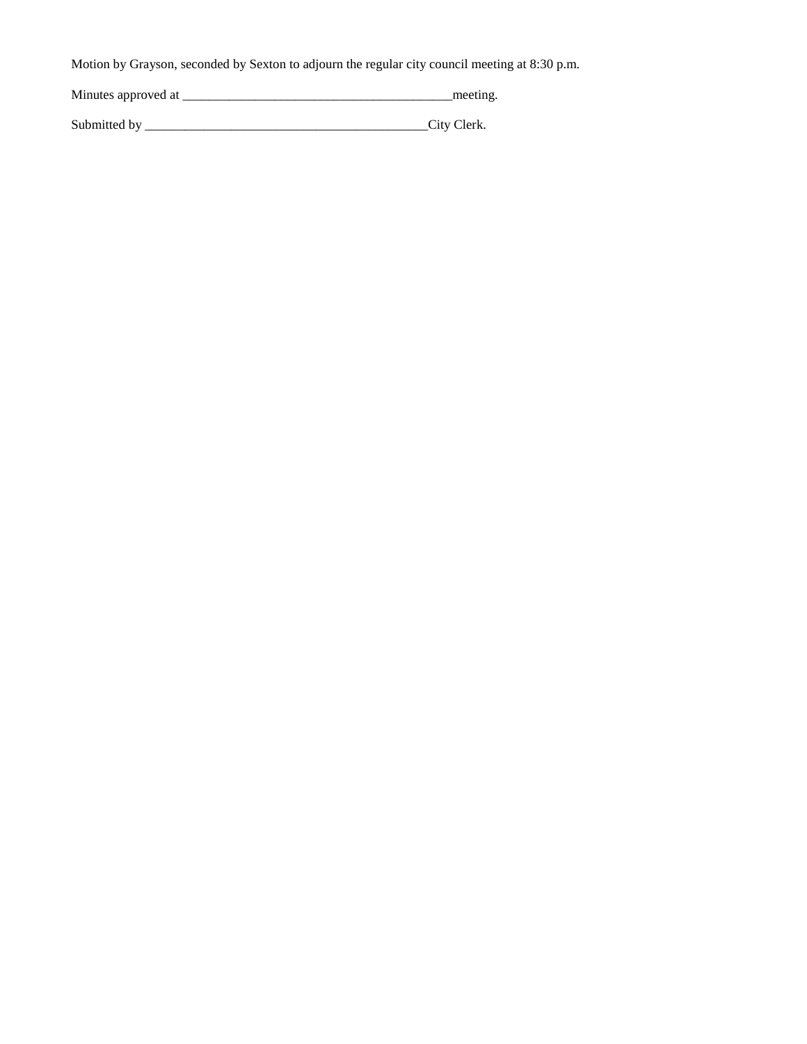Motion by Grayson, seconded by Sexton to adjourn the regular city council meeting at 8:30 p.m.

Minutes approved at ________________________________________meeting.

Submitted by ___________________________________________City Clerk.